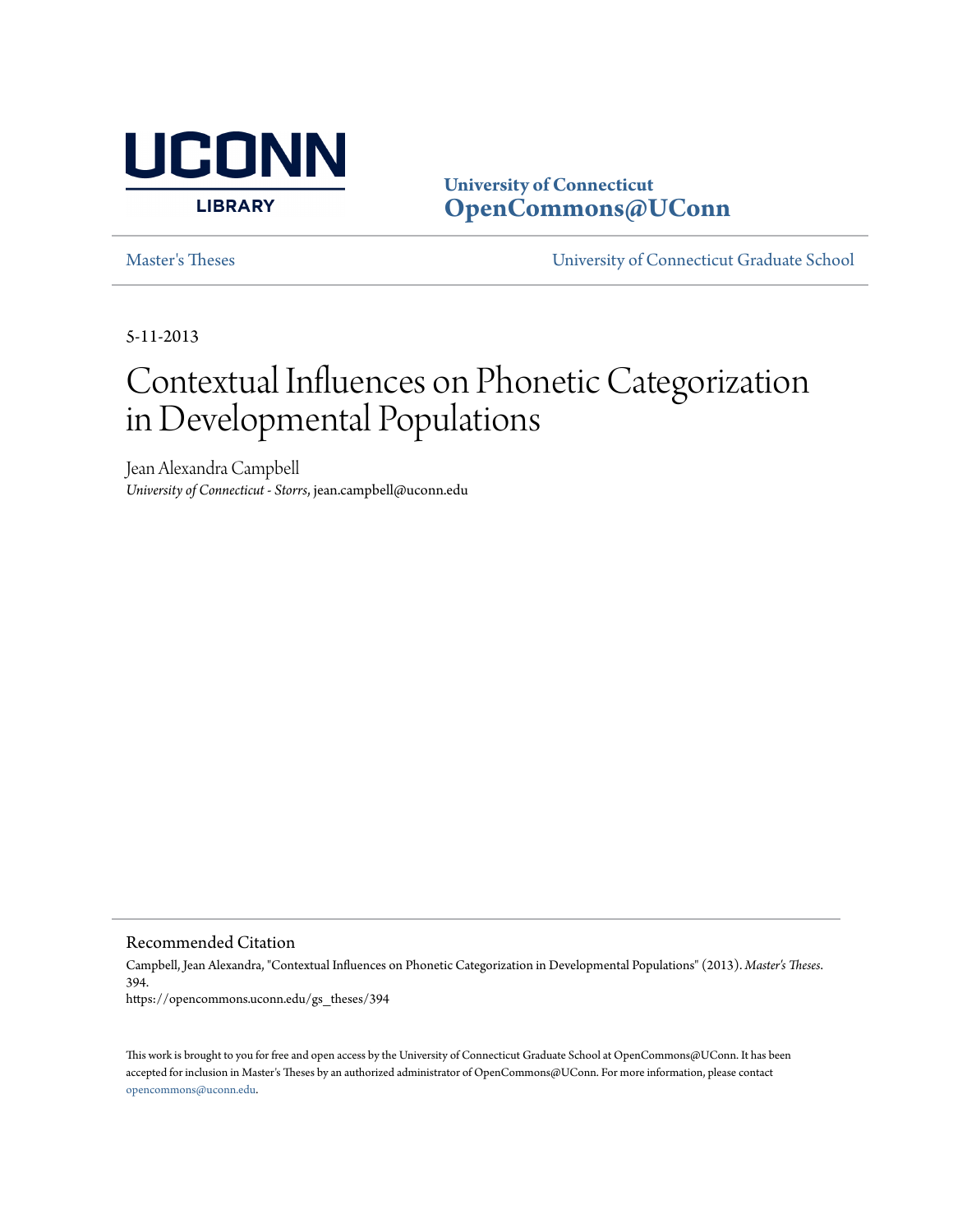University of Connecticut
**OpenCommons@UConn**

Master's Theses — University of Connecticut Graduate School

5-11-2013

# Contextual Influences on Phonetic Categorization in Developmental Populations

Jean Alexandra Campbell
*University of Connecticut - Storrs*, jean.campbell@uconn.edu

## Recommended Citation

Campbell, Jean Alexandra, "Contextual Influences on Phonetic Categorization in Developmental Populations" (2013). *Master's Theses*. 394.
https://opencommons.uconn.edu/gs_theses/394

This work is brought to you for free and open access by the University of Connecticut Graduate School at OpenCommons@UConn. It has been accepted for inclusion in Master's Theses by an authorized administrator of OpenCommons@UConn. For more information, please contact opencommons@uconn.edu.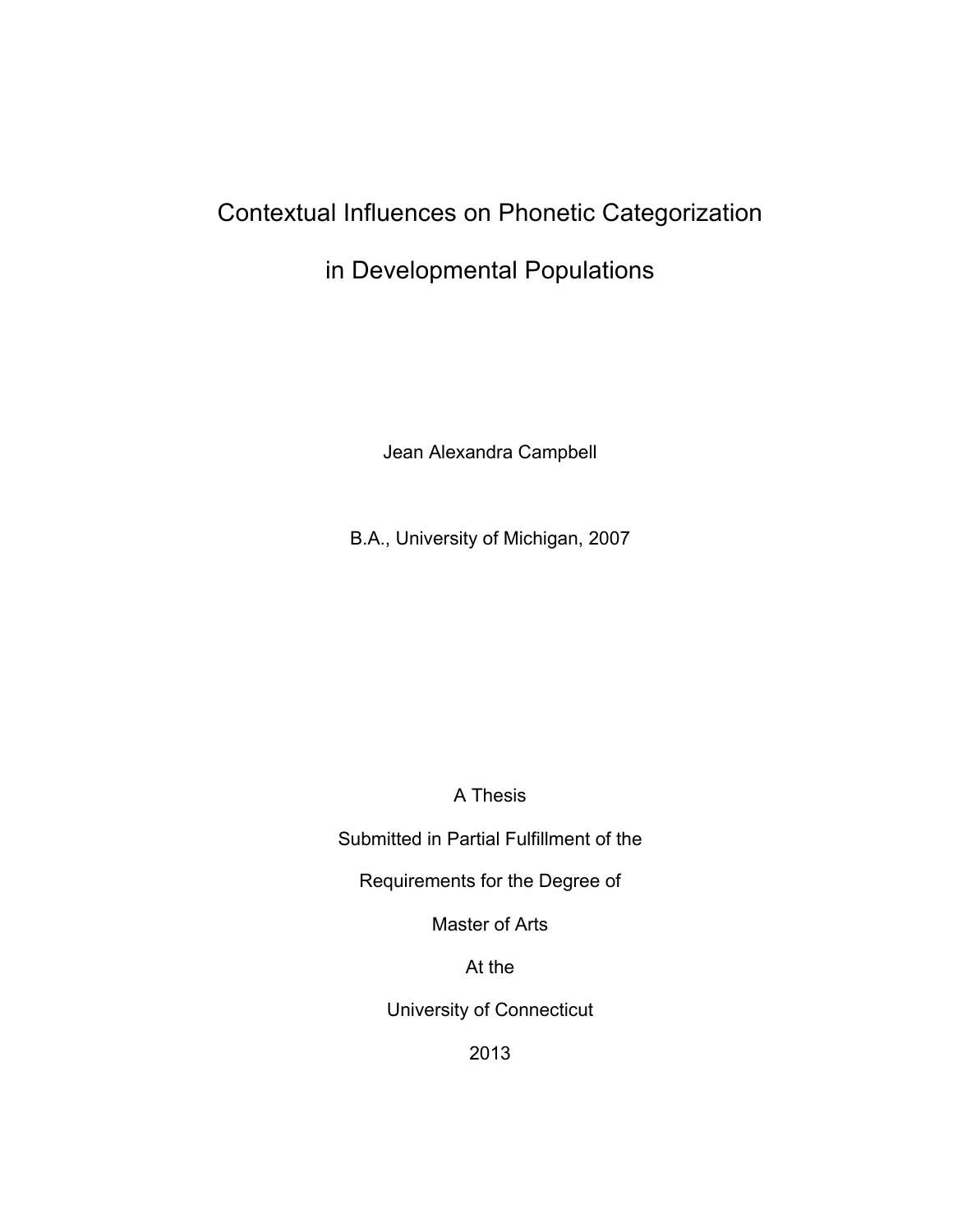# Contextual Influences on Phonetic Categorization in Developmental Populations

Jean Alexandra Campbell

B.A., University of Michigan, 2007

A Thesis

Submitted in Partial Fulfillment of the

Requirements for the Degree of

Master of Arts

At the

University of Connecticut

2013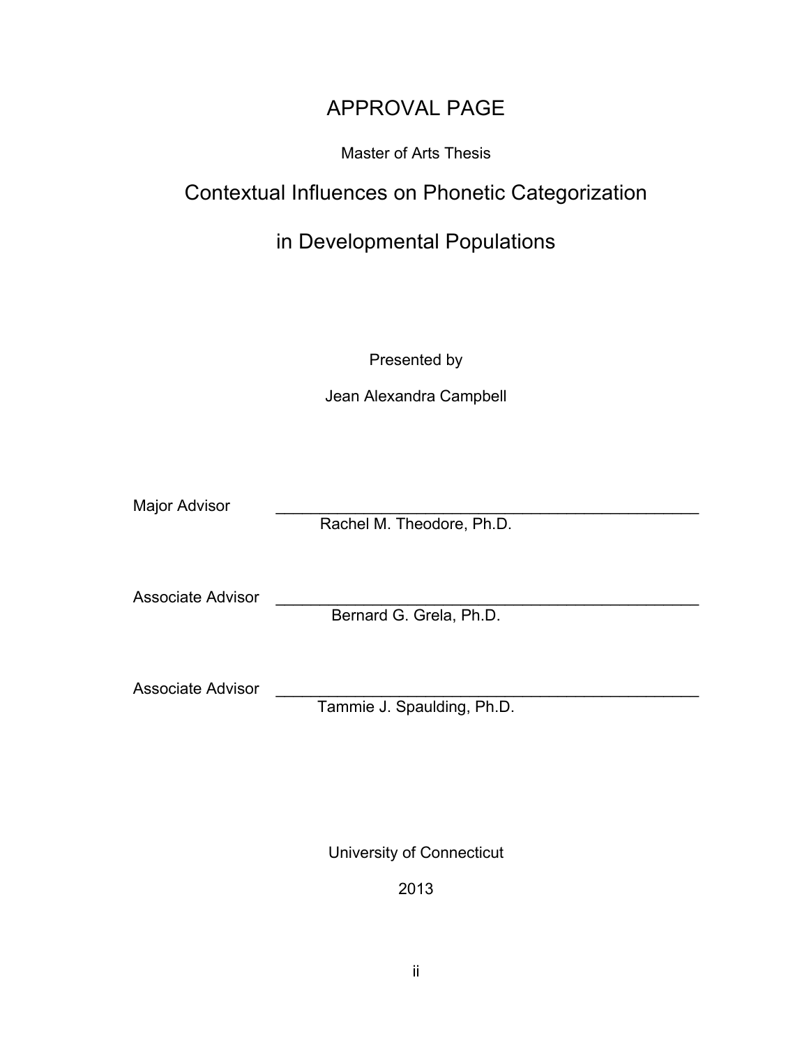# APPROVAL PAGE

Master of Arts Thesis

## Contextual Influences on Phonetic Categorization in Developmental Populations

Presented by

Jean Alexandra Campbell

Major Advisor \_\_\_\_\_\_\_\_\_\_\_\_\_\_\_\_\_\_\_\_\_\_\_\_\_\_\_\_\_\_\_\_\_\_\_\_\_\_\_\_\_\_\_\_\_\_\_\_\_\_
Rachel M. Theodore, Ph.D.

Associate Advisor \_\_\_\_\_\_\_\_\_\_\_\_\_\_\_\_\_\_\_\_\_\_\_\_\_\_\_\_\_\_\_\_\_\_\_\_\_\_\_\_\_\_\_\_\_\_\_\_\_\_
Bernard G. Grela, Ph.D.

Associate Advisor \_\_\_\_\_\_\_\_\_\_\_\_\_\_\_\_\_\_\_\_\_\_\_\_\_\_\_\_\_\_\_\_\_\_\_\_\_\_\_\_\_\_\_\_\_\_\_\_\_\_
Tammie J. Spaulding, Ph.D.

University of Connecticut

2013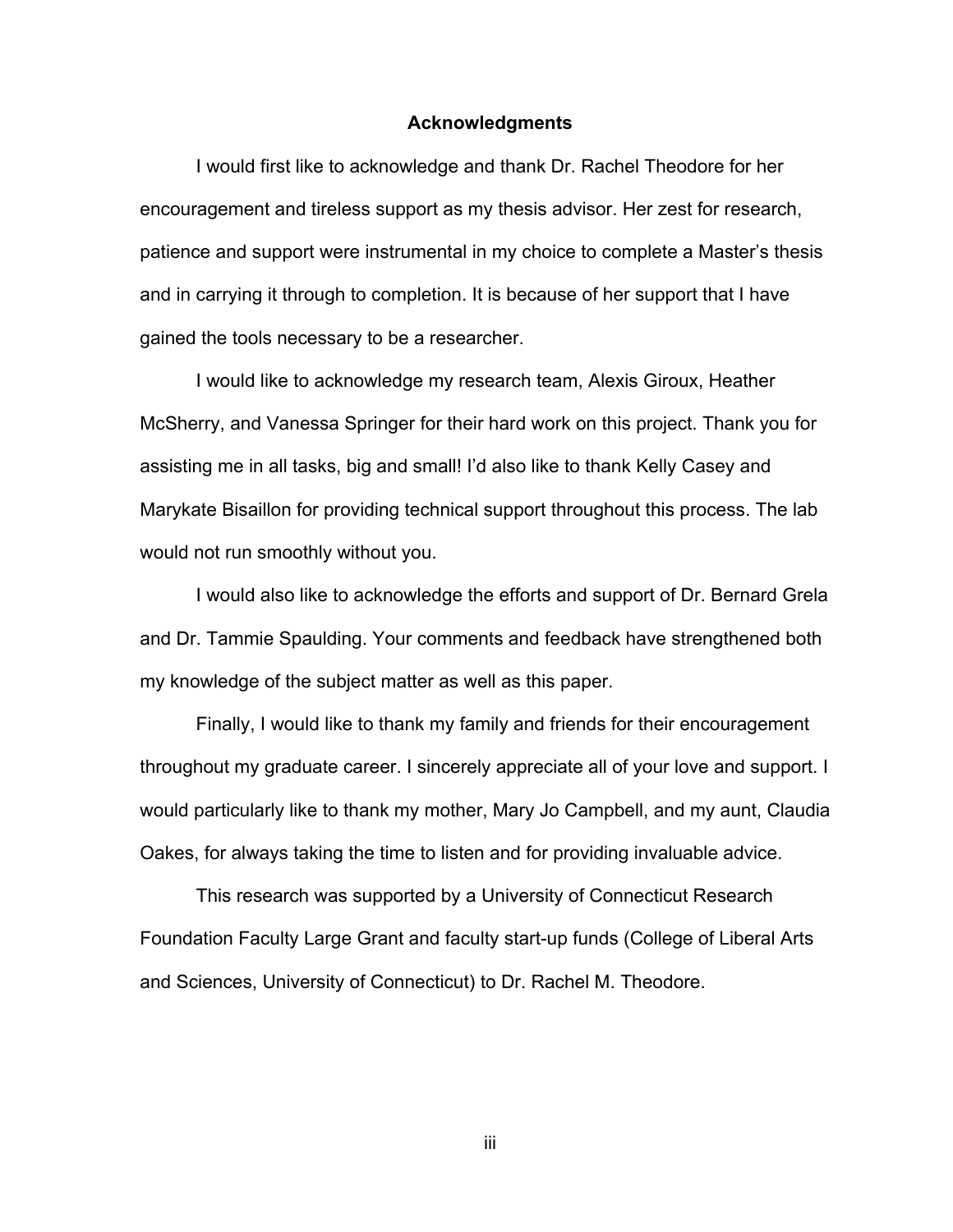## Acknowledgments

I would first like to acknowledge and thank Dr. Rachel Theodore for her encouragement and tireless support as my thesis advisor. Her zest for research, patience and support were instrumental in my choice to complete a Master's thesis and in carrying it through to completion. It is because of her support that I have gained the tools necessary to be a researcher.

I would like to acknowledge my research team, Alexis Giroux, Heather McSherry, and Vanessa Springer for their hard work on this project. Thank you for assisting me in all tasks, big and small! I'd also like to thank Kelly Casey and Marykate Bisaillon for providing technical support throughout this process. The lab would not run smoothly without you.

I would also like to acknowledge the efforts and support of Dr. Bernard Grela and Dr. Tammie Spaulding. Your comments and feedback have strengthened both my knowledge of the subject matter as well as this paper.

Finally, I would like to thank my family and friends for their encouragement throughout my graduate career. I sincerely appreciate all of your love and support. I would particularly like to thank my mother, Mary Jo Campbell, and my aunt, Claudia Oakes, for always taking the time to listen and for providing invaluable advice.

This research was supported by a University of Connecticut Research Foundation Faculty Large Grant and faculty start-up funds (College of Liberal Arts and Sciences, University of Connecticut) to Dr. Rachel M. Theodore.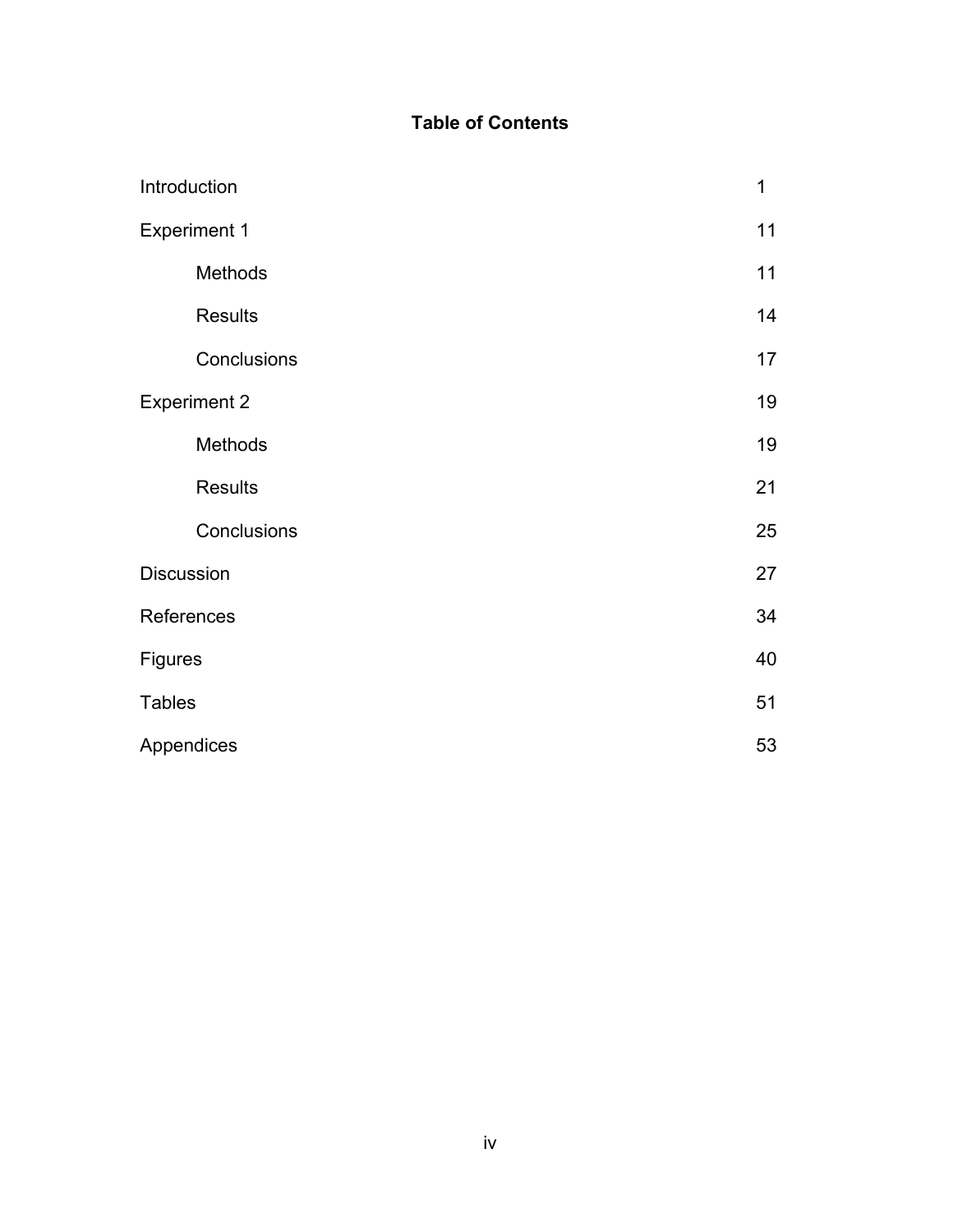# Table of Contents

| | |
|---|---|
| Introduction | 1 |
| Experiment 1 | 11 |
| &nbsp;&nbsp;&nbsp;&nbsp;Methods | 11 |
| &nbsp;&nbsp;&nbsp;&nbsp;Results | 14 |
| &nbsp;&nbsp;&nbsp;&nbsp;Conclusions | 17 |
| Experiment 2 | 19 |
| &nbsp;&nbsp;&nbsp;&nbsp;Methods | 19 |
| &nbsp;&nbsp;&nbsp;&nbsp;Results | 21 |
| &nbsp;&nbsp;&nbsp;&nbsp;Conclusions | 25 |
| Discussion | 27 |
| References | 34 |
| Figures | 40 |
| Tables | 51 |
| Appendices | 53 |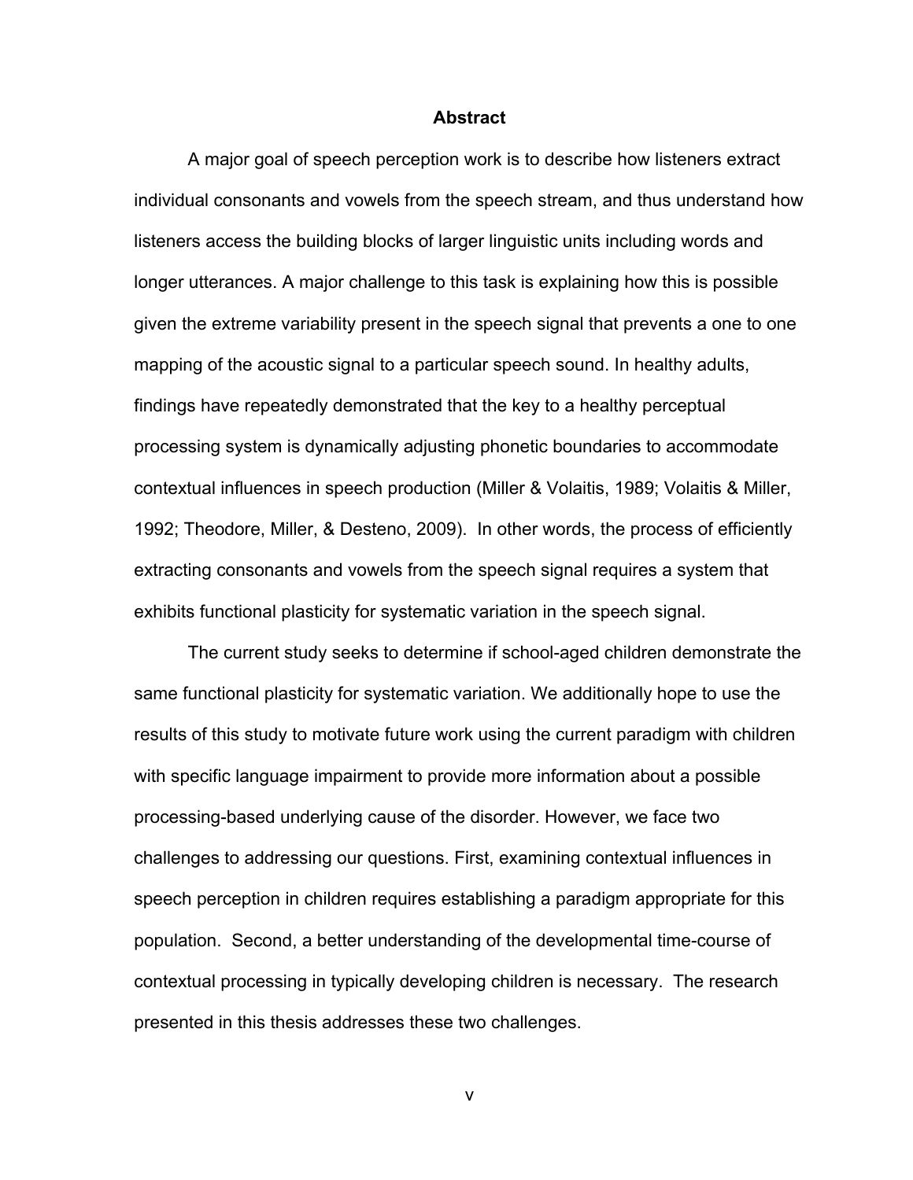# Abstract

A major goal of speech perception work is to describe how listeners extract individual consonants and vowels from the speech stream, and thus understand how listeners access the building blocks of larger linguistic units including words and longer utterances. A major challenge to this task is explaining how this is possible given the extreme variability present in the speech signal that prevents a one to one mapping of the acoustic signal to a particular speech sound. In healthy adults, findings have repeatedly demonstrated that the key to a healthy perceptual processing system is dynamically adjusting phonetic boundaries to accommodate contextual influences in speech production (Miller & Volaitis, 1989; Volaitis & Miller, 1992; Theodore, Miller, & Desteno, 2009). In other words, the process of efficiently extracting consonants and vowels from the speech signal requires a system that exhibits functional plasticity for systematic variation in the speech signal.

The current study seeks to determine if school-aged children demonstrate the same functional plasticity for systematic variation. We additionally hope to use the results of this study to motivate future work using the current paradigm with children with specific language impairment to provide more information about a possible processing-based underlying cause of the disorder. However, we face two challenges to addressing our questions. First, examining contextual influences in speech perception in children requires establishing a paradigm appropriate for this population. Second, a better understanding of the developmental time-course of contextual processing in typically developing children is necessary. The research presented in this thesis addresses these two challenges.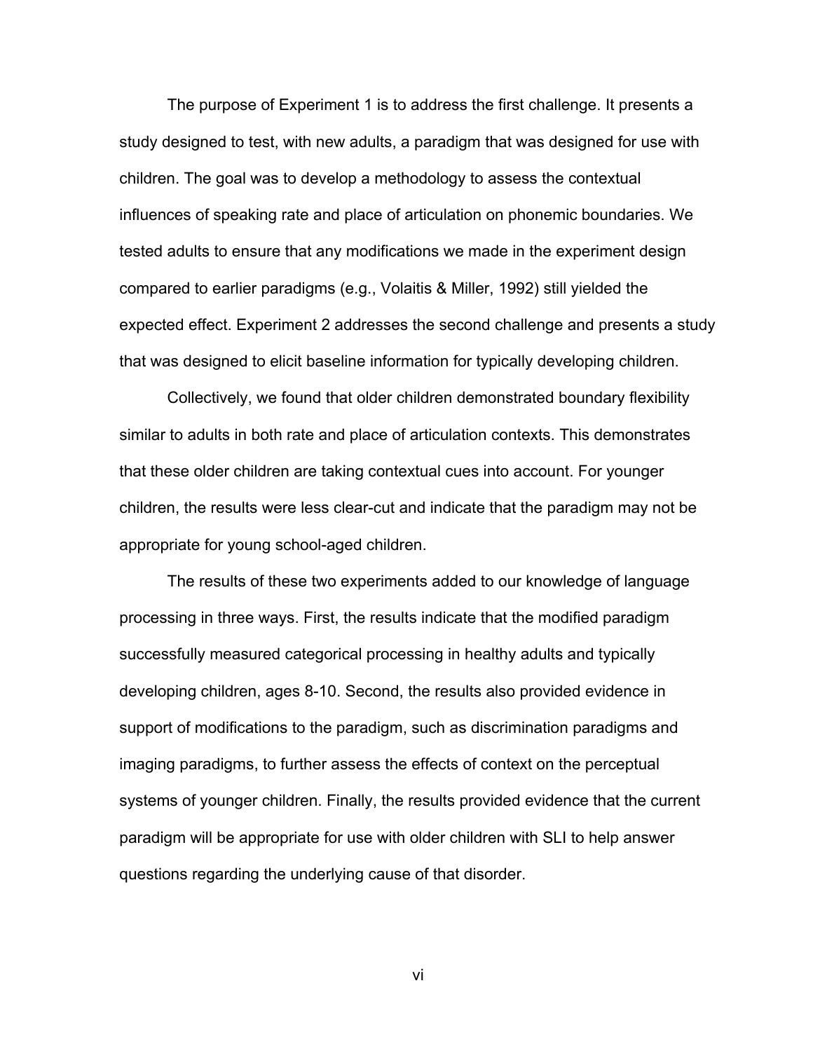The purpose of Experiment 1 is to address the first challenge. It presents a study designed to test, with new adults, a paradigm that was designed for use with children. The goal was to develop a methodology to assess the contextual influences of speaking rate and place of articulation on phonemic boundaries. We tested adults to ensure that any modifications we made in the experiment design compared to earlier paradigms (e.g., Volaitis & Miller, 1992) still yielded the expected effect. Experiment 2 addresses the second challenge and presents a study that was designed to elicit baseline information for typically developing children.

Collectively, we found that older children demonstrated boundary flexibility similar to adults in both rate and place of articulation contexts. This demonstrates that these older children are taking contextual cues into account. For younger children, the results were less clear-cut and indicate that the paradigm may not be appropriate for young school-aged children.

The results of these two experiments added to our knowledge of language processing in three ways. First, the results indicate that the modified paradigm successfully measured categorical processing in healthy adults and typically developing children, ages 8-10. Second, the results also provided evidence in support of modifications to the paradigm, such as discrimination paradigms and imaging paradigms, to further assess the effects of context on the perceptual systems of younger children. Finally, the results provided evidence that the current paradigm will be appropriate for use with older children with SLI to help answer questions regarding the underlying cause of that disorder.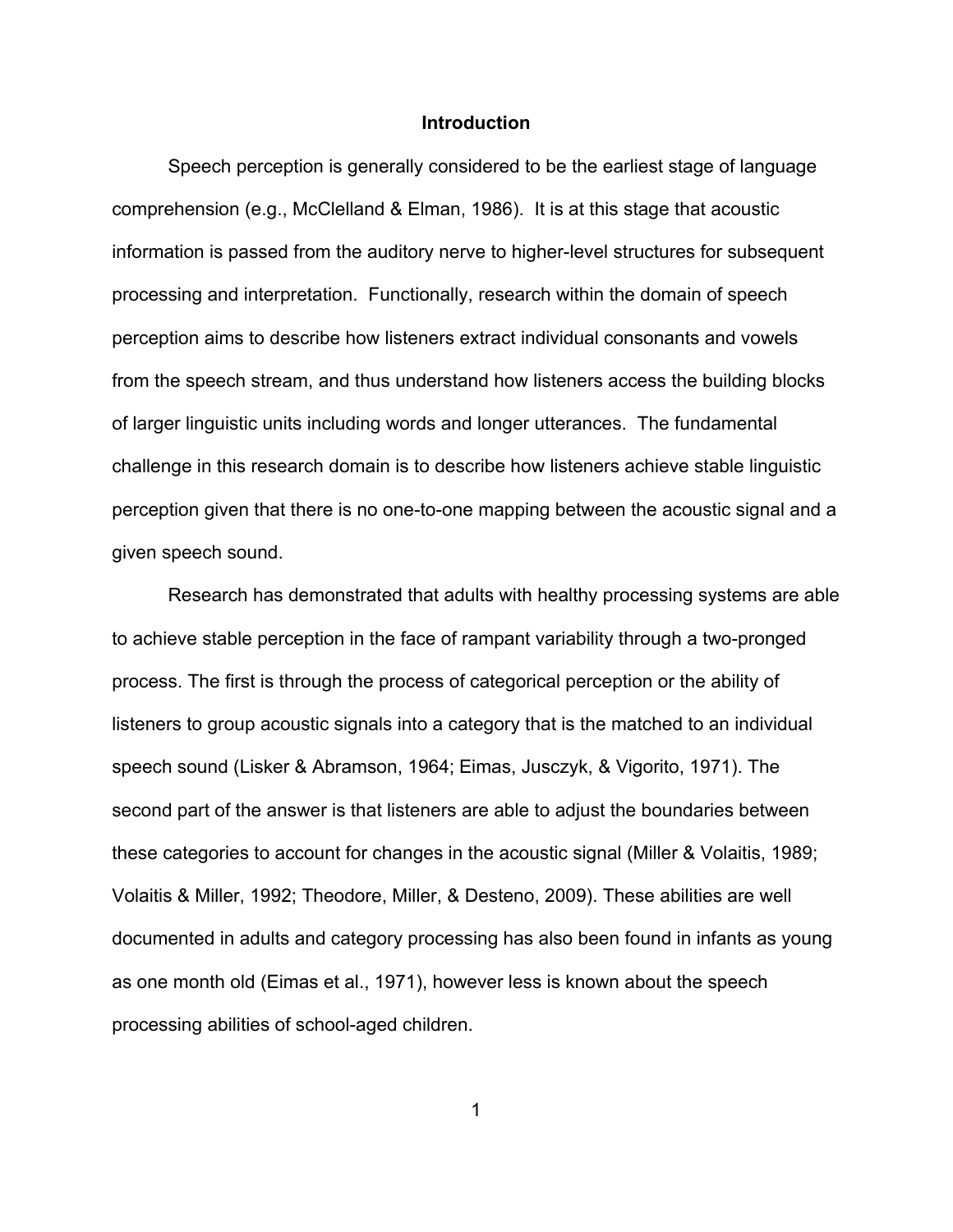# Introduction

Speech perception is generally considered to be the earliest stage of language comprehension (e.g., McClelland & Elman, 1986). It is at this stage that acoustic information is passed from the auditory nerve to higher-level structures for subsequent processing and interpretation. Functionally, research within the domain of speech perception aims to describe how listeners extract individual consonants and vowels from the speech stream, and thus understand how listeners access the building blocks of larger linguistic units including words and longer utterances. The fundamental challenge in this research domain is to describe how listeners achieve stable linguistic perception given that there is no one-to-one mapping between the acoustic signal and a given speech sound.

Research has demonstrated that adults with healthy processing systems are able to achieve stable perception in the face of rampant variability through a two-pronged process. The first is through the process of categorical perception or the ability of listeners to group acoustic signals into a category that is the matched to an individual speech sound (Lisker & Abramson, 1964; Eimas, Jusczyk, & Vigorito, 1971). The second part of the answer is that listeners are able to adjust the boundaries between these categories to account for changes in the acoustic signal (Miller & Volaitis, 1989; Volaitis & Miller, 1992; Theodore, Miller, & Desteno, 2009). These abilities are well documented in adults and category processing has also been found in infants as young as one month old (Eimas et al., 1971), however less is known about the speech processing abilities of school-aged children.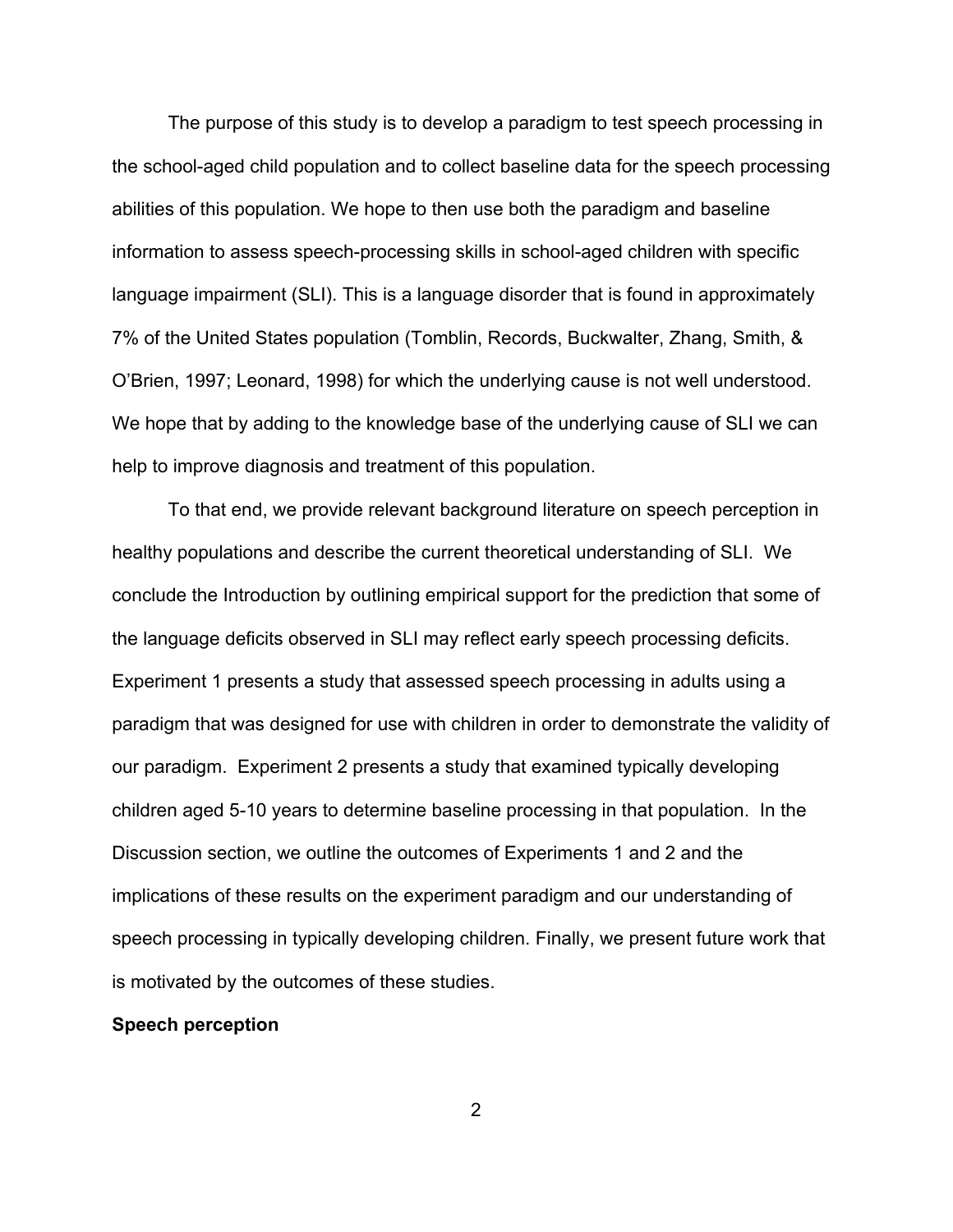The purpose of this study is to develop a paradigm to test speech processing in the school-aged child population and to collect baseline data for the speech processing abilities of this population. We hope to then use both the paradigm and baseline information to assess speech-processing skills in school-aged children with specific language impairment (SLI). This is a language disorder that is found in approximately 7% of the United States population (Tomblin, Records, Buckwalter, Zhang, Smith, & O'Brien, 1997; Leonard, 1998) for which the underlying cause is not well understood. We hope that by adding to the knowledge base of the underlying cause of SLI we can help to improve diagnosis and treatment of this population.

To that end, we provide relevant background literature on speech perception in healthy populations and describe the current theoretical understanding of SLI. We conclude the Introduction by outlining empirical support for the prediction that some of the language deficits observed in SLI may reflect early speech processing deficits. Experiment 1 presents a study that assessed speech processing in adults using a paradigm that was designed for use with children in order to demonstrate the validity of our paradigm. Experiment 2 presents a study that examined typically developing children aged 5-10 years to determine baseline processing in that population. In the Discussion section, we outline the outcomes of Experiments 1 and 2 and the implications of these results on the experiment paradigm and our understanding of speech processing in typically developing children. Finally, we present future work that is motivated by the outcomes of these studies.

**Speech perception**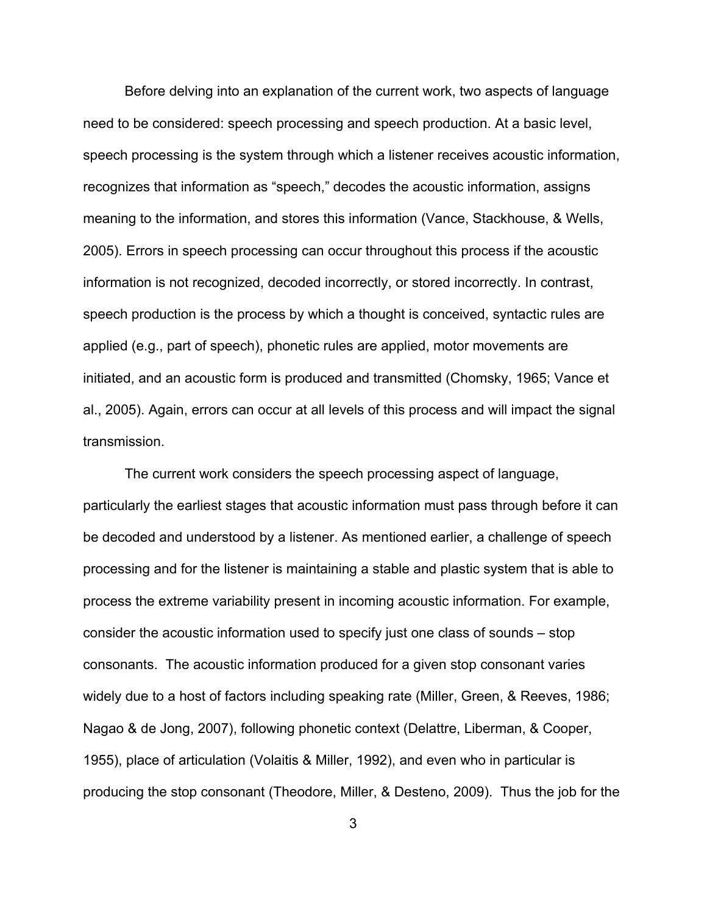Before delving into an explanation of the current work, two aspects of language need to be considered: speech processing and speech production. At a basic level, speech processing is the system through which a listener receives acoustic information, recognizes that information as "speech," decodes the acoustic information, assigns meaning to the information, and stores this information (Vance, Stackhouse, & Wells, 2005). Errors in speech processing can occur throughout this process if the acoustic information is not recognized, decoded incorrectly, or stored incorrectly. In contrast, speech production is the process by which a thought is conceived, syntactic rules are applied (e.g., part of speech), phonetic rules are applied, motor movements are initiated, and an acoustic form is produced and transmitted (Chomsky, 1965; Vance et al., 2005). Again, errors can occur at all levels of this process and will impact the signal transmission.

The current work considers the speech processing aspect of language, particularly the earliest stages that acoustic information must pass through before it can be decoded and understood by a listener. As mentioned earlier, a challenge of speech processing and for the listener is maintaining a stable and plastic system that is able to process the extreme variability present in incoming acoustic information. For example, consider the acoustic information used to specify just one class of sounds – stop consonants. The acoustic information produced for a given stop consonant varies widely due to a host of factors including speaking rate (Miller, Green, & Reeves, 1986; Nagao & de Jong, 2007), following phonetic context (Delattre, Liberman, & Cooper, 1955), place of articulation (Volaitis & Miller, 1992), and even who in particular is producing the stop consonant (Theodore, Miller, & Desteno, 2009). Thus the job for the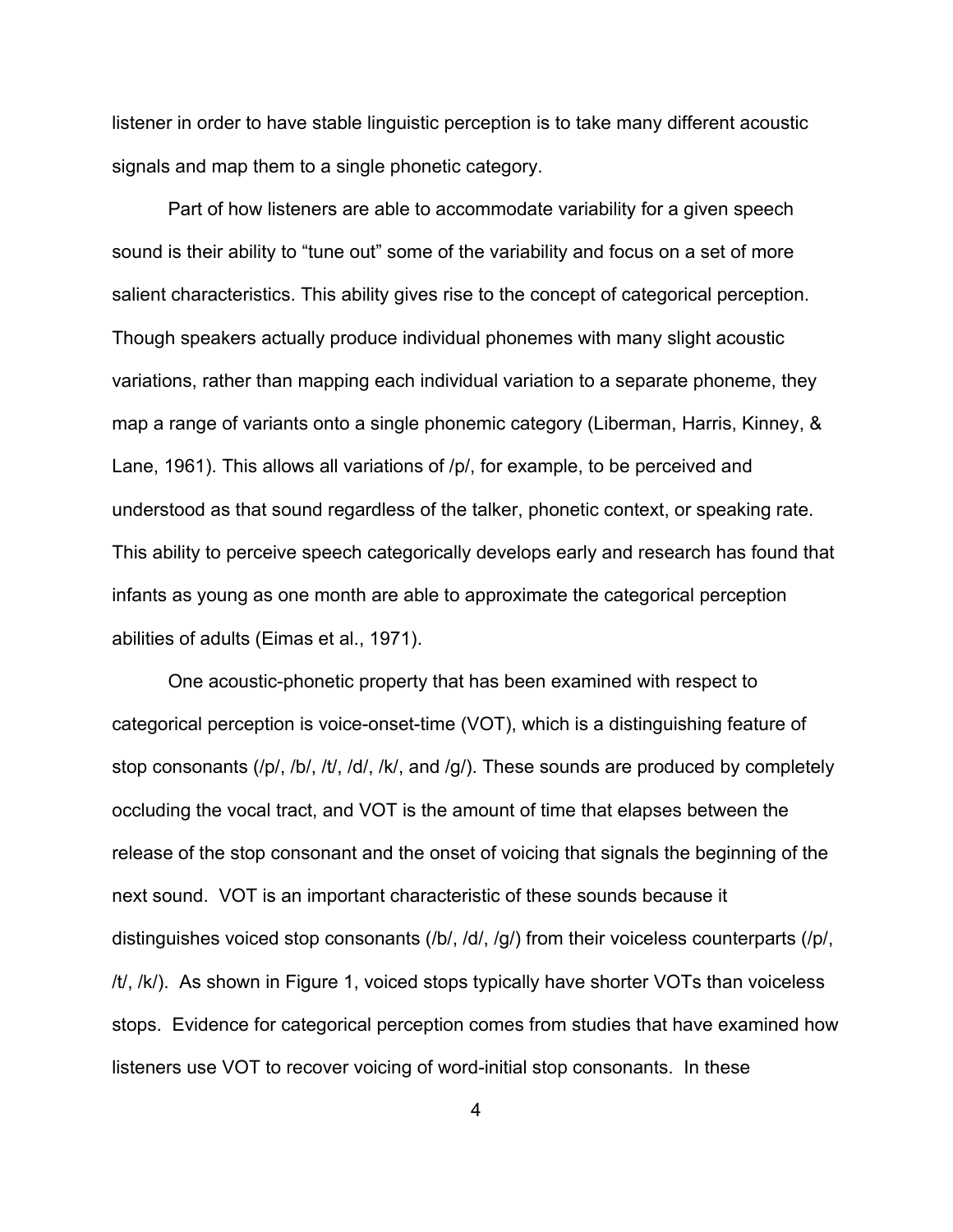listener in order to have stable linguistic perception is to take many different acoustic signals and map them to a single phonetic category.

Part of how listeners are able to accommodate variability for a given speech sound is their ability to "tune out" some of the variability and focus on a set of more salient characteristics. This ability gives rise to the concept of categorical perception. Though speakers actually produce individual phonemes with many slight acoustic variations, rather than mapping each individual variation to a separate phoneme, they map a range of variants onto a single phonemic category (Liberman, Harris, Kinney, & Lane, 1961). This allows all variations of /p/, for example, to be perceived and understood as that sound regardless of the talker, phonetic context, or speaking rate. This ability to perceive speech categorically develops early and research has found that infants as young as one month are able to approximate the categorical perception abilities of adults (Eimas et al., 1971).

One acoustic-phonetic property that has been examined with respect to categorical perception is voice-onset-time (VOT), which is a distinguishing feature of stop consonants (/p/, /b/, /t/, /d/, /k/, and /g/). These sounds are produced by completely occluding the vocal tract, and VOT is the amount of time that elapses between the release of the stop consonant and the onset of voicing that signals the beginning of the next sound. VOT is an important characteristic of these sounds because it distinguishes voiced stop consonants (/b/, /d/, /g/) from their voiceless counterparts (/p/, /t/, /k/). As shown in Figure 1, voiced stops typically have shorter VOTs than voiceless stops. Evidence for categorical perception comes from studies that have examined how listeners use VOT to recover voicing of word-initial stop consonants. In these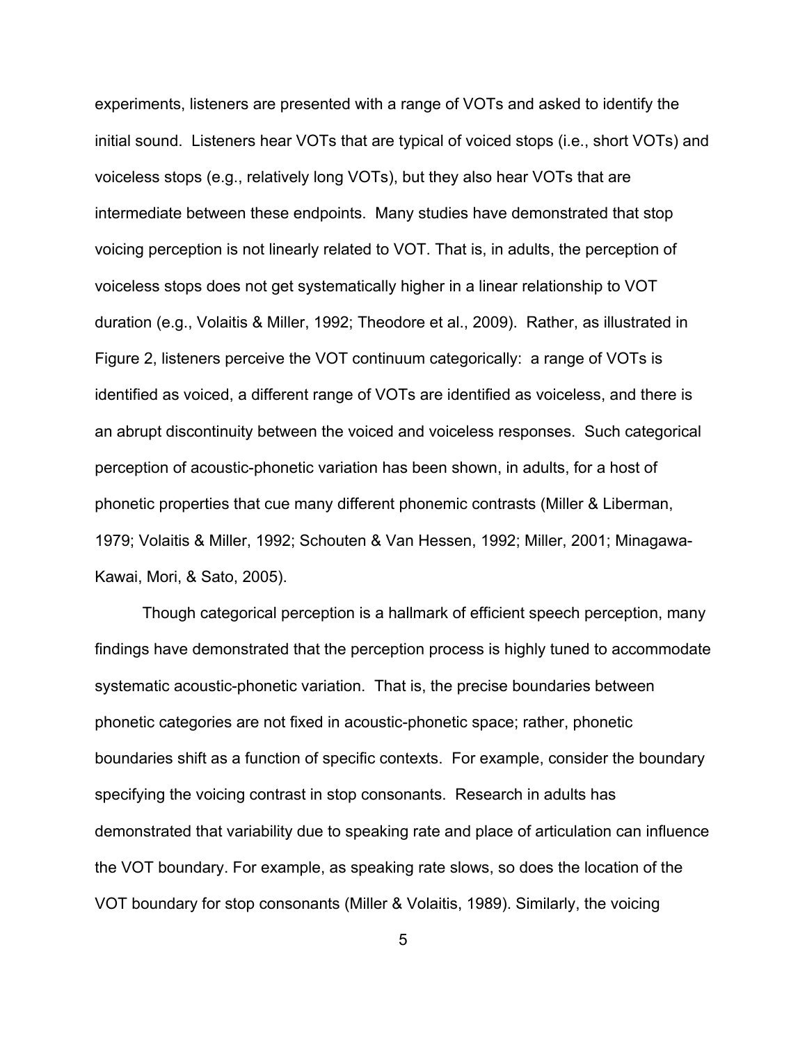experiments, listeners are presented with a range of VOTs and asked to identify the initial sound. Listeners hear VOTs that are typical of voiced stops (i.e., short VOTs) and voiceless stops (e.g., relatively long VOTs), but they also hear VOTs that are intermediate between these endpoints. Many studies have demonstrated that stop voicing perception is not linearly related to VOT. That is, in adults, the perception of voiceless stops does not get systematically higher in a linear relationship to VOT duration (e.g., Volaitis & Miller, 1992; Theodore et al., 2009). Rather, as illustrated in Figure 2, listeners perceive the VOT continuum categorically: a range of VOTs is identified as voiced, a different range of VOTs are identified as voiceless, and there is an abrupt discontinuity between the voiced and voiceless responses. Such categorical perception of acoustic-phonetic variation has been shown, in adults, for a host of phonetic properties that cue many different phonemic contrasts (Miller & Liberman, 1979; Volaitis & Miller, 1992; Schouten & Van Hessen, 1992; Miller, 2001; Minagawa-Kawai, Mori, & Sato, 2005).

Though categorical perception is a hallmark of efficient speech perception, many findings have demonstrated that the perception process is highly tuned to accommodate systematic acoustic-phonetic variation. That is, the precise boundaries between phonetic categories are not fixed in acoustic-phonetic space; rather, phonetic boundaries shift as a function of specific contexts. For example, consider the boundary specifying the voicing contrast in stop consonants. Research in adults has demonstrated that variability due to speaking rate and place of articulation can influence the VOT boundary. For example, as speaking rate slows, so does the location of the VOT boundary for stop consonants (Miller & Volaitis, 1989). Similarly, the voicing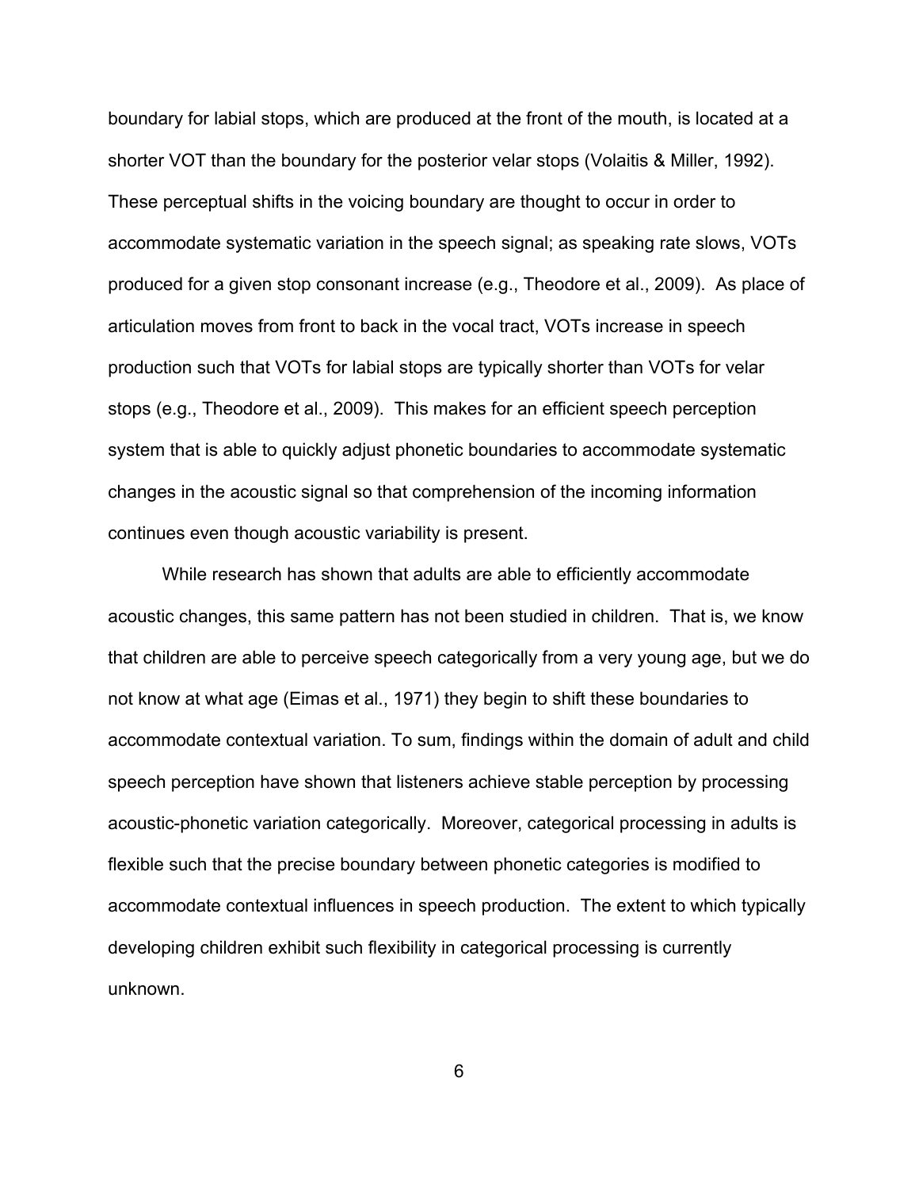boundary for labial stops, which are produced at the front of the mouth, is located at a shorter VOT than the boundary for the posterior velar stops (Volaitis & Miller, 1992). These perceptual shifts in the voicing boundary are thought to occur in order to accommodate systematic variation in the speech signal; as speaking rate slows, VOTs produced for a given stop consonant increase (e.g., Theodore et al., 2009). As place of articulation moves from front to back in the vocal tract, VOTs increase in speech production such that VOTs for labial stops are typically shorter than VOTs for velar stops (e.g., Theodore et al., 2009). This makes for an efficient speech perception system that is able to quickly adjust phonetic boundaries to accommodate systematic changes in the acoustic signal so that comprehension of the incoming information continues even though acoustic variability is present.

While research has shown that adults are able to efficiently accommodate acoustic changes, this same pattern has not been studied in children. That is, we know that children are able to perceive speech categorically from a very young age, but we do not know at what age (Eimas et al., 1971) they begin to shift these boundaries to accommodate contextual variation. To sum, findings within the domain of adult and child speech perception have shown that listeners achieve stable perception by processing acoustic-phonetic variation categorically. Moreover, categorical processing in adults is flexible such that the precise boundary between phonetic categories is modified to accommodate contextual influences in speech production. The extent to which typically developing children exhibit such flexibility in categorical processing is currently unknown.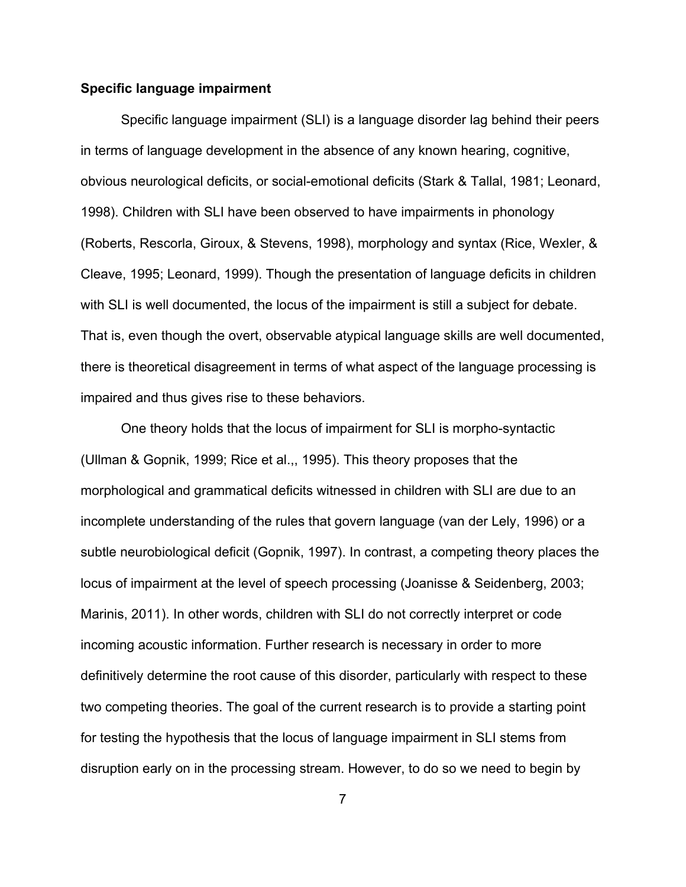**Specific language impairment**

Specific language impairment (SLI) is a language disorder lag behind their peers in terms of language development in the absence of any known hearing, cognitive, obvious neurological deficits, or social-emotional deficits (Stark & Tallal, 1981; Leonard, 1998). Children with SLI have been observed to have impairments in phonology (Roberts, Rescorla, Giroux, & Stevens, 1998), morphology and syntax (Rice, Wexler, & Cleave, 1995; Leonard, 1999). Though the presentation of language deficits in children with SLI is well documented, the locus of the impairment is still a subject for debate. That is, even though the overt, observable atypical language skills are well documented, there is theoretical disagreement in terms of what aspect of the language processing is impaired and thus gives rise to these behaviors.

One theory holds that the locus of impairment for SLI is morpho-syntactic (Ullman & Gopnik, 1999; Rice et al.,, 1995). This theory proposes that the morphological and grammatical deficits witnessed in children with SLI are due to an incomplete understanding of the rules that govern language (van der Lely, 1996) or a subtle neurobiological deficit (Gopnik, 1997). In contrast, a competing theory places the locus of impairment at the level of speech processing (Joanisse & Seidenberg, 2003; Marinis, 2011). In other words, children with SLI do not correctly interpret or code incoming acoustic information. Further research is necessary in order to more definitively determine the root cause of this disorder, particularly with respect to these two competing theories. The goal of the current research is to provide a starting point for testing the hypothesis that the locus of language impairment in SLI stems from disruption early on in the processing stream. However, to do so we need to begin by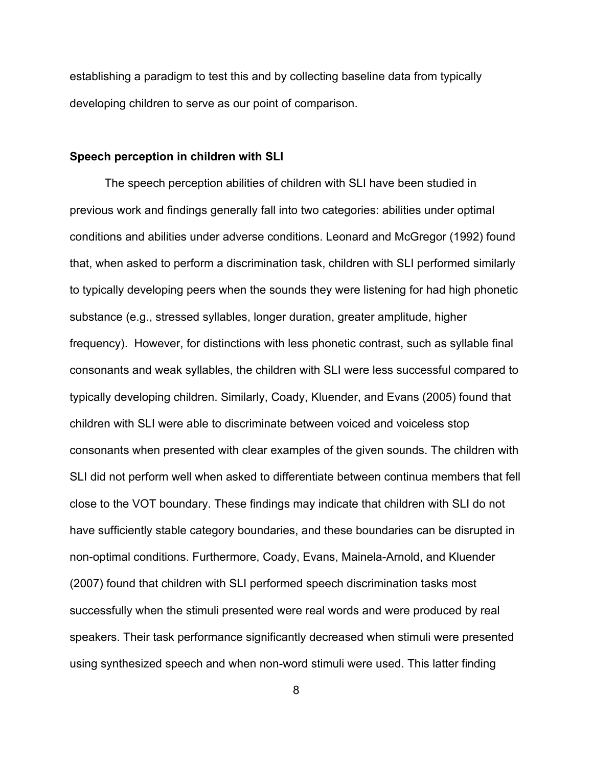establishing a paradigm to test this and by collecting baseline data from typically developing children to serve as our point of comparison.

## Speech perception in children with SLI

The speech perception abilities of children with SLI have been studied in previous work and findings generally fall into two categories: abilities under optimal conditions and abilities under adverse conditions. Leonard and McGregor (1992) found that, when asked to perform a discrimination task, children with SLI performed similarly to typically developing peers when the sounds they were listening for had high phonetic substance (e.g., stressed syllables, longer duration, greater amplitude, higher frequency). However, for distinctions with less phonetic contrast, such as syllable final consonants and weak syllables, the children with SLI were less successful compared to typically developing children. Similarly, Coady, Kluender, and Evans (2005) found that children with SLI were able to discriminate between voiced and voiceless stop consonants when presented with clear examples of the given sounds. The children with SLI did not perform well when asked to differentiate between continua members that fell close to the VOT boundary. These findings may indicate that children with SLI do not have sufficiently stable category boundaries, and these boundaries can be disrupted in non-optimal conditions. Furthermore, Coady, Evans, Mainela-Arnold, and Kluender (2007) found that children with SLI performed speech discrimination tasks most successfully when the stimuli presented were real words and were produced by real speakers. Their task performance significantly decreased when stimuli were presented using synthesized speech and when non-word stimuli were used. This latter finding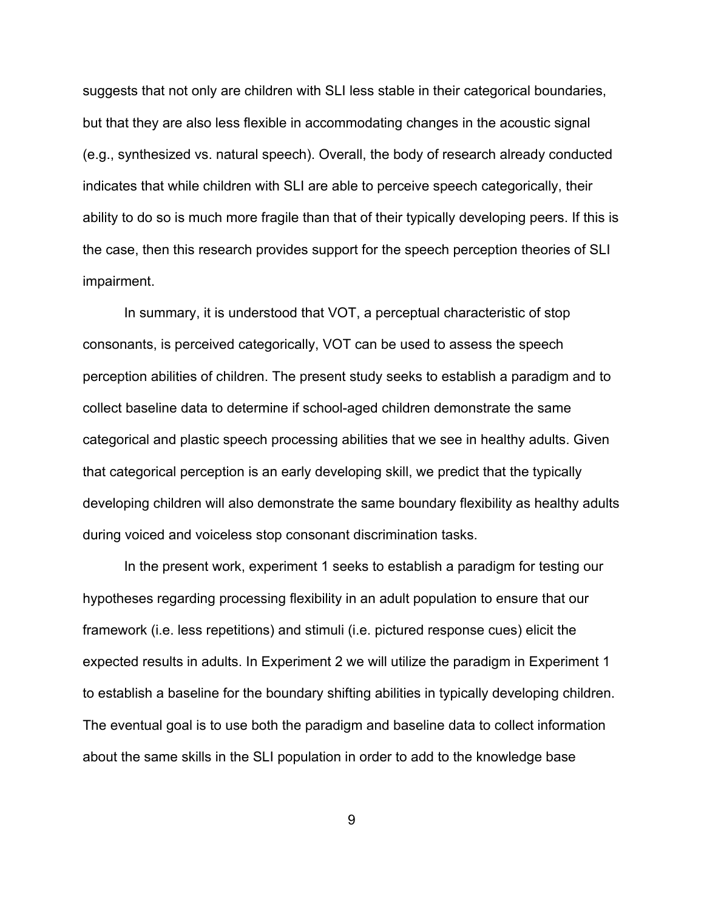suggests that not only are children with SLI less stable in their categorical boundaries, but that they are also less flexible in accommodating changes in the acoustic signal (e.g., synthesized vs. natural speech). Overall, the body of research already conducted indicates that while children with SLI are able to perceive speech categorically, their ability to do so is much more fragile than that of their typically developing peers. If this is the case, then this research provides support for the speech perception theories of SLI impairment.

In summary, it is understood that VOT, a perceptual characteristic of stop consonants, is perceived categorically, VOT can be used to assess the speech perception abilities of children. The present study seeks to establish a paradigm and to collect baseline data to determine if school-aged children demonstrate the same categorical and plastic speech processing abilities that we see in healthy adults. Given that categorical perception is an early developing skill, we predict that the typically developing children will also demonstrate the same boundary flexibility as healthy adults during voiced and voiceless stop consonant discrimination tasks.

In the present work, experiment 1 seeks to establish a paradigm for testing our hypotheses regarding processing flexibility in an adult population to ensure that our framework (i.e. less repetitions) and stimuli (i.e. pictured response cues) elicit the expected results in adults. In Experiment 2 we will utilize the paradigm in Experiment 1 to establish a baseline for the boundary shifting abilities in typically developing children. The eventual goal is to use both the paradigm and baseline data to collect information about the same skills in the SLI population in order to add to the knowledge base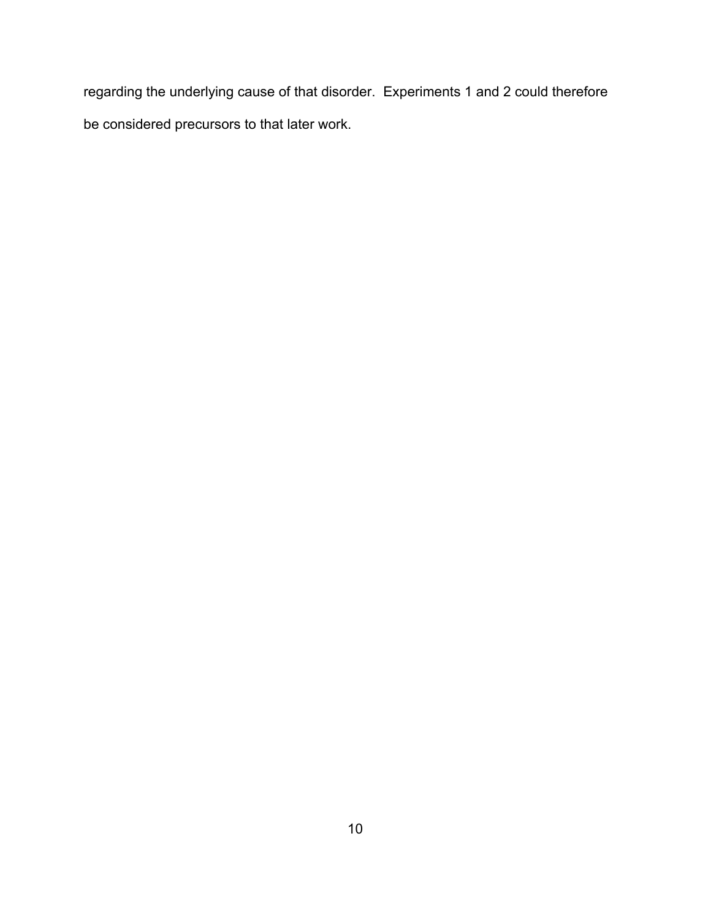regarding the underlying cause of that disorder. Experiments 1 and 2 could therefore be considered precursors to that later work.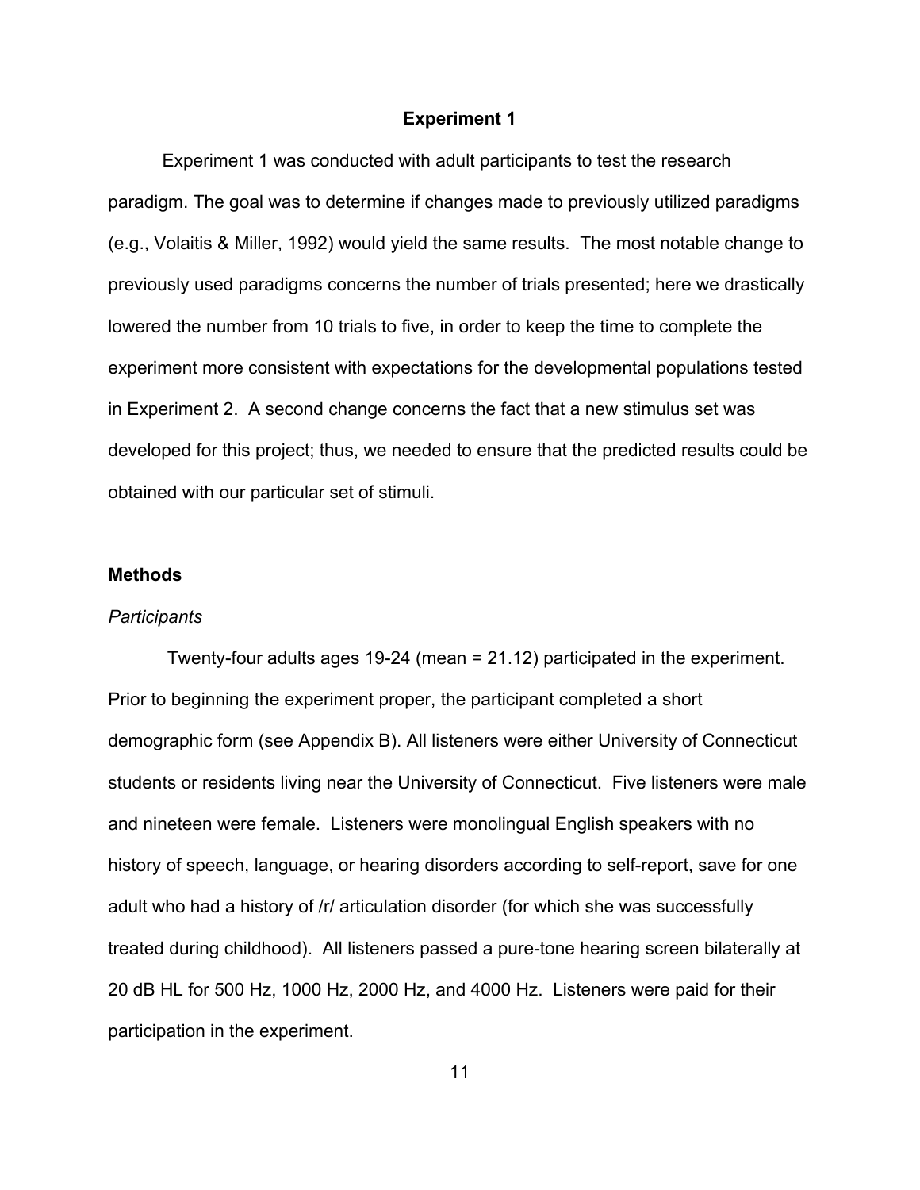## Experiment 1

Experiment 1 was conducted with adult participants to test the research paradigm. The goal was to determine if changes made to previously utilized paradigms (e.g., Volaitis & Miller, 1992) would yield the same results. The most notable change to previously used paradigms concerns the number of trials presented; here we drastically lowered the number from 10 trials to five, in order to keep the time to complete the experiment more consistent with expectations for the developmental populations tested in Experiment 2. A second change concerns the fact that a new stimulus set was developed for this project; thus, we needed to ensure that the predicted results could be obtained with our particular set of stimuli.

### Methods

#### *Participants*

Twenty-four adults ages 19-24 (mean = 21.12) participated in the experiment. Prior to beginning the experiment proper, the participant completed a short demographic form (see Appendix B). All listeners were either University of Connecticut students or residents living near the University of Connecticut. Five listeners were male and nineteen were female. Listeners were monolingual English speakers with no history of speech, language, or hearing disorders according to self-report, save for one adult who had a history of /r/ articulation disorder (for which she was successfully treated during childhood). All listeners passed a pure-tone hearing screen bilaterally at 20 dB HL for 500 Hz, 1000 Hz, 2000 Hz, and 4000 Hz. Listeners were paid for their participation in the experiment.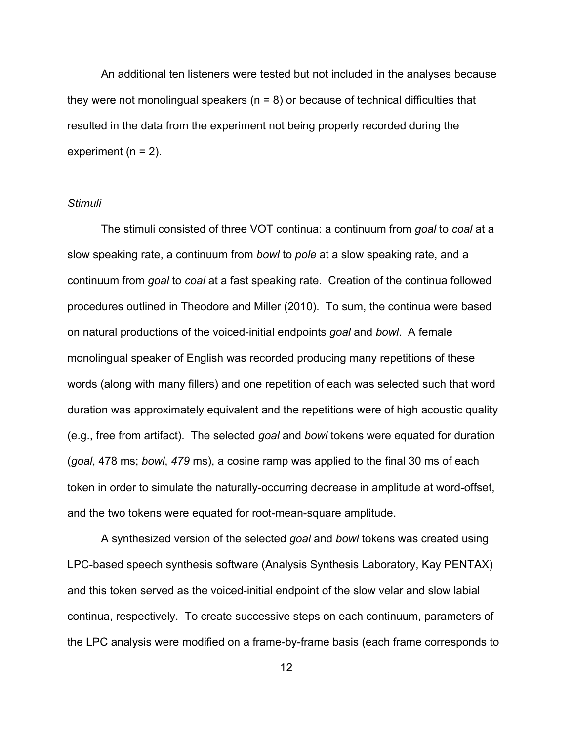An additional ten listeners were tested but not included in the analyses because they were not monolingual speakers (n = 8) or because of technical difficulties that resulted in the data from the experiment not being properly recorded during the experiment (n = 2).

*Stimuli*

The stimuli consisted of three VOT continua: a continuum from *goal* to *coal* at a slow speaking rate, a continuum from *bowl* to *pole* at a slow speaking rate, and a continuum from *goal* to *coal* at a fast speaking rate. Creation of the continua followed procedures outlined in Theodore and Miller (2010). To sum, the continua were based on natural productions of the voiced-initial endpoints *goal* and *bowl*. A female monolingual speaker of English was recorded producing many repetitions of these words (along with many fillers) and one repetition of each was selected such that word duration was approximately equivalent and the repetitions were of high acoustic quality (e.g., free from artifact). The selected *goal* and *bowl* tokens were equated for duration (*goal*, 478 ms; *bowl*, *479* ms), a cosine ramp was applied to the final 30 ms of each token in order to simulate the naturally-occurring decrease in amplitude at word-offset, and the two tokens were equated for root-mean-square amplitude.

A synthesized version of the selected *goal* and *bowl* tokens was created using LPC-based speech synthesis software (Analysis Synthesis Laboratory, Kay PENTAX) and this token served as the voiced-initial endpoint of the slow velar and slow labial continua, respectively. To create successive steps on each continuum, parameters of the LPC analysis were modified on a frame-by-frame basis (each frame corresponds to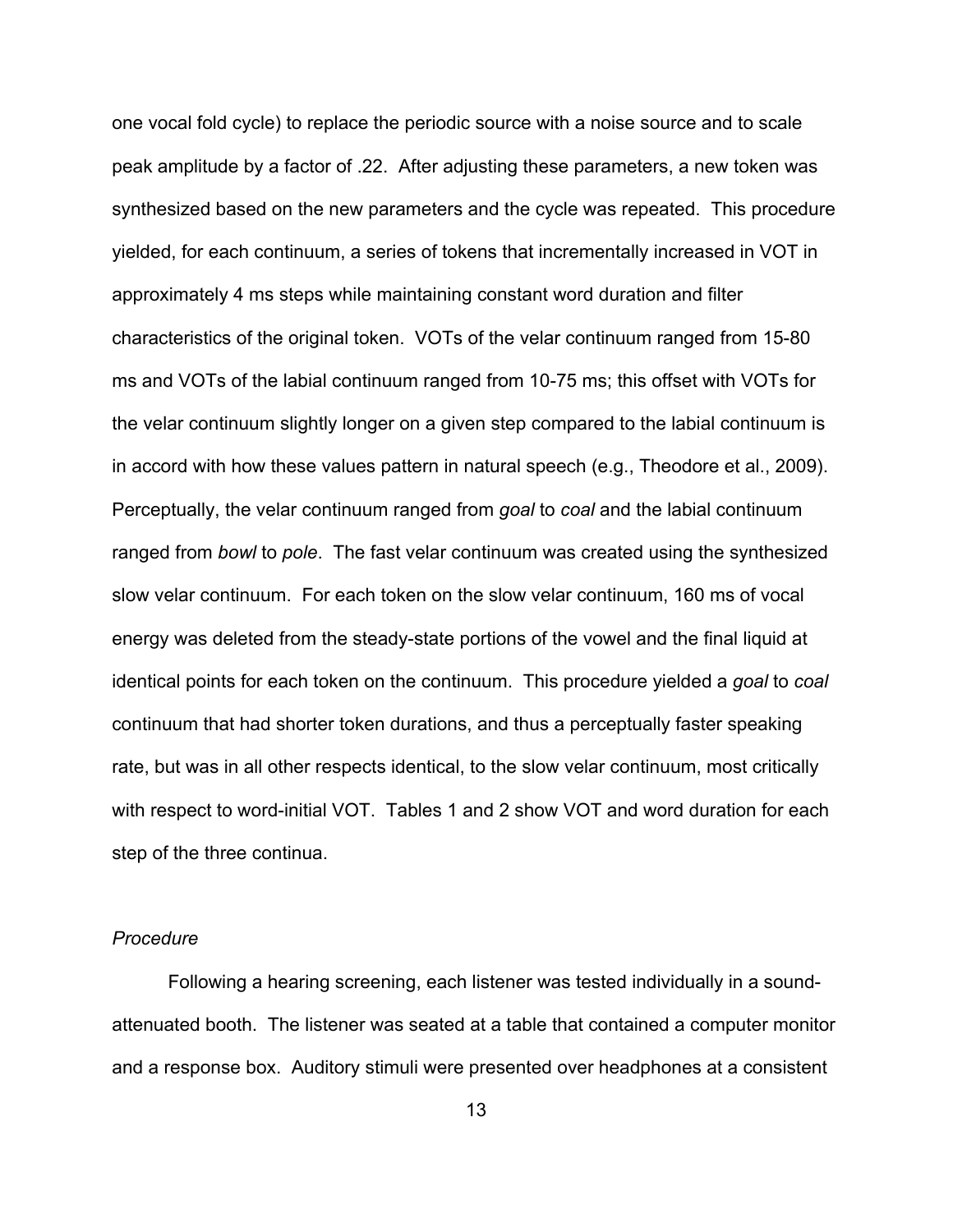one vocal fold cycle) to replace the periodic source with a noise source and to scale peak amplitude by a factor of .22. After adjusting these parameters, a new token was synthesized based on the new parameters and the cycle was repeated. This procedure yielded, for each continuum, a series of tokens that incrementally increased in VOT in approximately 4 ms steps while maintaining constant word duration and filter characteristics of the original token. VOTs of the velar continuum ranged from 15-80 ms and VOTs of the labial continuum ranged from 10-75 ms; this offset with VOTs for the velar continuum slightly longer on a given step compared to the labial continuum is in accord with how these values pattern in natural speech (e.g., Theodore et al., 2009). Perceptually, the velar continuum ranged from *goal* to *coal* and the labial continuum ranged from *bowl* to *pole*. The fast velar continuum was created using the synthesized slow velar continuum. For each token on the slow velar continuum, 160 ms of vocal energy was deleted from the steady-state portions of the vowel and the final liquid at identical points for each token on the continuum. This procedure yielded a *goal* to *coal* continuum that had shorter token durations, and thus a perceptually faster speaking rate, but was in all other respects identical, to the slow velar continuum, most critically with respect to word-initial VOT. Tables 1 and 2 show VOT and word duration for each step of the three continua.

*Procedure*

Following a hearing screening, each listener was tested individually in a sound-attenuated booth. The listener was seated at a table that contained a computer monitor and a response box. Auditory stimuli were presented over headphones at a consistent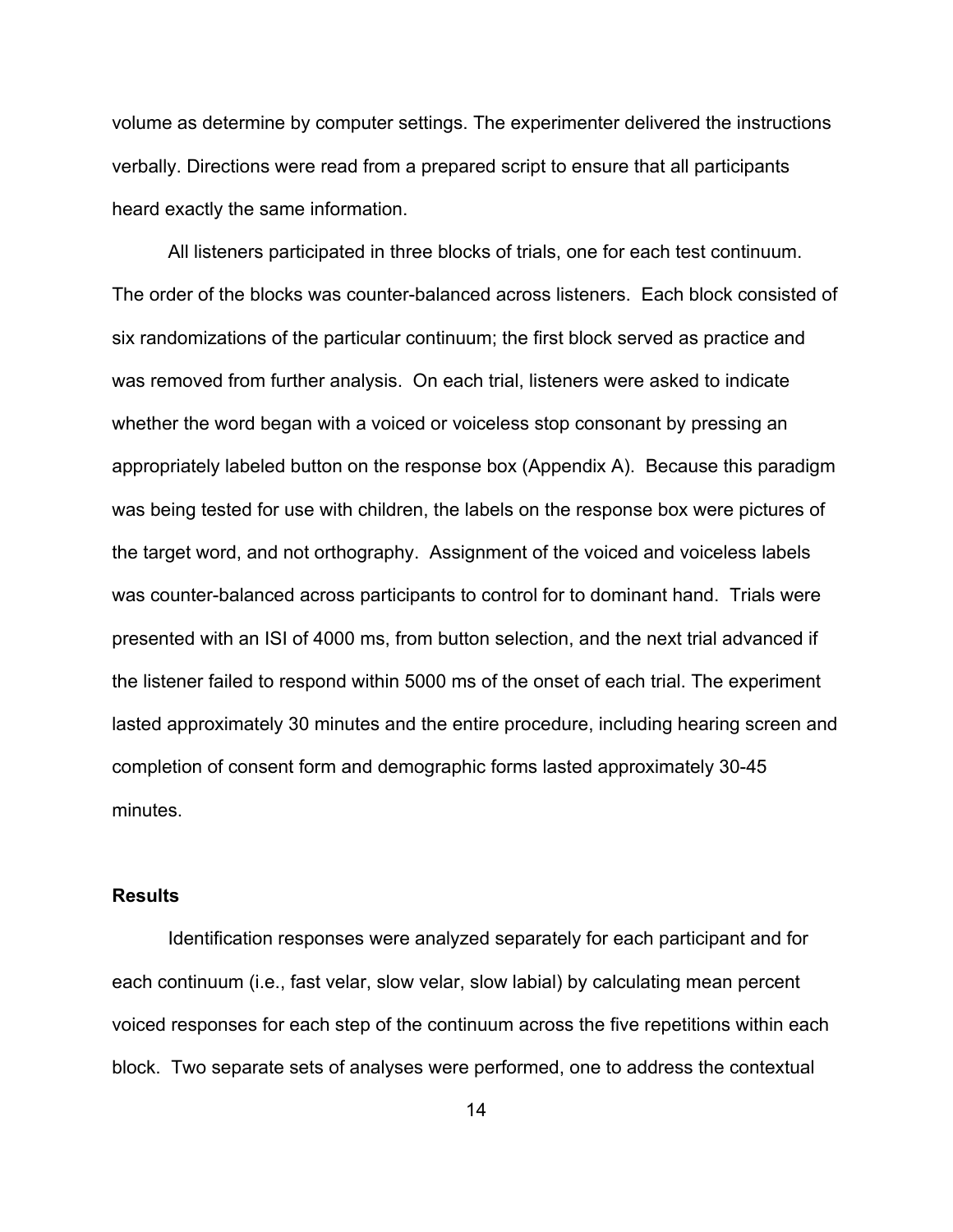volume as determine by computer settings. The experimenter delivered the instructions verbally. Directions were read from a prepared script to ensure that all participants heard exactly the same information.

All listeners participated in three blocks of trials, one for each test continuum. The order of the blocks was counter-balanced across listeners. Each block consisted of six randomizations of the particular continuum; the first block served as practice and was removed from further analysis. On each trial, listeners were asked to indicate whether the word began with a voiced or voiceless stop consonant by pressing an appropriately labeled button on the response box (Appendix A). Because this paradigm was being tested for use with children, the labels on the response box were pictures of the target word, and not orthography. Assignment of the voiced and voiceless labels was counter-balanced across participants to control for to dominant hand. Trials were presented with an ISI of 4000 ms, from button selection, and the next trial advanced if the listener failed to respond within 5000 ms of the onset of each trial. The experiment lasted approximately 30 minutes and the entire procedure, including hearing screen and completion of consent form and demographic forms lasted approximately 30-45 minutes.

**Results**

Identification responses were analyzed separately for each participant and for each continuum (i.e., fast velar, slow velar, slow labial) by calculating mean percent voiced responses for each step of the continuum across the five repetitions within each block. Two separate sets of analyses were performed, one to address the contextual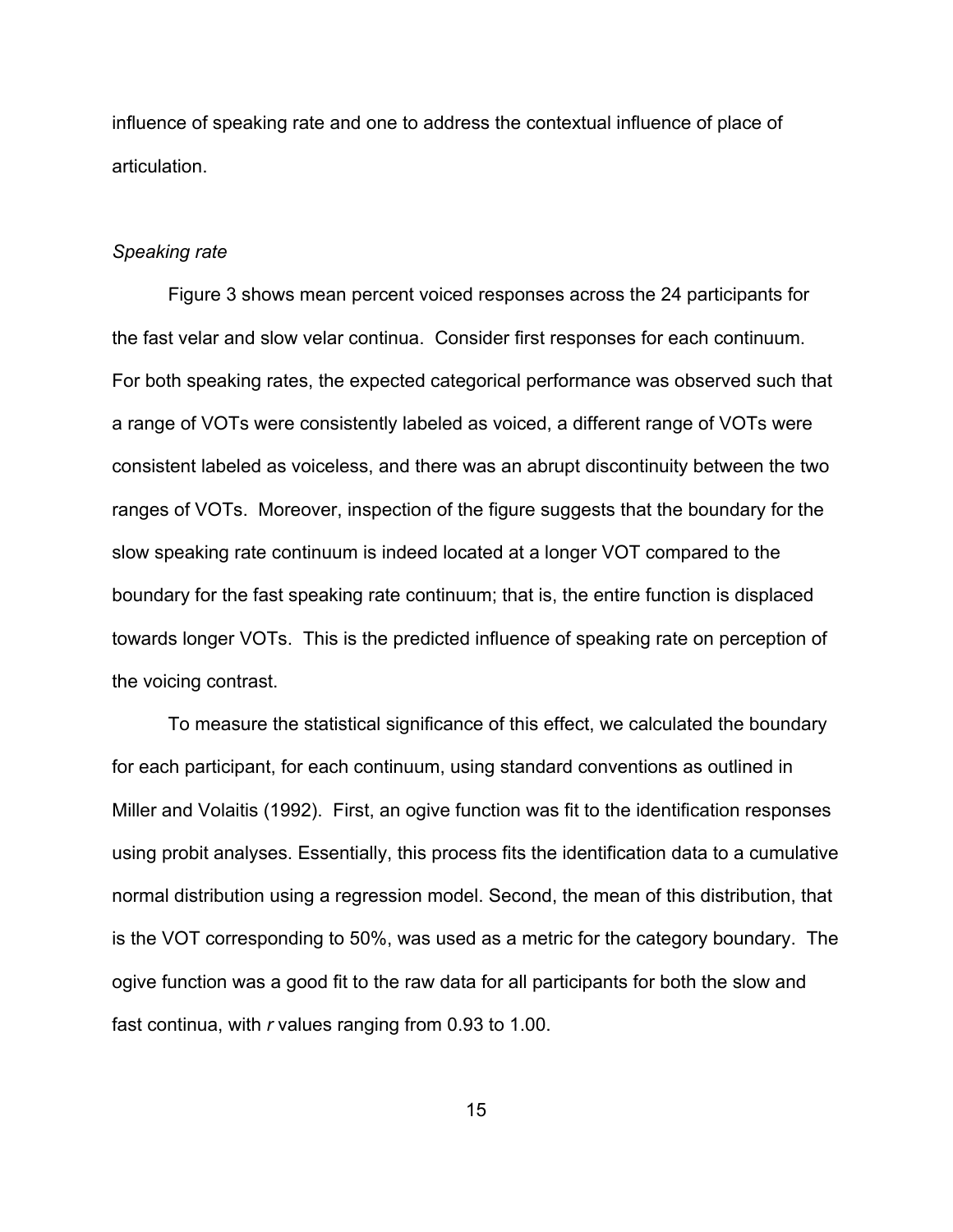influence of speaking rate and one to address the contextual influence of place of articulation.

### *Speaking rate*

Figure 3 shows mean percent voiced responses across the 24 participants for the fast velar and slow velar continua. Consider first responses for each continuum. For both speaking rates, the expected categorical performance was observed such that a range of VOTs were consistently labeled as voiced, a different range of VOTs were consistent labeled as voiceless, and there was an abrupt discontinuity between the two ranges of VOTs. Moreover, inspection of the figure suggests that the boundary for the slow speaking rate continuum is indeed located at a longer VOT compared to the boundary for the fast speaking rate continuum; that is, the entire function is displaced towards longer VOTs. This is the predicted influence of speaking rate on perception of the voicing contrast.

To measure the statistical significance of this effect, we calculated the boundary for each participant, for each continuum, using standard conventions as outlined in Miller and Volaitis (1992). First, an ogive function was fit to the identification responses using probit analyses. Essentially, this process fits the identification data to a cumulative normal distribution using a regression model. Second, the mean of this distribution, that is the VOT corresponding to 50%, was used as a metric for the category boundary. The ogive function was a good fit to the raw data for all participants for both the slow and fast continua, with $r$ values ranging from 0.93 to 1.00.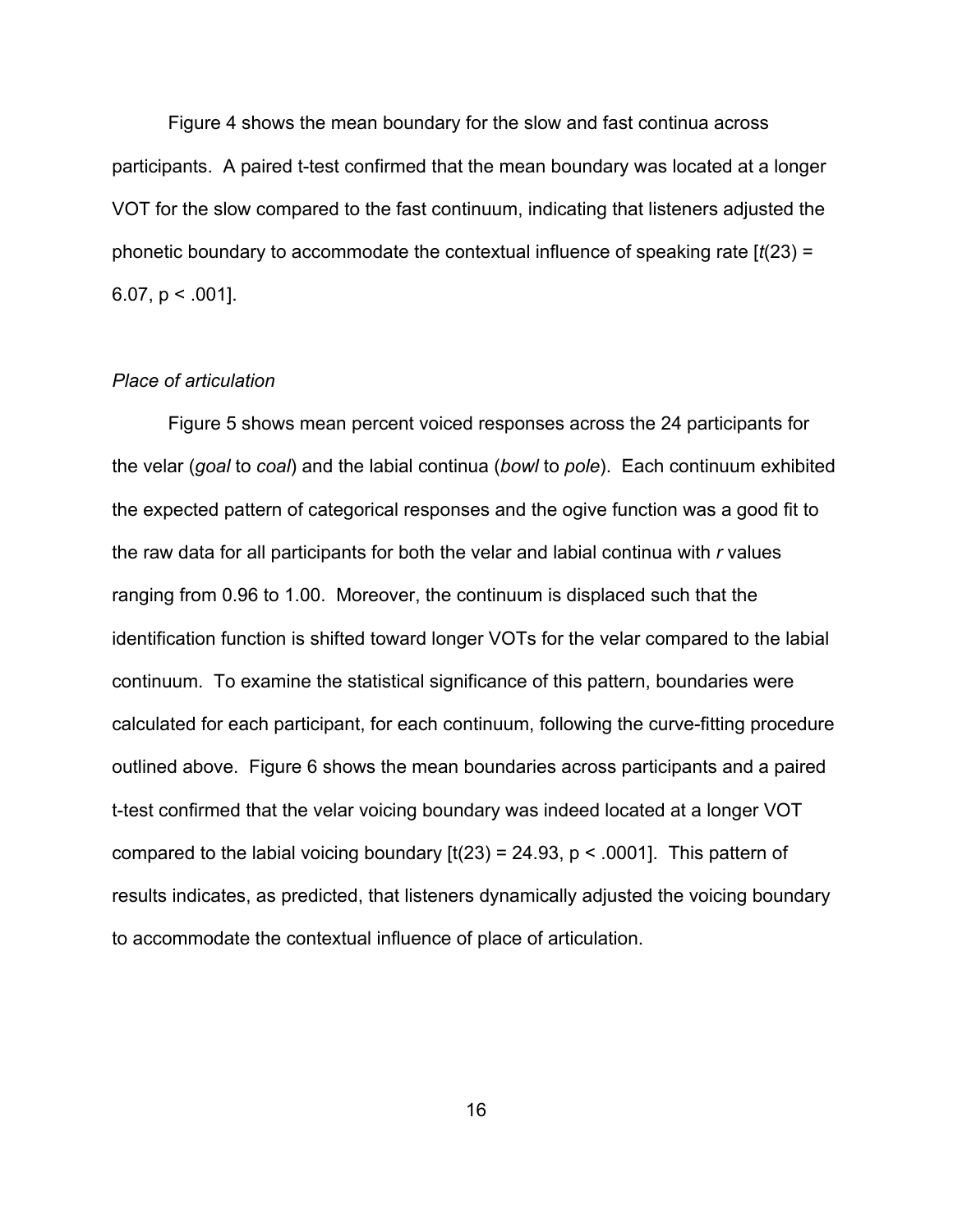Figure 4 shows the mean boundary for the slow and fast continua across participants. A paired t-test confirmed that the mean boundary was located at a longer VOT for the slow compared to the fast continuum, indicating that listeners adjusted the phonetic boundary to accommodate the contextual influence of speaking rate [$t(23) = 6.07$, $p < .001$].

*Place of articulation*

Figure 5 shows mean percent voiced responses across the 24 participants for the velar (*goal* to *coal*) and the labial continua (*bowl* to *pole*). Each continuum exhibited the expected pattern of categorical responses and the ogive function was a good fit to the raw data for all participants for both the velar and labial continua with *r* values ranging from 0.96 to 1.00. Moreover, the continuum is displaced such that the identification function is shifted toward longer VOTs for the velar compared to the labial continuum. To examine the statistical significance of this pattern, boundaries were calculated for each participant, for each continuum, following the curve-fitting procedure outlined above. Figure 6 shows the mean boundaries across participants and a paired t-test confirmed that the velar voicing boundary was indeed located at a longer VOT compared to the labial voicing boundary [$t(23) = 24.93$, $p < .0001$]. This pattern of results indicates, as predicted, that listeners dynamically adjusted the voicing boundary to accommodate the contextual influence of place of articulation.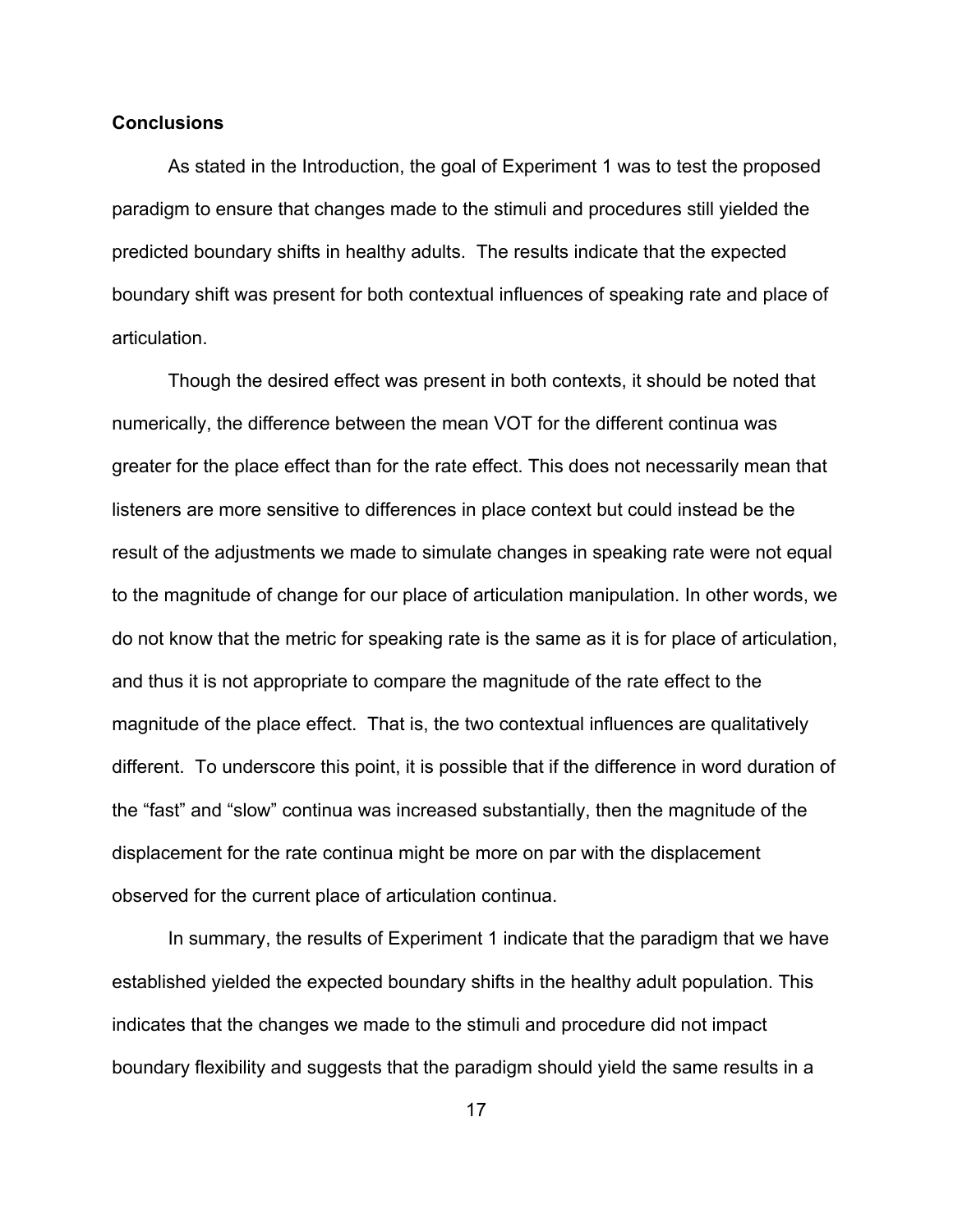**Conclusions**

As stated in the Introduction, the goal of Experiment 1 was to test the proposed paradigm to ensure that changes made to the stimuli and procedures still yielded the predicted boundary shifts in healthy adults. The results indicate that the expected boundary shift was present for both contextual influences of speaking rate and place of articulation.

Though the desired effect was present in both contexts, it should be noted that numerically, the difference between the mean VOT for the different continua was greater for the place effect than for the rate effect. This does not necessarily mean that listeners are more sensitive to differences in place context but could instead be the result of the adjustments we made to simulate changes in speaking rate were not equal to the magnitude of change for our place of articulation manipulation. In other words, we do not know that the metric for speaking rate is the same as it is for place of articulation, and thus it is not appropriate to compare the magnitude of the rate effect to the magnitude of the place effect. That is, the two contextual influences are qualitatively different. To underscore this point, it is possible that if the difference in word duration of the "fast" and "slow" continua was increased substantially, then the magnitude of the displacement for the rate continua might be more on par with the displacement observed for the current place of articulation continua.

In summary, the results of Experiment 1 indicate that the paradigm that we have established yielded the expected boundary shifts in the healthy adult population. This indicates that the changes we made to the stimuli and procedure did not impact boundary flexibility and suggests that the paradigm should yield the same results in a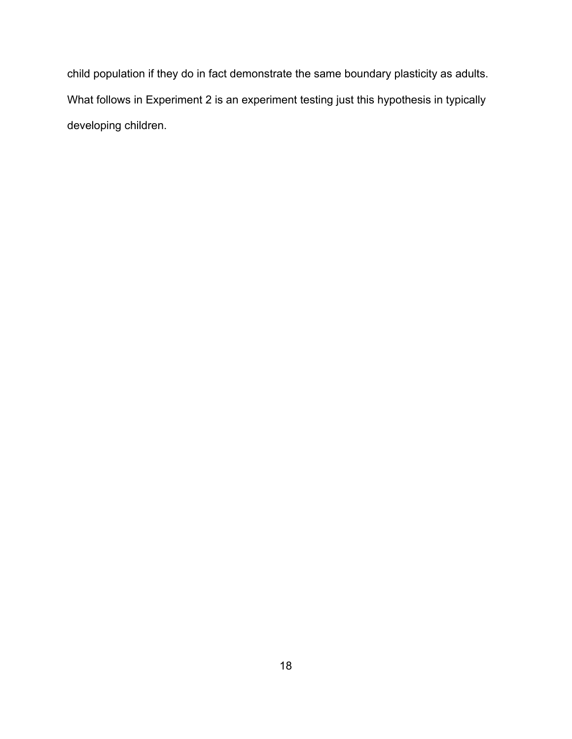child population if they do in fact demonstrate the same boundary plasticity as adults. What follows in Experiment 2 is an experiment testing just this hypothesis in typically developing children.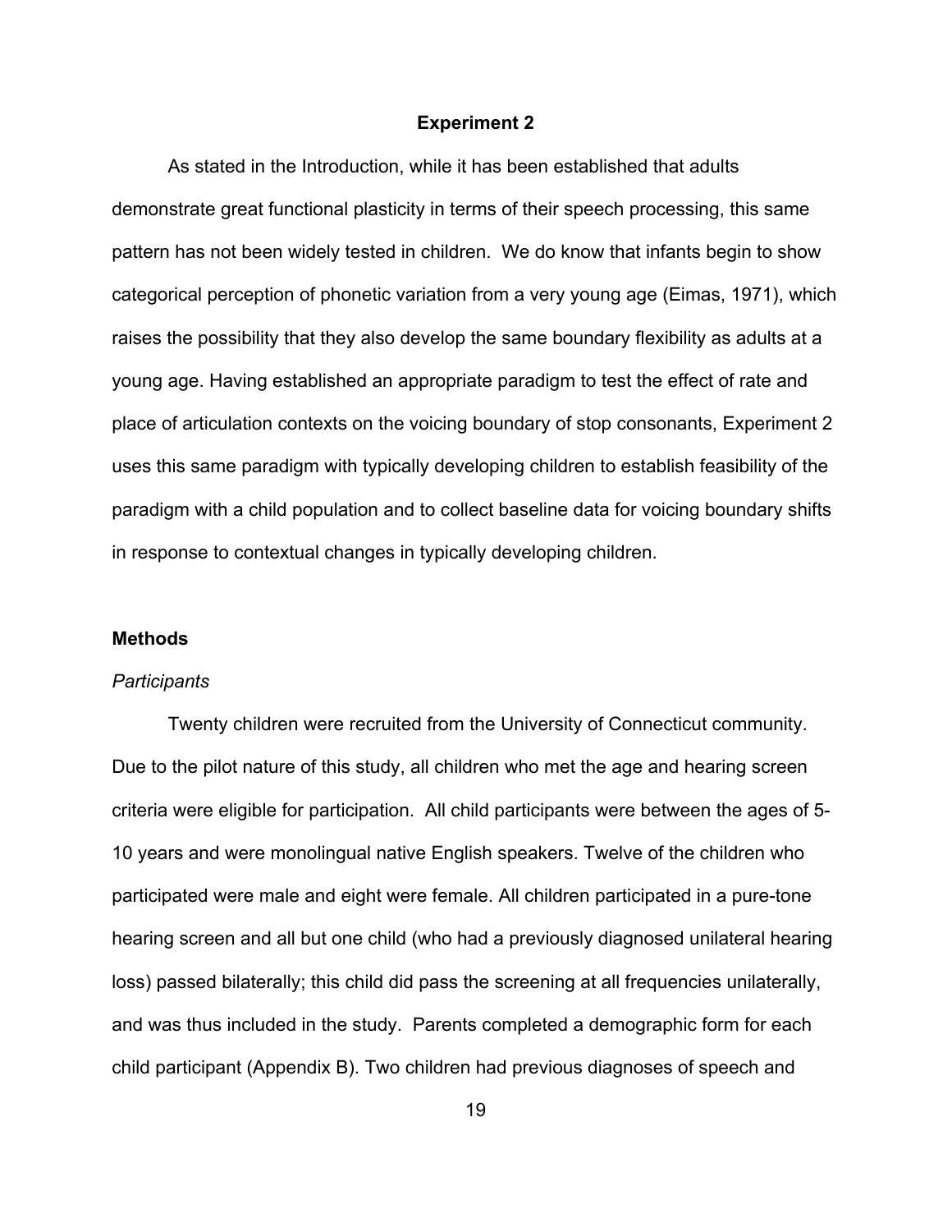## Experiment 2

As stated in the Introduction, while it has been established that adults demonstrate great functional plasticity in terms of their speech processing, this same pattern has not been widely tested in children. We do know that infants begin to show categorical perception of phonetic variation from a very young age (Eimas, 1971), which raises the possibility that they also develop the same boundary flexibility as adults at a young age. Having established an appropriate paradigm to test the effect of rate and place of articulation contexts on the voicing boundary of stop consonants, Experiment 2 uses this same paradigm with typically developing children to establish feasibility of the paradigm with a child population and to collect baseline data for voicing boundary shifts in response to contextual changes in typically developing children.

### Methods

#### *Participants*

Twenty children were recruited from the University of Connecticut community. Due to the pilot nature of this study, all children who met the age and hearing screen criteria were eligible for participation. All child participants were between the ages of 5-10 years and were monolingual native English speakers. Twelve of the children who participated were male and eight were female. All children participated in a pure-tone hearing screen and all but one child (who had a previously diagnosed unilateral hearing loss) passed bilaterally; this child did pass the screening at all frequencies unilaterally, and was thus included in the study. Parents completed a demographic form for each child participant (Appendix B). Two children had previous diagnoses of speech and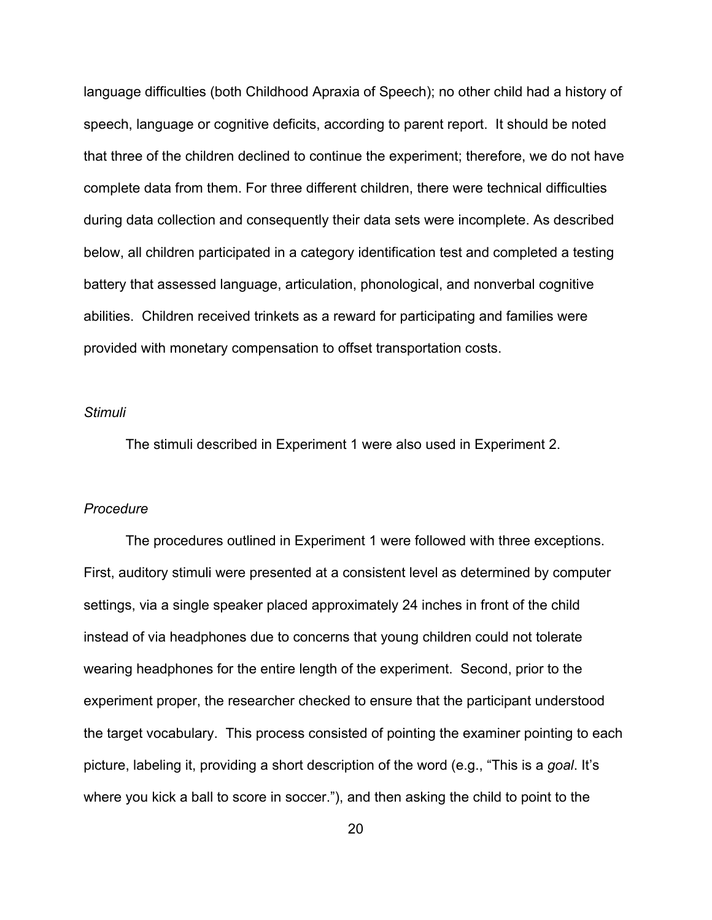language difficulties (both Childhood Apraxia of Speech); no other child had a history of speech, language or cognitive deficits, according to parent report. It should be noted that three of the children declined to continue the experiment; therefore, we do not have complete data from them. For three different children, there were technical difficulties during data collection and consequently their data sets were incomplete. As described below, all children participated in a category identification test and completed a testing battery that assessed language, articulation, phonological, and nonverbal cognitive abilities. Children received trinkets as a reward for participating and families were provided with monetary compensation to offset transportation costs.

*Stimuli*

The stimuli described in Experiment 1 were also used in Experiment 2.

*Procedure*

The procedures outlined in Experiment 1 were followed with three exceptions. First, auditory stimuli were presented at a consistent level as determined by computer settings, via a single speaker placed approximately 24 inches in front of the child instead of via headphones due to concerns that young children could not tolerate wearing headphones for the entire length of the experiment. Second, prior to the experiment proper, the researcher checked to ensure that the participant understood the target vocabulary. This process consisted of pointing the examiner pointing to each picture, labeling it, providing a short description of the word (e.g., "This is a *goal*. It's where you kick a ball to score in soccer."), and then asking the child to point to the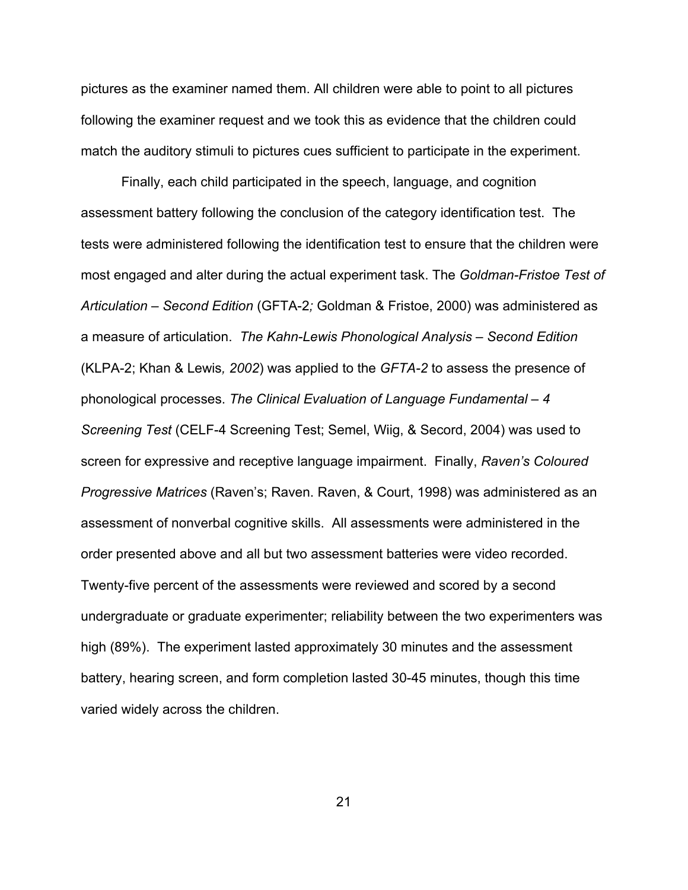pictures as the examiner named them. All children were able to point to all pictures following the examiner request and we took this as evidence that the children could match the auditory stimuli to pictures cues sufficient to participate in the experiment.

Finally, each child participated in the speech, language, and cognition assessment battery following the conclusion of the category identification test. The tests were administered following the identification test to ensure that the children were most engaged and alter during the actual experiment task. The *Goldman-Fristoe Test of Articulation – Second Edition* (GFTA-2*;* Goldman & Fristoe, 2000) was administered as a measure of articulation. *The Kahn-Lewis Phonological Analysis – Second Edition* (KLPA-2; Khan & Lewis*, 2002*) was applied to the *GFTA-2* to assess the presence of phonological processes. *The Clinical Evaluation of Language Fundamental – 4 Screening Test* (CELF-4 Screening Test; Semel, Wiig, & Secord, 2004) was used to screen for expressive and receptive language impairment. Finally, *Raven's Coloured Progressive Matrices* (Raven's; Raven. Raven, & Court, 1998) was administered as an assessment of nonverbal cognitive skills. All assessments were administered in the order presented above and all but two assessment batteries were video recorded. Twenty-five percent of the assessments were reviewed and scored by a second undergraduate or graduate experimenter; reliability between the two experimenters was high (89%). The experiment lasted approximately 30 minutes and the assessment battery, hearing screen, and form completion lasted 30-45 minutes, though this time varied widely across the children.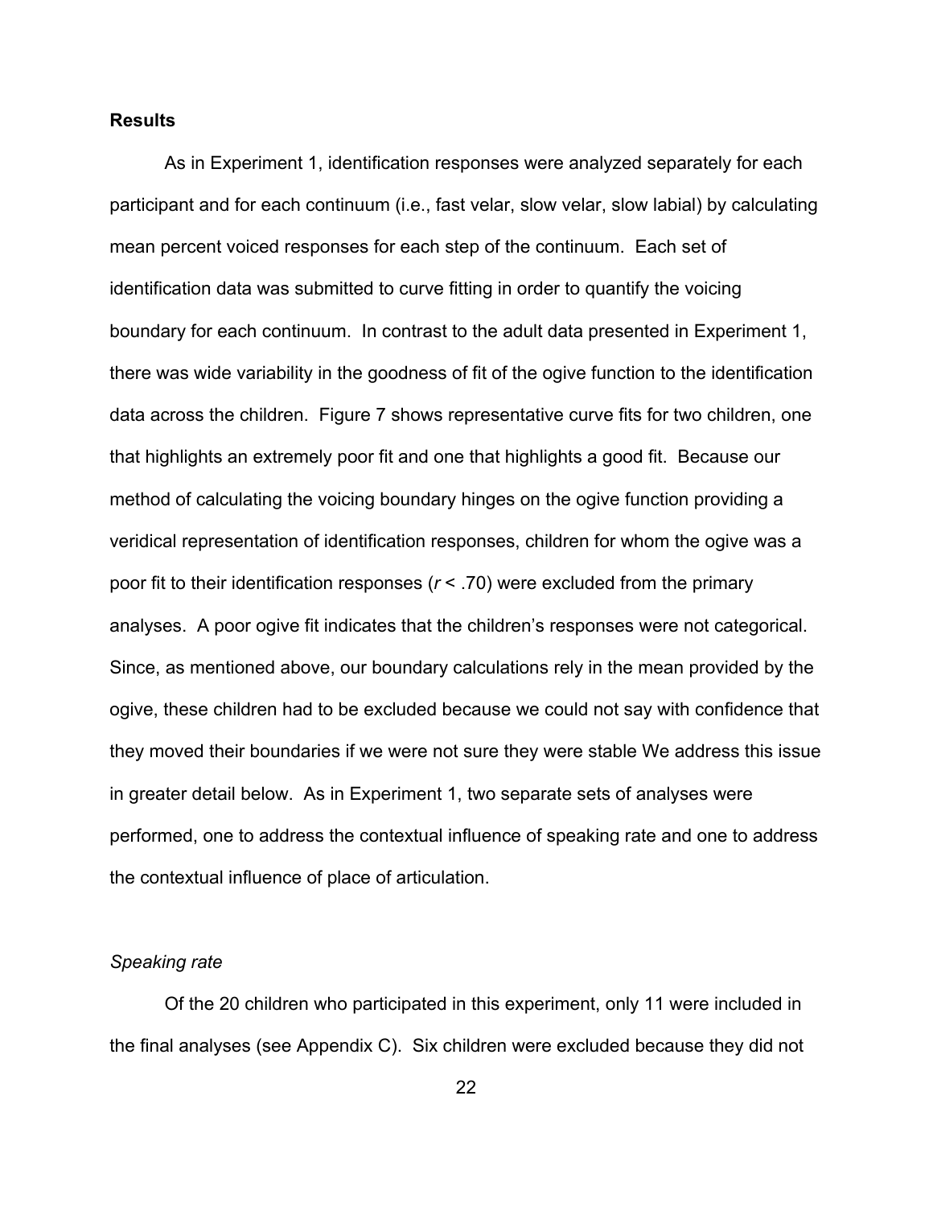**Results**

As in Experiment 1, identification responses were analyzed separately for each participant and for each continuum (i.e., fast velar, slow velar, slow labial) by calculating mean percent voiced responses for each step of the continuum. Each set of identification data was submitted to curve fitting in order to quantify the voicing boundary for each continuum. In contrast to the adult data presented in Experiment 1, there was wide variability in the goodness of fit of the ogive function to the identification data across the children. Figure 7 shows representative curve fits for two children, one that highlights an extremely poor fit and one that highlights a good fit. Because our method of calculating the voicing boundary hinges on the ogive function providing a veridical representation of identification responses, children for whom the ogive was a poor fit to their identification responses ($r < .70$) were excluded from the primary analyses. A poor ogive fit indicates that the children's responses were not categorical. Since, as mentioned above, our boundary calculations rely in the mean provided by the ogive, these children had to be excluded because we could not say with confidence that they moved their boundaries if we were not sure they were stable We address this issue in greater detail below. As in Experiment 1, two separate sets of analyses were performed, one to address the contextual influence of speaking rate and one to address the contextual influence of place of articulation.

*Speaking rate*

Of the 20 children who participated in this experiment, only 11 were included in the final analyses (see Appendix C). Six children were excluded because they did not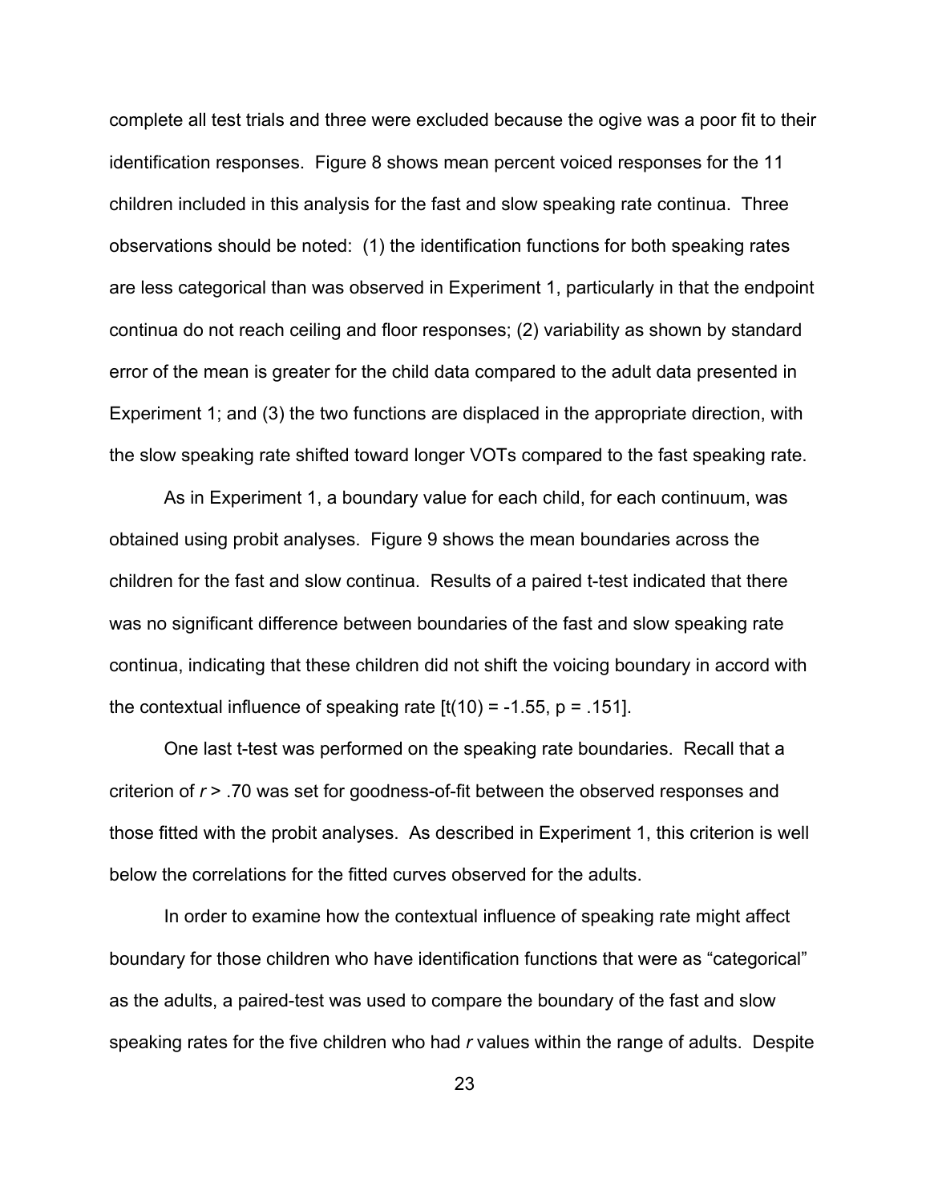complete all test trials and three were excluded because the ogive was a poor fit to their identification responses. Figure 8 shows mean percent voiced responses for the 11 children included in this analysis for the fast and slow speaking rate continua. Three observations should be noted: (1) the identification functions for both speaking rates are less categorical than was observed in Experiment 1, particularly in that the endpoint continua do not reach ceiling and floor responses; (2) variability as shown by standard error of the mean is greater for the child data compared to the adult data presented in Experiment 1; and (3) the two functions are displaced in the appropriate direction, with the slow speaking rate shifted toward longer VOTs compared to the fast speaking rate.

As in Experiment 1, a boundary value for each child, for each continuum, was obtained using probit analyses. Figure 9 shows the mean boundaries across the children for the fast and slow continua. Results of a paired t-test indicated that there was no significant difference between boundaries of the fast and slow speaking rate continua, indicating that these children did not shift the voicing boundary in accord with the contextual influence of speaking rate [$t(10) = -1.55$, $p = .151$].

One last t-test was performed on the speaking rate boundaries. Recall that a criterion of $r > .70$ was set for goodness-of-fit between the observed responses and those fitted with the probit analyses. As described in Experiment 1, this criterion is well below the correlations for the fitted curves observed for the adults.

In order to examine how the contextual influence of speaking rate might affect boundary for those children who have identification functions that were as "categorical" as the adults, a paired-test was used to compare the boundary of the fast and slow speaking rates for the five children who had $r$ values within the range of adults. Despite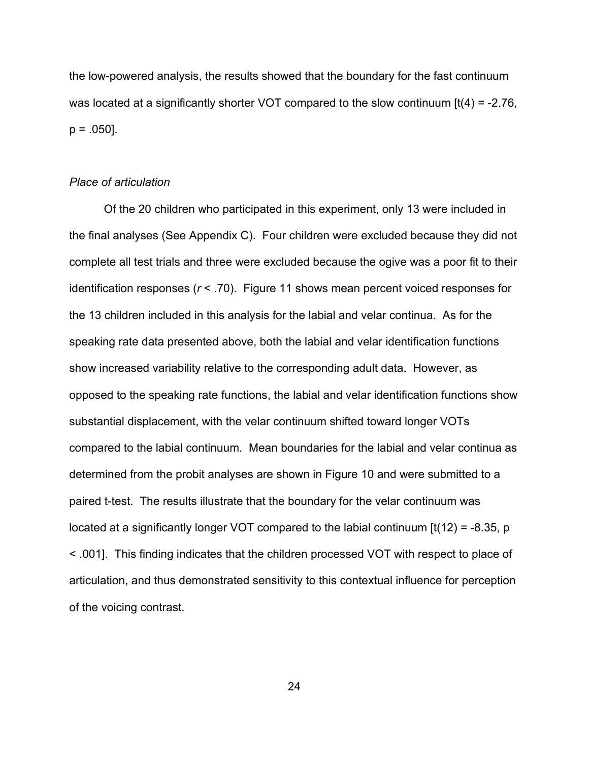the low-powered analysis, the results showed that the boundary for the fast continuum was located at a significantly shorter VOT compared to the slow continuum [$t(4) = -2.76$, $p = .050$].

*Place of articulation*

Of the 20 children who participated in this experiment, only 13 were included in the final analyses (See Appendix C). Four children were excluded because they did not complete all test trials and three were excluded because the ogive was a poor fit to their identification responses ($r < .70$). Figure 11 shows mean percent voiced responses for the 13 children included in this analysis for the labial and velar continua. As for the speaking rate data presented above, both the labial and velar identification functions show increased variability relative to the corresponding adult data. However, as opposed to the speaking rate functions, the labial and velar identification functions show substantial displacement, with the velar continuum shifted toward longer VOTs compared to the labial continuum. Mean boundaries for the labial and velar continua as determined from the probit analyses are shown in Figure 10 and were submitted to a paired t-test. The results illustrate that the boundary for the velar continuum was located at a significantly longer VOT compared to the labial continuum [$t(12) = -8.35$, $p < .001$]. This finding indicates that the children processed VOT with respect to place of articulation, and thus demonstrated sensitivity to this contextual influence for perception of the voicing contrast.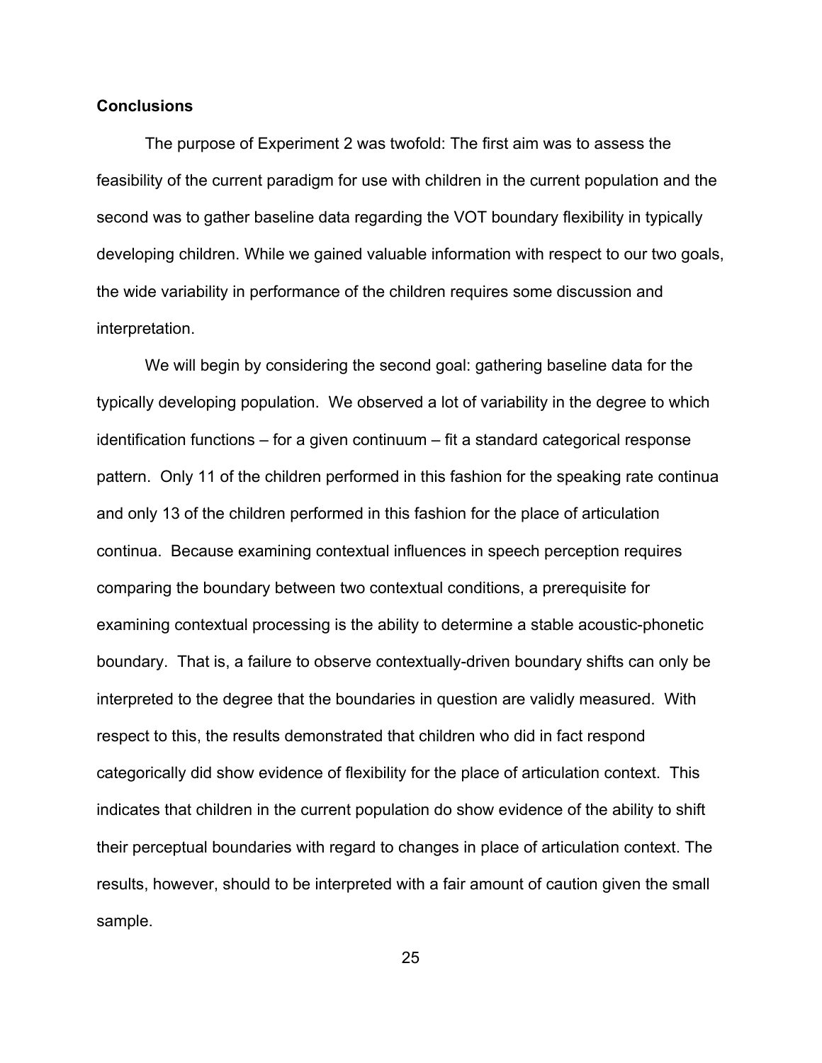**Conclusions**

The purpose of Experiment 2 was twofold: The first aim was to assess the feasibility of the current paradigm for use with children in the current population and the second was to gather baseline data regarding the VOT boundary flexibility in typically developing children. While we gained valuable information with respect to our two goals, the wide variability in performance of the children requires some discussion and interpretation.

We will begin by considering the second goal: gathering baseline data for the typically developing population. We observed a lot of variability in the degree to which identification functions – for a given continuum – fit a standard categorical response pattern. Only 11 of the children performed in this fashion for the speaking rate continua and only 13 of the children performed in this fashion for the place of articulation continua. Because examining contextual influences in speech perception requires comparing the boundary between two contextual conditions, a prerequisite for examining contextual processing is the ability to determine a stable acoustic-phonetic boundary. That is, a failure to observe contextually-driven boundary shifts can only be interpreted to the degree that the boundaries in question are validly measured. With respect to this, the results demonstrated that children who did in fact respond categorically did show evidence of flexibility for the place of articulation context. This indicates that children in the current population do show evidence of the ability to shift their perceptual boundaries with regard to changes in place of articulation context. The results, however, should to be interpreted with a fair amount of caution given the small sample.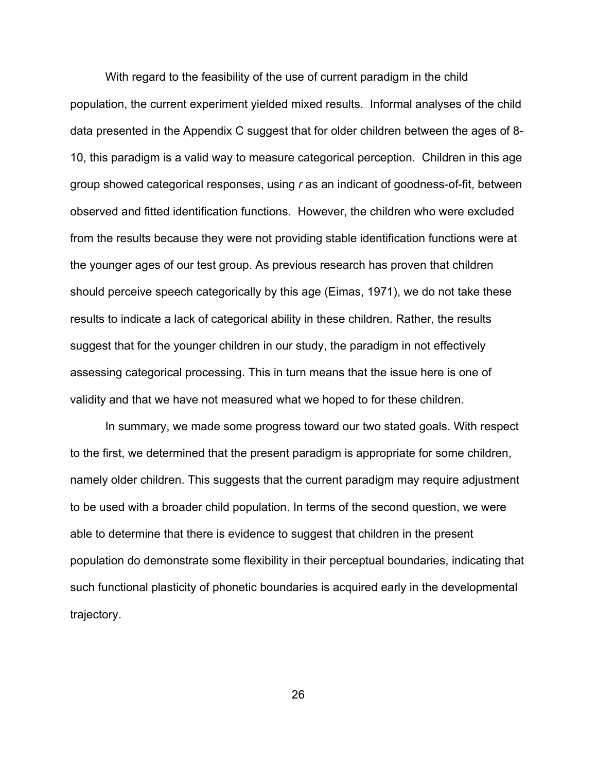With regard to the feasibility of the use of current paradigm in the child population, the current experiment yielded mixed results. Informal analyses of the child data presented in the Appendix C suggest that for older children between the ages of 8-10, this paradigm is a valid way to measure categorical perception. Children in this age group showed categorical responses, using *r* as an indicant of goodness-of-fit, between observed and fitted identification functions. However, the children who were excluded from the results because they were not providing stable identification functions were at the younger ages of our test group. As previous research has proven that children should perceive speech categorically by this age (Eimas, 1971), we do not take these results to indicate a lack of categorical ability in these children. Rather, the results suggest that for the younger children in our study, the paradigm in not effectively assessing categorical processing. This in turn means that the issue here is one of validity and that we have not measured what we hoped to for these children.

In summary, we made some progress toward our two stated goals. With respect to the first, we determined that the present paradigm is appropriate for some children, namely older children. This suggests that the current paradigm may require adjustment to be used with a broader child population. In terms of the second question, we were able to determine that there is evidence to suggest that children in the present population do demonstrate some flexibility in their perceptual boundaries, indicating that such functional plasticity of phonetic boundaries is acquired early in the developmental trajectory.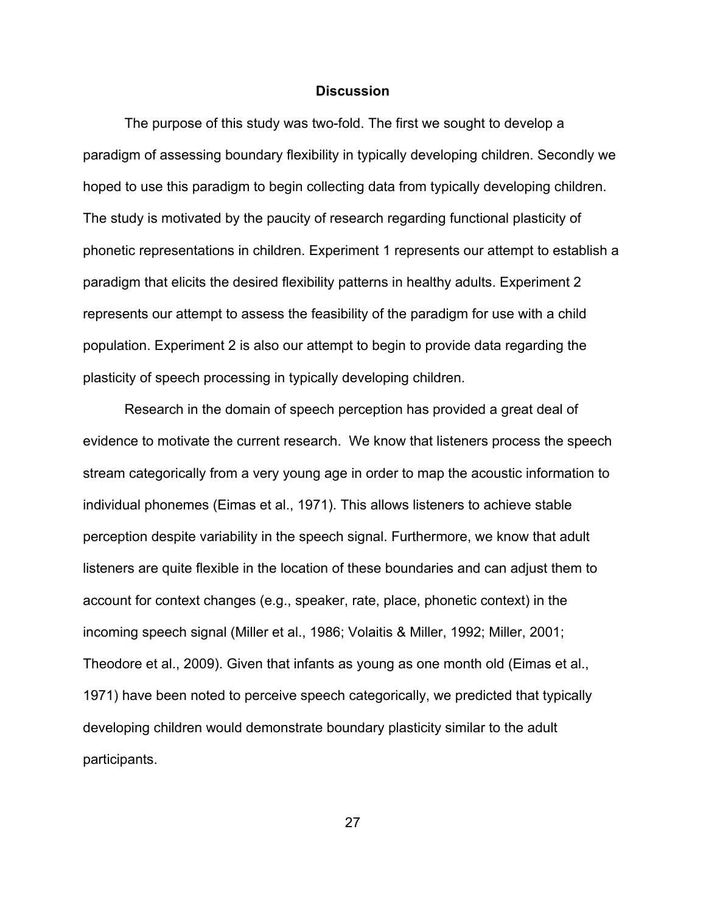# Discussion

The purpose of this study was two-fold. The first we sought to develop a paradigm of assessing boundary flexibility in typically developing children. Secondly we hoped to use this paradigm to begin collecting data from typically developing children. The study is motivated by the paucity of research regarding functional plasticity of phonetic representations in children. Experiment 1 represents our attempt to establish a paradigm that elicits the desired flexibility patterns in healthy adults. Experiment 2 represents our attempt to assess the feasibility of the paradigm for use with a child population. Experiment 2 is also our attempt to begin to provide data regarding the plasticity of speech processing in typically developing children.

Research in the domain of speech perception has provided a great deal of evidence to motivate the current research. We know that listeners process the speech stream categorically from a very young age in order to map the acoustic information to individual phonemes (Eimas et al., 1971). This allows listeners to achieve stable perception despite variability in the speech signal. Furthermore, we know that adult listeners are quite flexible in the location of these boundaries and can adjust them to account for context changes (e.g., speaker, rate, place, phonetic context) in the incoming speech signal (Miller et al., 1986; Volaitis & Miller, 1992; Miller, 2001; Theodore et al., 2009). Given that infants as young as one month old (Eimas et al., 1971) have been noted to perceive speech categorically, we predicted that typically developing children would demonstrate boundary plasticity similar to the adult participants.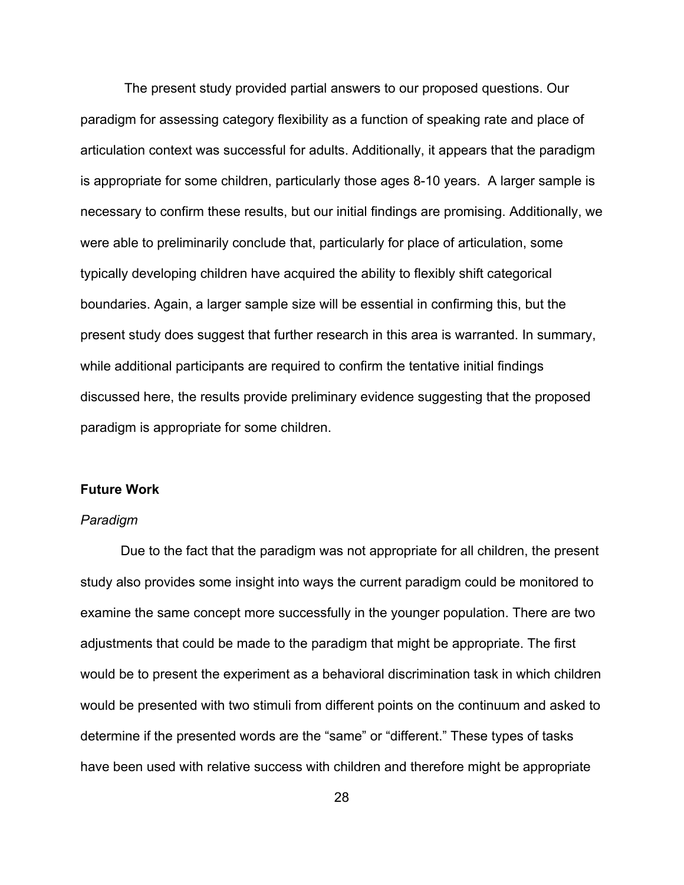The present study provided partial answers to our proposed questions. Our paradigm for assessing category flexibility as a function of speaking rate and place of articulation context was successful for adults. Additionally, it appears that the paradigm is appropriate for some children, particularly those ages 8-10 years. A larger sample is necessary to confirm these results, but our initial findings are promising. Additionally, we were able to preliminarily conclude that, particularly for place of articulation, some typically developing children have acquired the ability to flexibly shift categorical boundaries. Again, a larger sample size will be essential in confirming this, but the present study does suggest that further research in this area is warranted. In summary, while additional participants are required to confirm the tentative initial findings discussed here, the results provide preliminary evidence suggesting that the proposed paradigm is appropriate for some children.

## Future Work

### *Paradigm*

Due to the fact that the paradigm was not appropriate for all children, the present study also provides some insight into ways the current paradigm could be monitored to examine the same concept more successfully in the younger population. There are two adjustments that could be made to the paradigm that might be appropriate. The first would be to present the experiment as a behavioral discrimination task in which children would be presented with two stimuli from different points on the continuum and asked to determine if the presented words are the "same" or "different." These types of tasks have been used with relative success with children and therefore might be appropriate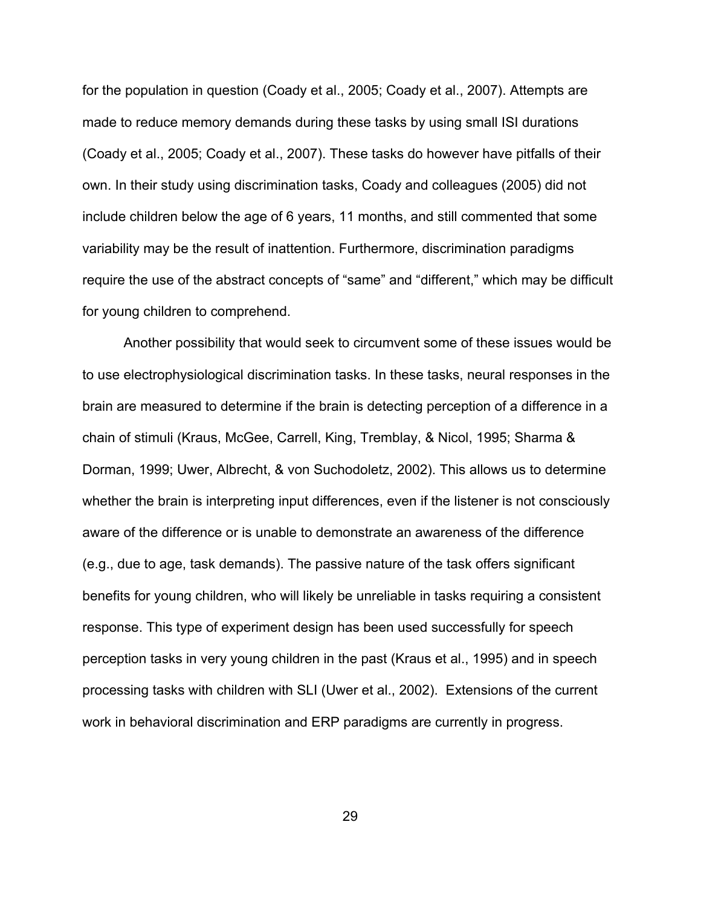for the population in question (Coady et al., 2005; Coady et al., 2007). Attempts are made to reduce memory demands during these tasks by using small ISI durations (Coady et al., 2005; Coady et al., 2007). These tasks do however have pitfalls of their own. In their study using discrimination tasks, Coady and colleagues (2005) did not include children below the age of 6 years, 11 months, and still commented that some variability may be the result of inattention. Furthermore, discrimination paradigms require the use of the abstract concepts of "same" and "different," which may be difficult for young children to comprehend.

Another possibility that would seek to circumvent some of these issues would be to use electrophysiological discrimination tasks. In these tasks, neural responses in the brain are measured to determine if the brain is detecting perception of a difference in a chain of stimuli (Kraus, McGee, Carrell, King, Tremblay, & Nicol, 1995; Sharma & Dorman, 1999; Uwer, Albrecht, & von Suchodoletz, 2002). This allows us to determine whether the brain is interpreting input differences, even if the listener is not consciously aware of the difference or is unable to demonstrate an awareness of the difference (e.g., due to age, task demands). The passive nature of the task offers significant benefits for young children, who will likely be unreliable in tasks requiring a consistent response. This type of experiment design has been used successfully for speech perception tasks in very young children in the past (Kraus et al., 1995) and in speech processing tasks with children with SLI (Uwer et al., 2002). Extensions of the current work in behavioral discrimination and ERP paradigms are currently in progress.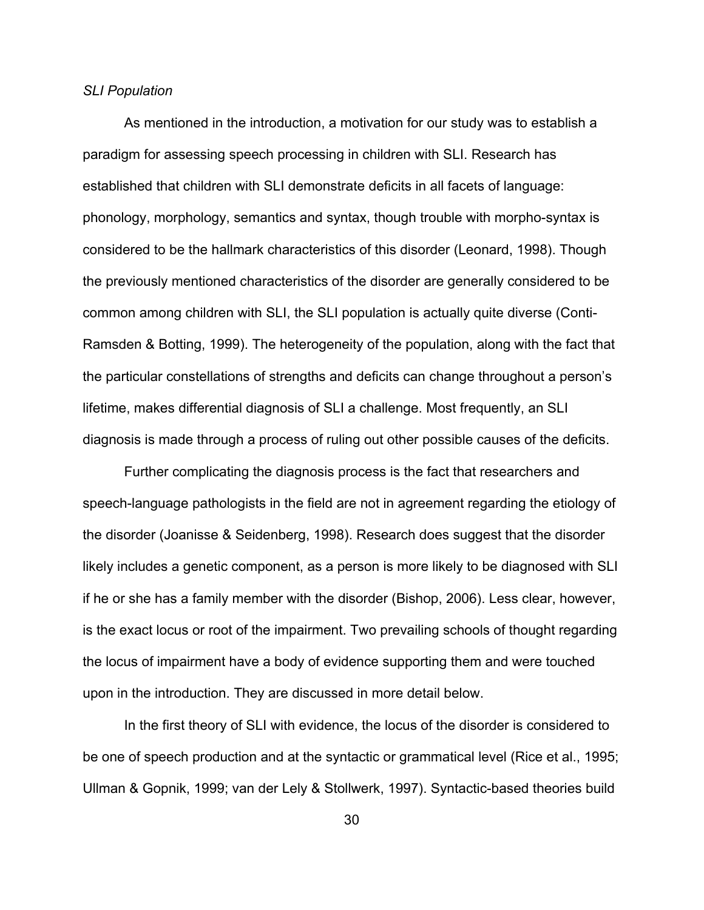*SLI Population*

As mentioned in the introduction, a motivation for our study was to establish a paradigm for assessing speech processing in children with SLI. Research has established that children with SLI demonstrate deficits in all facets of language: phonology, morphology, semantics and syntax, though trouble with morpho-syntax is considered to be the hallmark characteristics of this disorder (Leonard, 1998). Though the previously mentioned characteristics of the disorder are generally considered to be common among children with SLI, the SLI population is actually quite diverse (Conti-Ramsden & Botting, 1999). The heterogeneity of the population, along with the fact that the particular constellations of strengths and deficits can change throughout a person's lifetime, makes differential diagnosis of SLI a challenge. Most frequently, an SLI diagnosis is made through a process of ruling out other possible causes of the deficits.

Further complicating the diagnosis process is the fact that researchers and speech-language pathologists in the field are not in agreement regarding the etiology of the disorder (Joanisse & Seidenberg, 1998). Research does suggest that the disorder likely includes a genetic component, as a person is more likely to be diagnosed with SLI if he or she has a family member with the disorder (Bishop, 2006). Less clear, however, is the exact locus or root of the impairment. Two prevailing schools of thought regarding the locus of impairment have a body of evidence supporting them and were touched upon in the introduction. They are discussed in more detail below.

In the first theory of SLI with evidence, the locus of the disorder is considered to be one of speech production and at the syntactic or grammatical level (Rice et al., 1995; Ullman & Gopnik, 1999; van der Lely & Stollwerk, 1997). Syntactic-based theories build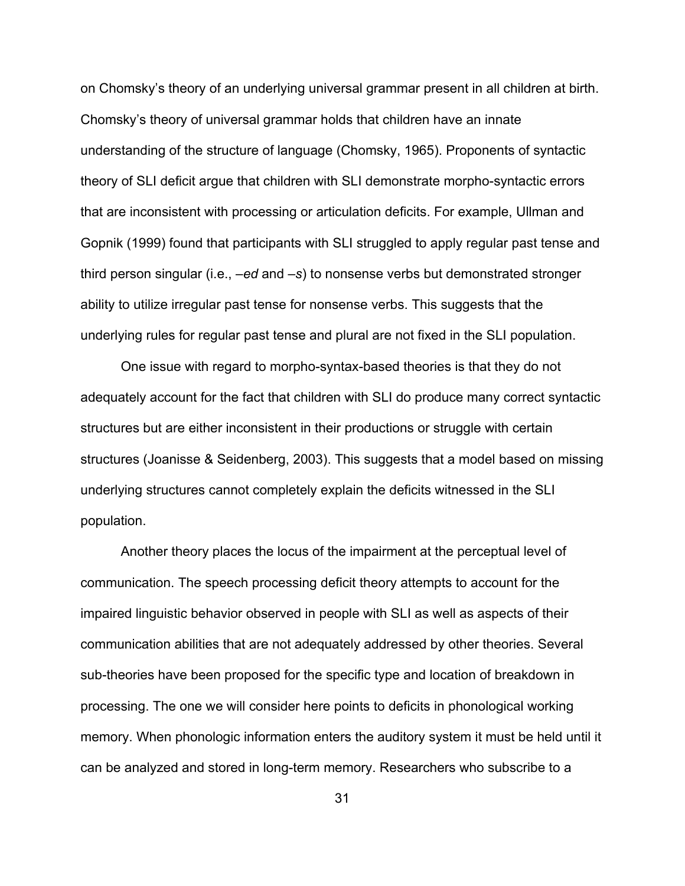on Chomsky's theory of an underlying universal grammar present in all children at birth. Chomsky's theory of universal grammar holds that children have an innate understanding of the structure of language (Chomsky, 1965). Proponents of syntactic theory of SLI deficit argue that children with SLI demonstrate morpho-syntactic errors that are inconsistent with processing or articulation deficits. For example, Ullman and Gopnik (1999) found that participants with SLI struggled to apply regular past tense and third person singular (i.e., *–ed* and *–s*) to nonsense verbs but demonstrated stronger ability to utilize irregular past tense for nonsense verbs. This suggests that the underlying rules for regular past tense and plural are not fixed in the SLI population.

One issue with regard to morpho-syntax-based theories is that they do not adequately account for the fact that children with SLI do produce many correct syntactic structures but are either inconsistent in their productions or struggle with certain structures (Joanisse & Seidenberg, 2003). This suggests that a model based on missing underlying structures cannot completely explain the deficits witnessed in the SLI population.

Another theory places the locus of the impairment at the perceptual level of communication. The speech processing deficit theory attempts to account for the impaired linguistic behavior observed in people with SLI as well as aspects of their communication abilities that are not adequately addressed by other theories. Several sub-theories have been proposed for the specific type and location of breakdown in processing. The one we will consider here points to deficits in phonological working memory. When phonologic information enters the auditory system it must be held until it can be analyzed and stored in long-term memory. Researchers who subscribe to a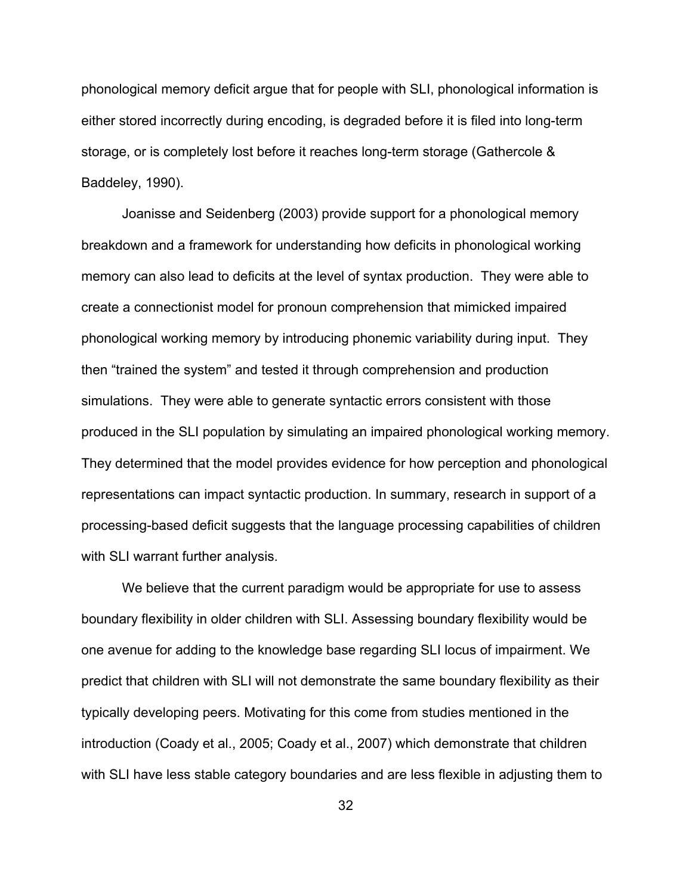phonological memory deficit argue that for people with SLI, phonological information is either stored incorrectly during encoding, is degraded before it is filed into long-term storage, or is completely lost before it reaches long-term storage (Gathercole & Baddeley, 1990).

Joanisse and Seidenberg (2003) provide support for a phonological memory breakdown and a framework for understanding how deficits in phonological working memory can also lead to deficits at the level of syntax production. They were able to create a connectionist model for pronoun comprehension that mimicked impaired phonological working memory by introducing phonemic variability during input. They then "trained the system" and tested it through comprehension and production simulations. They were able to generate syntactic errors consistent with those produced in the SLI population by simulating an impaired phonological working memory. They determined that the model provides evidence for how perception and phonological representations can impact syntactic production. In summary, research in support of a processing-based deficit suggests that the language processing capabilities of children with SLI warrant further analysis.

We believe that the current paradigm would be appropriate for use to assess boundary flexibility in older children with SLI. Assessing boundary flexibility would be one avenue for adding to the knowledge base regarding SLI locus of impairment. We predict that children with SLI will not demonstrate the same boundary flexibility as their typically developing peers. Motivating for this come from studies mentioned in the introduction (Coady et al., 2005; Coady et al., 2007) which demonstrate that children with SLI have less stable category boundaries and are less flexible in adjusting them to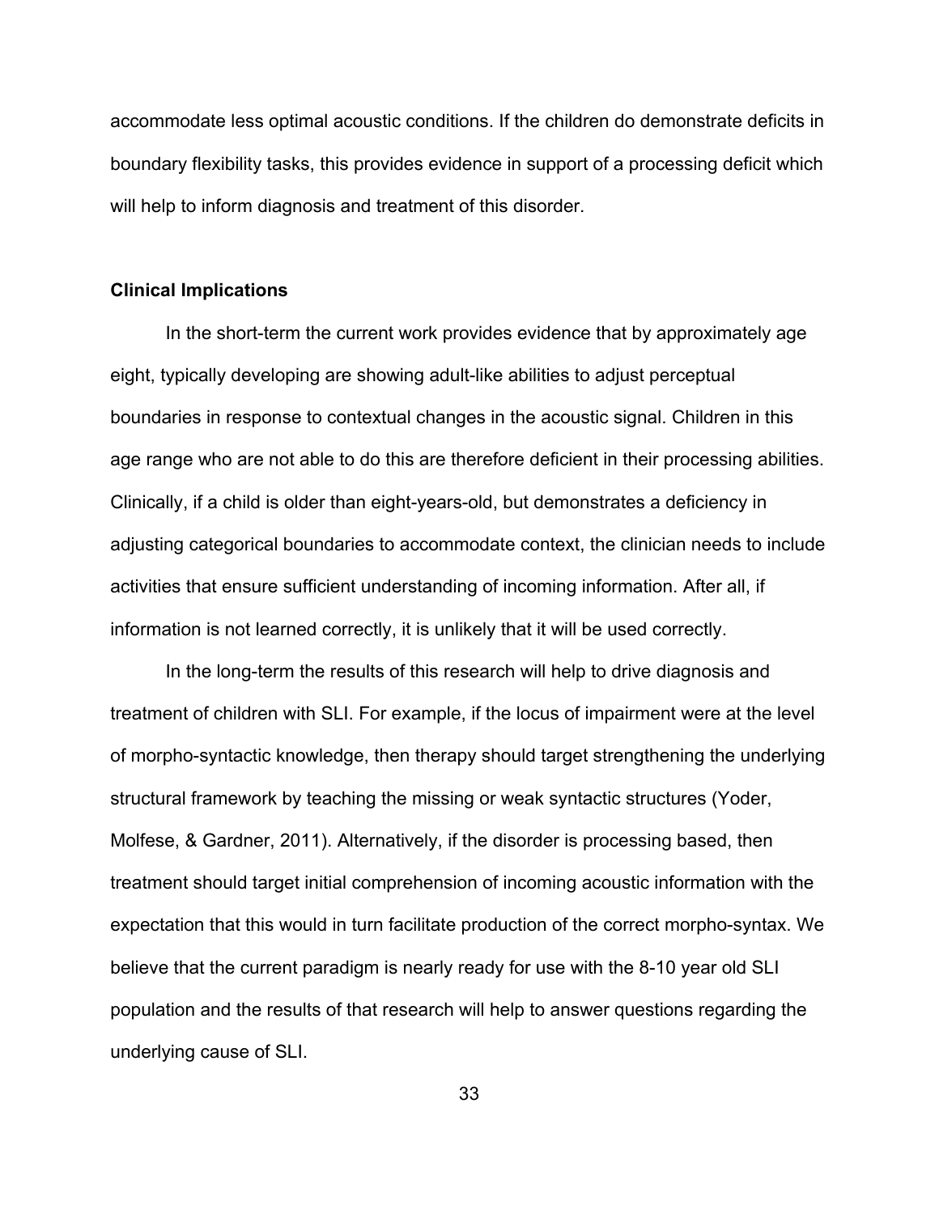accommodate less optimal acoustic conditions. If the children do demonstrate deficits in boundary flexibility tasks, this provides evidence in support of a processing deficit which will help to inform diagnosis and treatment of this disorder.

**Clinical Implications**

In the short-term the current work provides evidence that by approximately age eight, typically developing are showing adult-like abilities to adjust perceptual boundaries in response to contextual changes in the acoustic signal. Children in this age range who are not able to do this are therefore deficient in their processing abilities. Clinically, if a child is older than eight-years-old, but demonstrates a deficiency in adjusting categorical boundaries to accommodate context, the clinician needs to include activities that ensure sufficient understanding of incoming information. After all, if information is not learned correctly, it is unlikely that it will be used correctly.

In the long-term the results of this research will help to drive diagnosis and treatment of children with SLI. For example, if the locus of impairment were at the level of morpho-syntactic knowledge, then therapy should target strengthening the underlying structural framework by teaching the missing or weak syntactic structures (Yoder, Molfese, & Gardner, 2011). Alternatively, if the disorder is processing based, then treatment should target initial comprehension of incoming acoustic information with the expectation that this would in turn facilitate production of the correct morpho-syntax. We believe that the current paradigm is nearly ready for use with the 8-10 year old SLI population and the results of that research will help to answer questions regarding the underlying cause of SLI.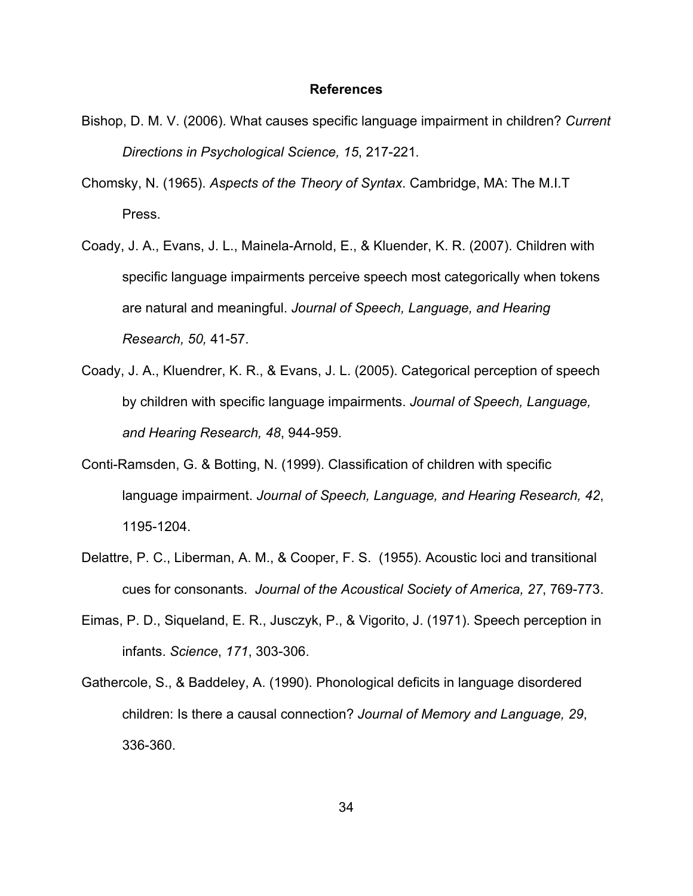## References

Bishop, D. M. V. (2006). What causes specific language impairment in children? *Current Directions in Psychological Science, 15*, 217-221.

Chomsky, N. (1965). *Aspects of the Theory of Syntax*. Cambridge, MA: The M.I.T Press.

Coady, J. A., Evans, J. L., Mainela-Arnold, E., & Kluender, K. R. (2007). Children with specific language impairments perceive speech most categorically when tokens are natural and meaningful. *Journal of Speech, Language, and Hearing Research, 50,* 41-57.

Coady, J. A., Kluendrer, K. R., & Evans, J. L. (2005). Categorical perception of speech by children with specific language impairments. *Journal of Speech, Language, and Hearing Research, 48*, 944-959.

Conti-Ramsden, G. & Botting, N. (1999). Classification of children with specific language impairment. *Journal of Speech, Language, and Hearing Research, 42*, 1195-1204.

Delattre, P. C., Liberman, A. M., & Cooper, F. S. (1955). Acoustic loci and transitional cues for consonants. *Journal of the Acoustical Society of America, 27*, 769-773.

Eimas, P. D., Siqueland, E. R., Jusczyk, P., & Vigorito, J. (1971). Speech perception in infants. *Science*, *171*, 303-306.

Gathercole, S., & Baddeley, A. (1990). Phonological deficits in language disordered children: Is there a causal connection? *Journal of Memory and Language, 29*, 336-360.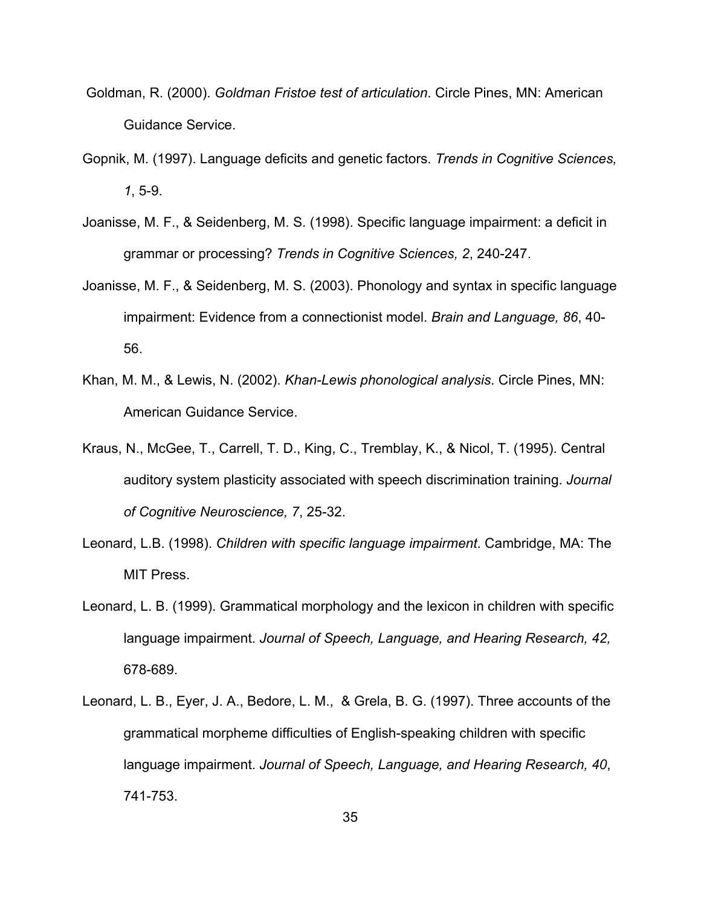Goldman, R. (2000). *Goldman Fristoe test of articulation*. Circle Pines, MN: American Guidance Service.

Gopnik, M. (1997). Language deficits and genetic factors. *Trends in Cognitive Sciences, 1*, 5-9.

Joanisse, M. F., & Seidenberg, M. S. (1998). Specific language impairment: a deficit in grammar or processing? *Trends in Cognitive Sciences, 2*, 240-247.

Joanisse, M. F., & Seidenberg, M. S. (2003). Phonology and syntax in specific language impairment: Evidence from a connectionist model. *Brain and Language, 86*, 40-56.

Khan, M. M., & Lewis, N. (2002). *Khan-Lewis phonological analysis*. Circle Pines, MN: American Guidance Service.

Kraus, N., McGee, T., Carrell, T. D., King, C., Tremblay, K., & Nicol, T. (1995). Central auditory system plasticity associated with speech discrimination training. *Journal of Cognitive Neuroscience, 7*, 25-32.

Leonard, L.B. (1998). *Children with specific language impairment*. Cambridge, MA: The MIT Press.

Leonard, L. B. (1999). Grammatical morphology and the lexicon in children with specific language impairment. *Journal of Speech, Language, and Hearing Research, 42,* 678-689.

Leonard, L. B., Eyer, J. A., Bedore, L. M., & Grela, B. G. (1997). Three accounts of the grammatical morpheme difficulties of English-speaking children with specific language impairment. *Journal of Speech, Language, and Hearing Research, 40*, 741-753.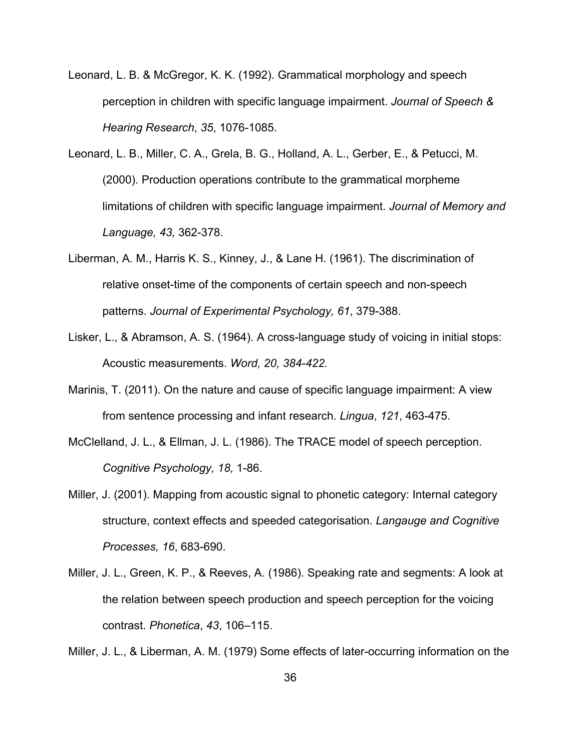Leonard, L. B. & McGregor, K. K. (1992). Grammatical morphology and speech perception in children with specific language impairment. *Journal of Speech & Hearing Research*, *35*, 1076-1085.

Leonard, L. B., Miller, C. A., Grela, B. G., Holland, A. L., Gerber, E., & Petucci, M. (2000). Production operations contribute to the grammatical morpheme limitations of children with specific language impairment. *Journal of Memory and Language, 43,* 362-378.

Liberman, A. M., Harris K. S., Kinney, J., & Lane H. (1961). The discrimination of relative onset-time of the components of certain speech and non-speech patterns. *Journal of Experimental Psychology, 61*, 379-388.

Lisker, L., & Abramson, A. S. (1964). A cross-language study of voicing in initial stops: Acoustic measurements. *Word, 20, 384-422.*

Marinis, T. (2011). On the nature and cause of specific language impairment: A view from sentence processing and infant research. *Lingua*, *121*, 463-475.

McClelland, J. L., & Ellman, J. L. (1986). The TRACE model of speech perception. *Cognitive Psychology, 18,* 1-86.

Miller, J. (2001). Mapping from acoustic signal to phonetic category: Internal category structure, context effects and speeded categorisation. *Langauge and Cognitive Processes, 16*, 683-690.

Miller, J. L., Green, K. P., & Reeves, A. (1986). Speaking rate and segments: A look at the relation between speech production and speech perception for the voicing contrast. *Phonetica*, *43*, 106–115.

Miller, J. L., & Liberman, A. M. (1979) Some effects of later-occurring information on the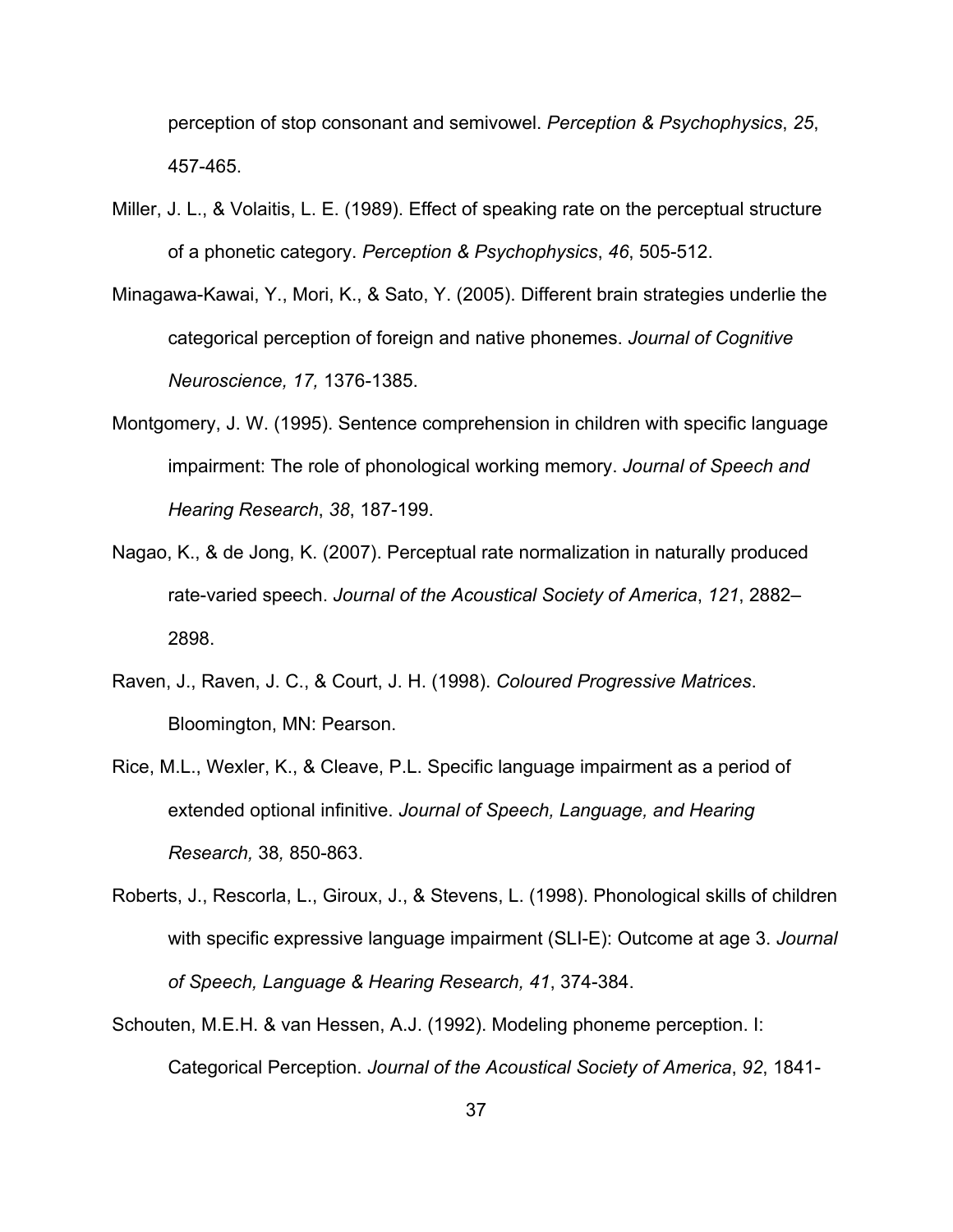perception of stop consonant and semivowel. *Perception & Psychophysics*, *25*, 457-465.

Miller, J. L., & Volaitis, L. E. (1989). Effect of speaking rate on the perceptual structure of a phonetic category. *Perception & Psychophysics*, *46*, 505-512.

Minagawa-Kawai, Y., Mori, K., & Sato, Y. (2005). Different brain strategies underlie the categorical perception of foreign and native phonemes. *Journal of Cognitive Neuroscience, 17,* 1376-1385.

Montgomery, J. W. (1995). Sentence comprehension in children with specific language impairment: The role of phonological working memory. *Journal of Speech and Hearing Research*, *38*, 187-199.

Nagao, K., & de Jong, K. (2007). Perceptual rate normalization in naturally produced rate-varied speech. *Journal of the Acoustical Society of America*, *121*, 2882–2898.

Raven, J., Raven, J. C., & Court, J. H. (1998). *Coloured Progressive Matrices*. Bloomington, MN: Pearson.

Rice, M.L., Wexler, K., & Cleave, P.L. Specific language impairment as a period of extended optional infinitive. *Journal of Speech, Language, and Hearing Research,* 38*,* 850-863.

Roberts, J., Rescorla, L., Giroux, J., & Stevens, L. (1998). Phonological skills of children with specific expressive language impairment (SLI-E): Outcome at age 3. *Journal of Speech, Language & Hearing Research, 41*, 374-384.

Schouten, M.E.H. & van Hessen, A.J. (1992). Modeling phoneme perception. I: Categorical Perception. *Journal of the Acoustical Society of America*, *92*, 1841-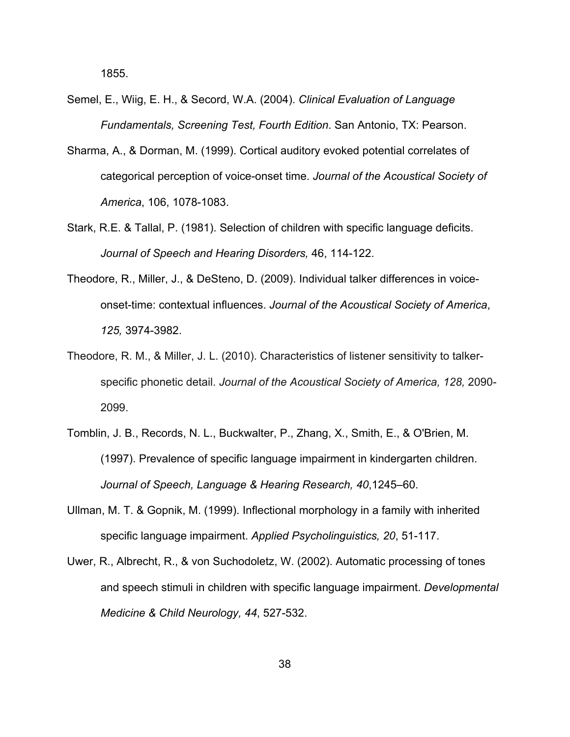1855.

Semel, E., Wiig, E. H., & Secord, W.A. (2004). *Clinical Evaluation of Language Fundamentals, Screening Test, Fourth Edition*. San Antonio, TX: Pearson.

Sharma, A., & Dorman, M. (1999). Cortical auditory evoked potential correlates of categorical perception of voice-onset time. *Journal of the Acoustical Society of America*, 106, 1078-1083.

Stark, R.E. & Tallal, P. (1981). Selection of children with specific language deficits. *Journal of Speech and Hearing Disorders,* 46, 114-122.

Theodore, R., Miller, J., & DeSteno, D. (2009). Individual talker differences in voice-onset-time: contextual influences. *Journal of the Acoustical Society of America*, *125,* 3974-3982.

Theodore, R. M., & Miller, J. L. (2010). Characteristics of listener sensitivity to talker-specific phonetic detail. *Journal of the Acoustical Society of America, 128,* 2090-2099.

Tomblin, J. B., Records, N. L., Buckwalter, P., Zhang, X., Smith, E., & O'Brien, M. (1997). Prevalence of specific language impairment in kindergarten children. *Journal of Speech, Language & Hearing Research, 40*,1245–60.

Ullman, M. T. & Gopnik, M. (1999). Inflectional morphology in a family with inherited specific language impairment. *Applied Psycholinguistics, 20*, 51-117.

Uwer, R., Albrecht, R., & von Suchodoletz, W. (2002). Automatic processing of tones and speech stimuli in children with specific language impairment. *Developmental Medicine & Child Neurology, 44*, 527-532.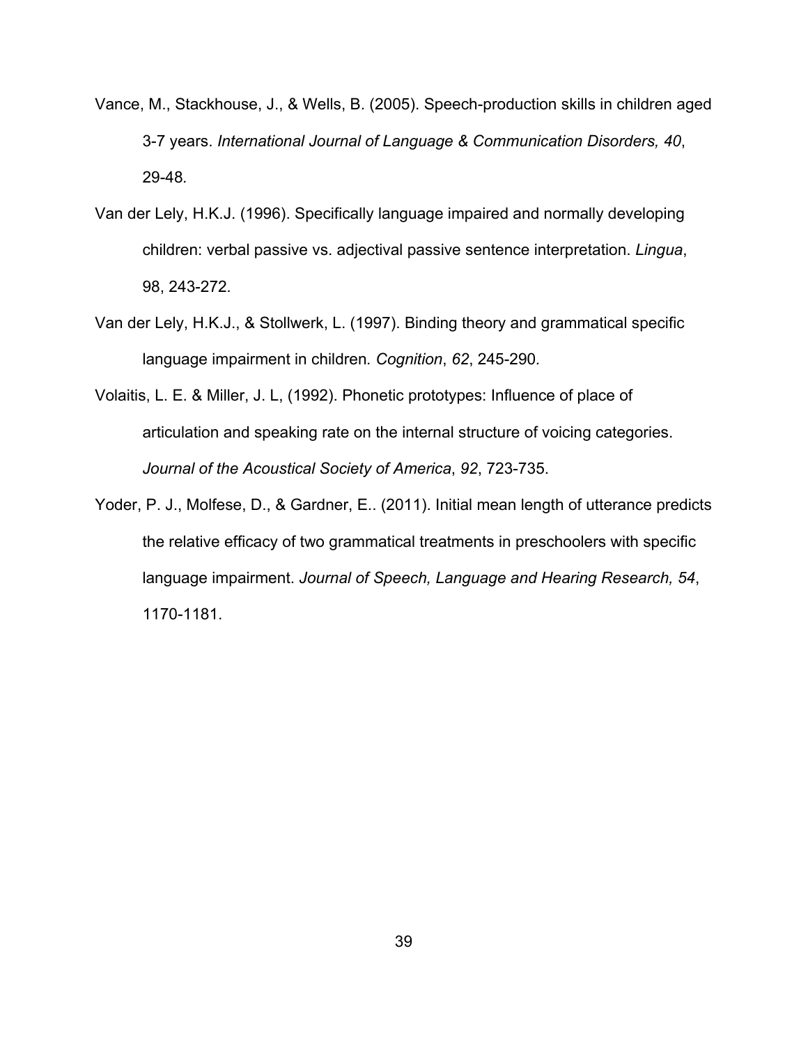Vance, M., Stackhouse, J., & Wells, B. (2005). Speech-production skills in children aged 3-7 years. *International Journal of Language & Communication Disorders, 40*, 29-48.

Van der Lely, H.K.J. (1996). Specifically language impaired and normally developing children: verbal passive vs. adjectival passive sentence interpretation. *Lingua*, 98, 243-272.

Van der Lely, H.K.J., & Stollwerk, L. (1997). Binding theory and grammatical specific language impairment in children. *Cognition*, *62*, 245-290.

Volaitis, L. E. & Miller, J. L, (1992). Phonetic prototypes: Influence of place of articulation and speaking rate on the internal structure of voicing categories. *Journal of the Acoustical Society of America*, *92*, 723-735.

Yoder, P. J., Molfese, D., & Gardner, E.. (2011). Initial mean length of utterance predicts the relative efficacy of two grammatical treatments in preschoolers with specific language impairment. *Journal of Speech, Language and Hearing Research, 54*, 1170-1181.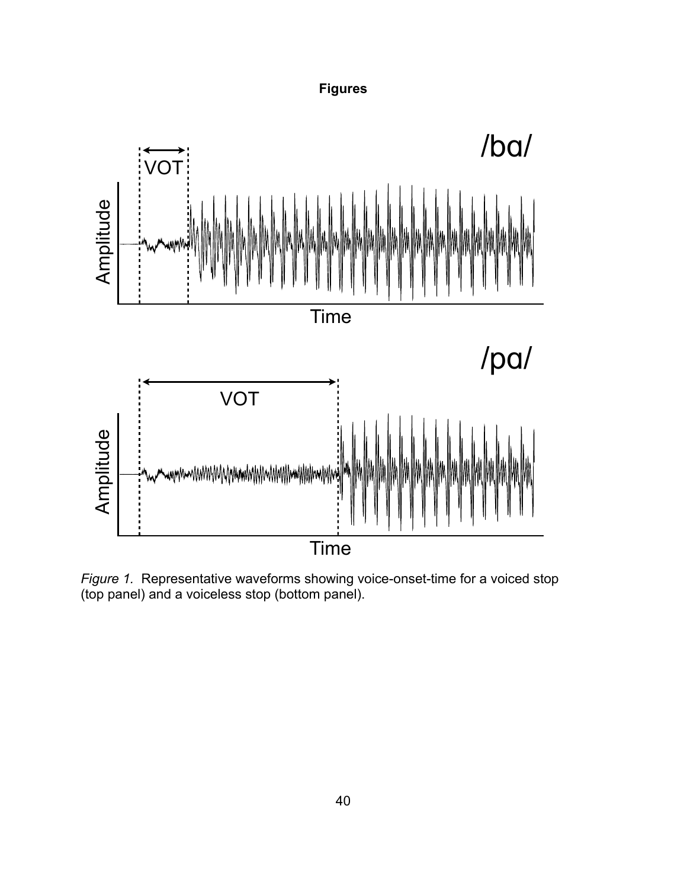**Figures**

*Figure 1.* Representative waveforms showing voice-onset-time for a voiced stop (top panel) and a voiceless stop (bottom panel).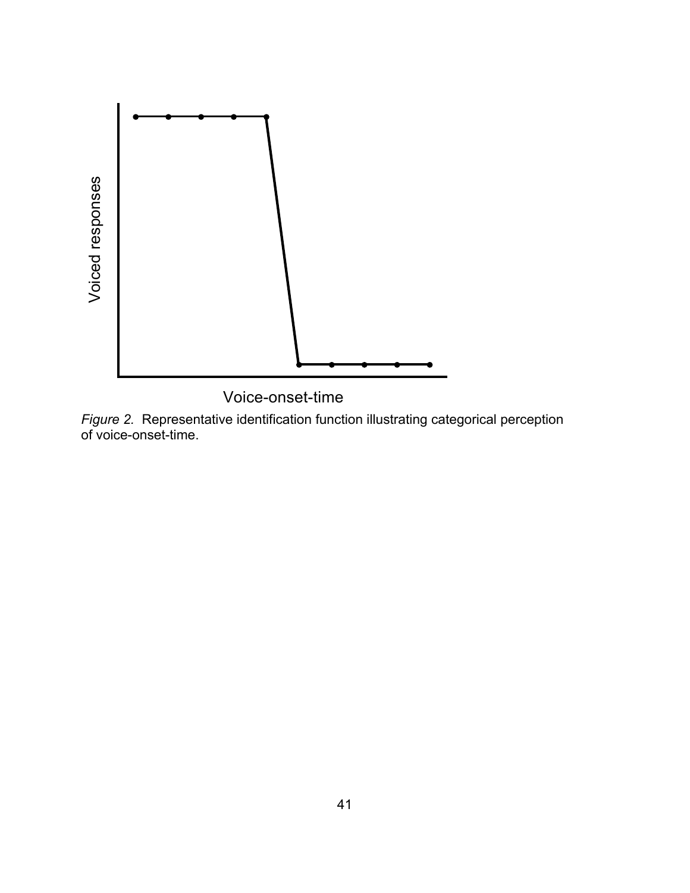*Figure 2.* Representative identification function illustrating categorical perception of voice-onset-time.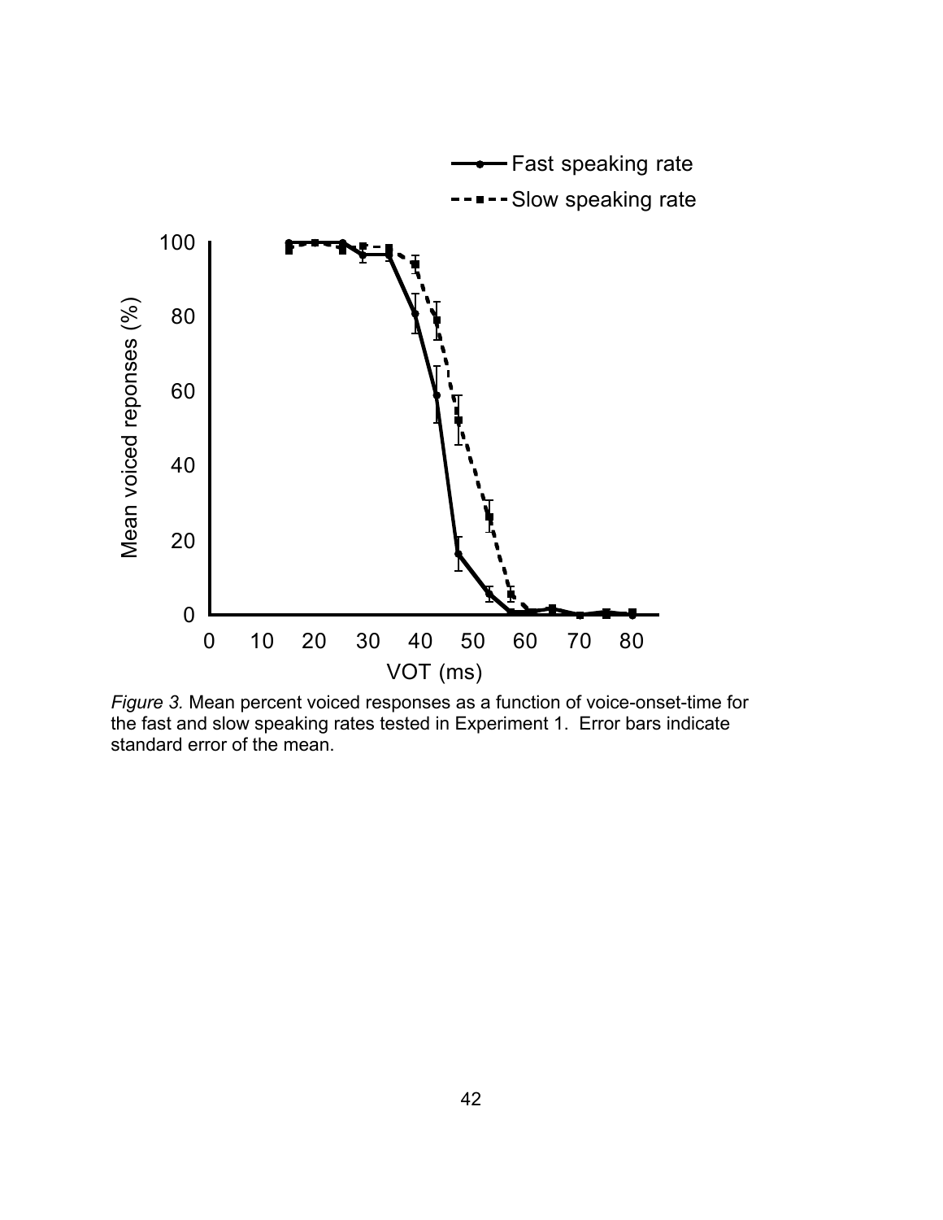*Figure 3.* Mean percent voiced responses as a function of voice-onset-time for the fast and slow speaking rates tested in Experiment 1. Error bars indicate standard error of the mean.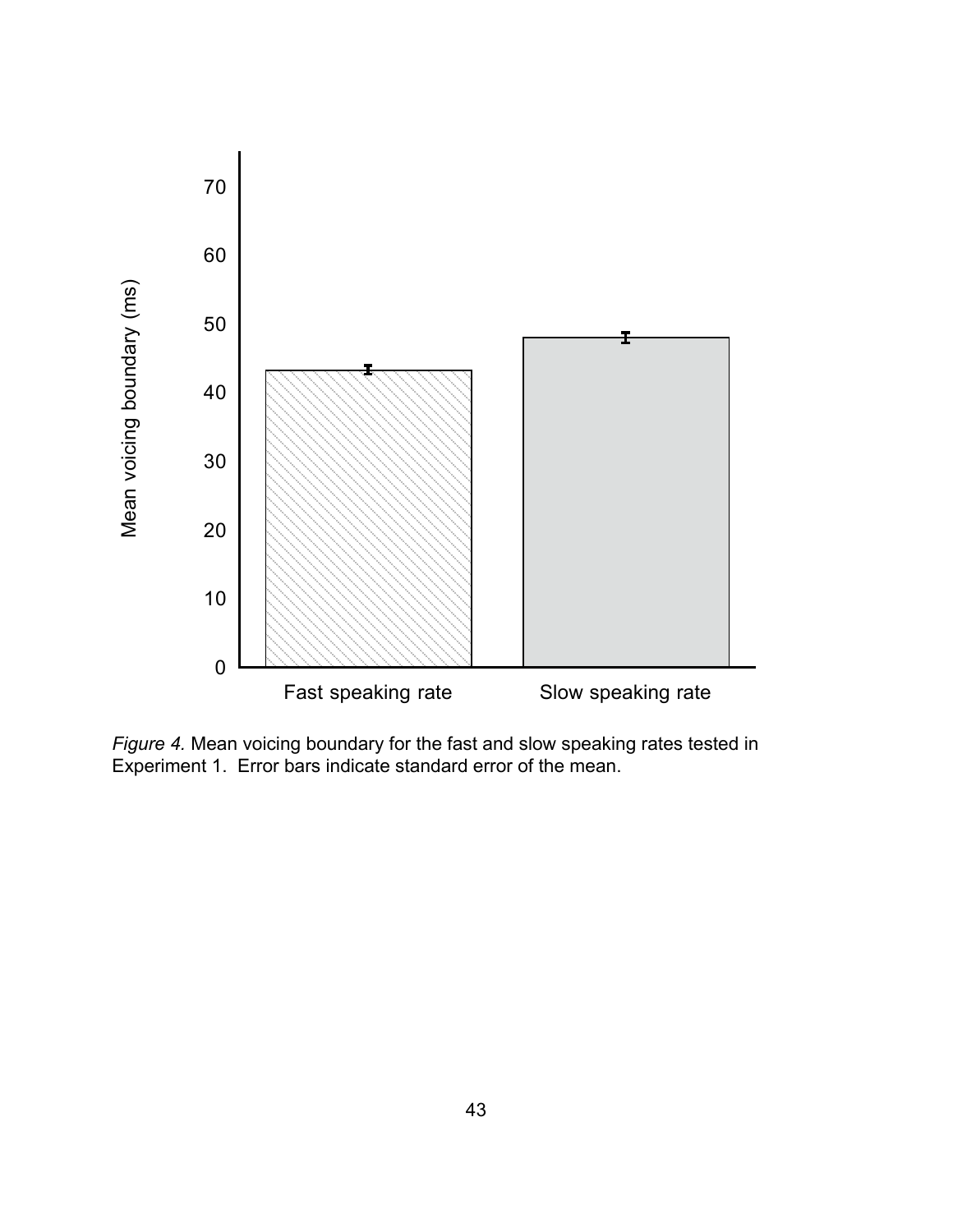*Figure 4.* Mean voicing boundary for the fast and slow speaking rates tested in Experiment 1. Error bars indicate standard error of the mean.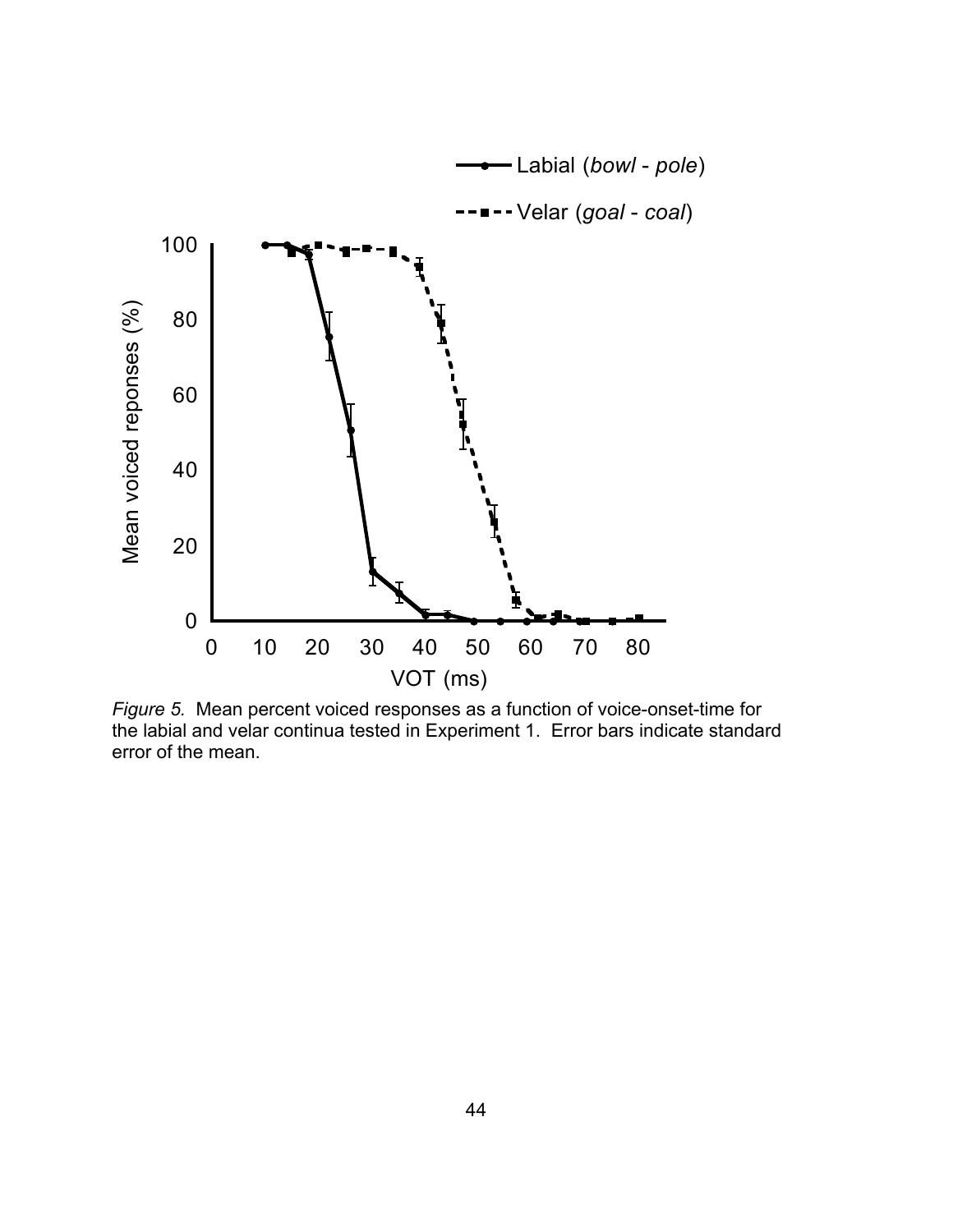*Figure 5.* Mean percent voiced responses as a function of voice-onset-time for the labial and velar continua tested in Experiment 1. Error bars indicate standard error of the mean.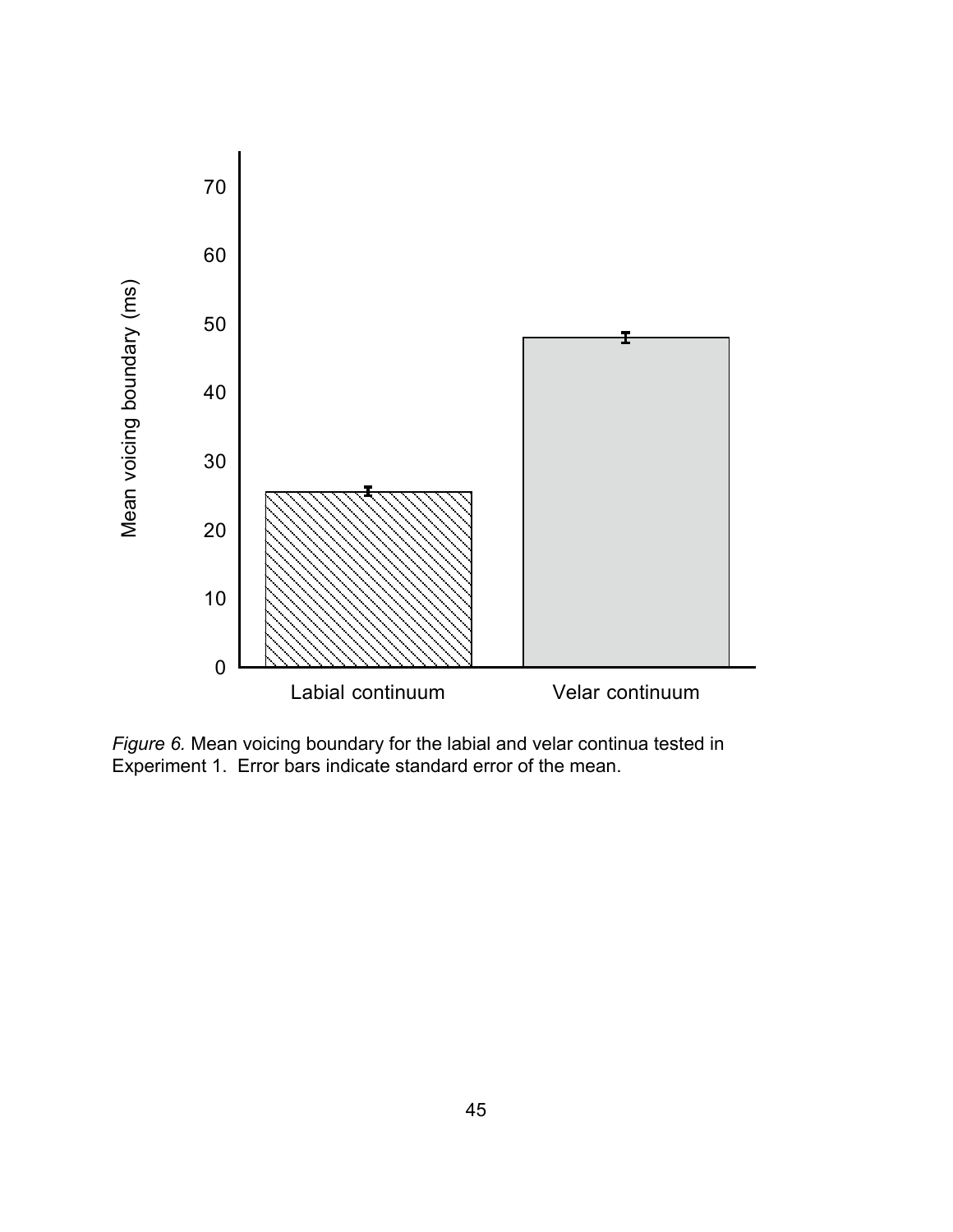*Figure 6.* Mean voicing boundary for the labial and velar continua tested in Experiment 1. Error bars indicate standard error of the mean.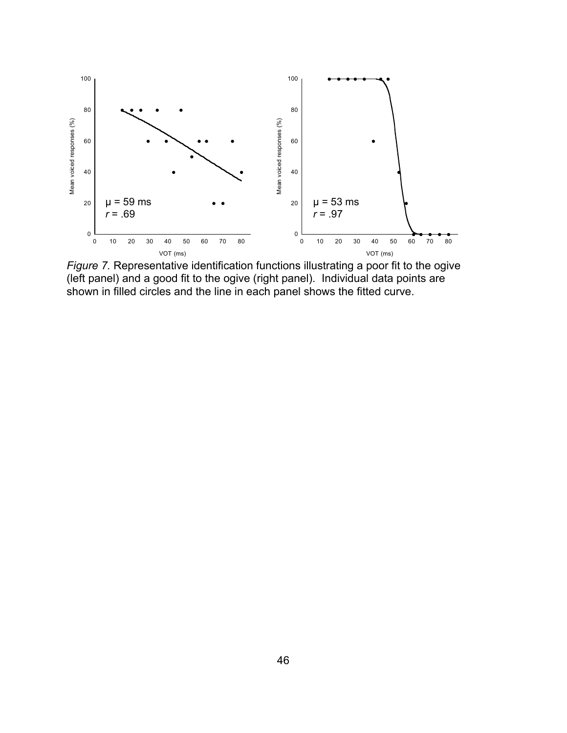*Figure 7.* Representative identification functions illustrating a poor fit to the ogive (left panel) and a good fit to the ogive (right panel). Individual data points are shown in filled circles and the line in each panel shows the fitted curve.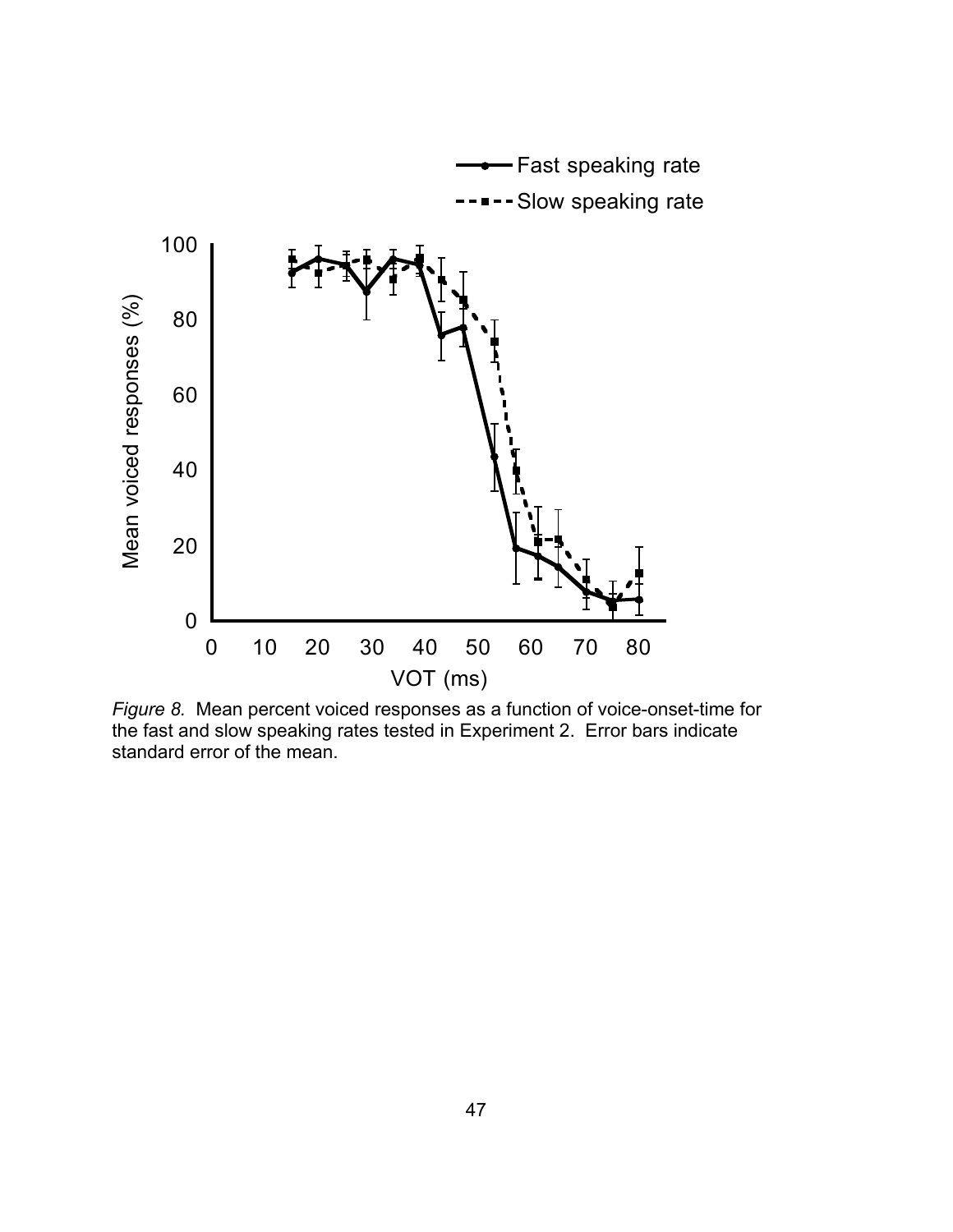*Figure 8.* Mean percent voiced responses as a function of voice-onset-time for the fast and slow speaking rates tested in Experiment 2. Error bars indicate standard error of the mean.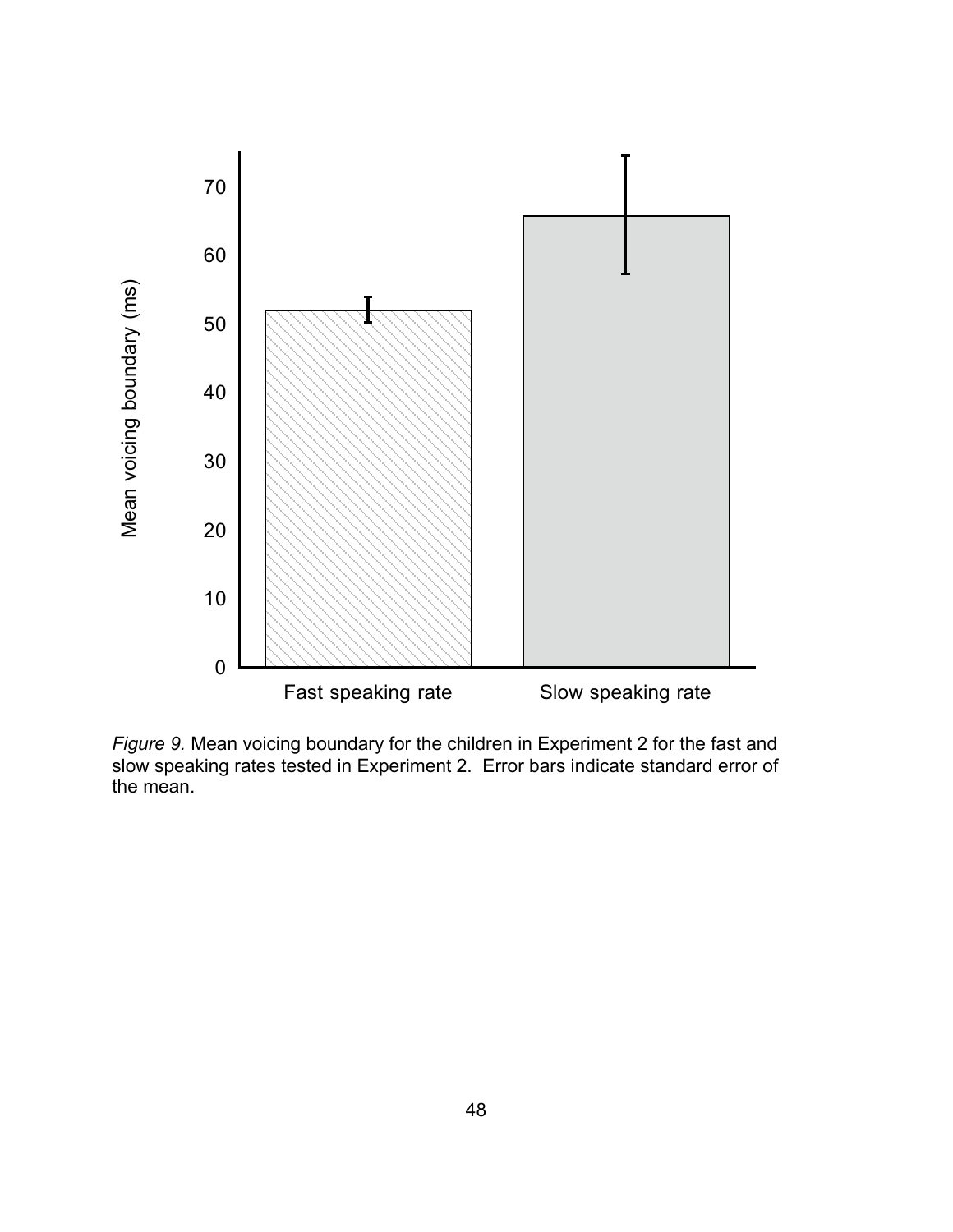*Figure 9.* Mean voicing boundary for the children in Experiment 2 for the fast and slow speaking rates tested in Experiment 2. Error bars indicate standard error of the mean.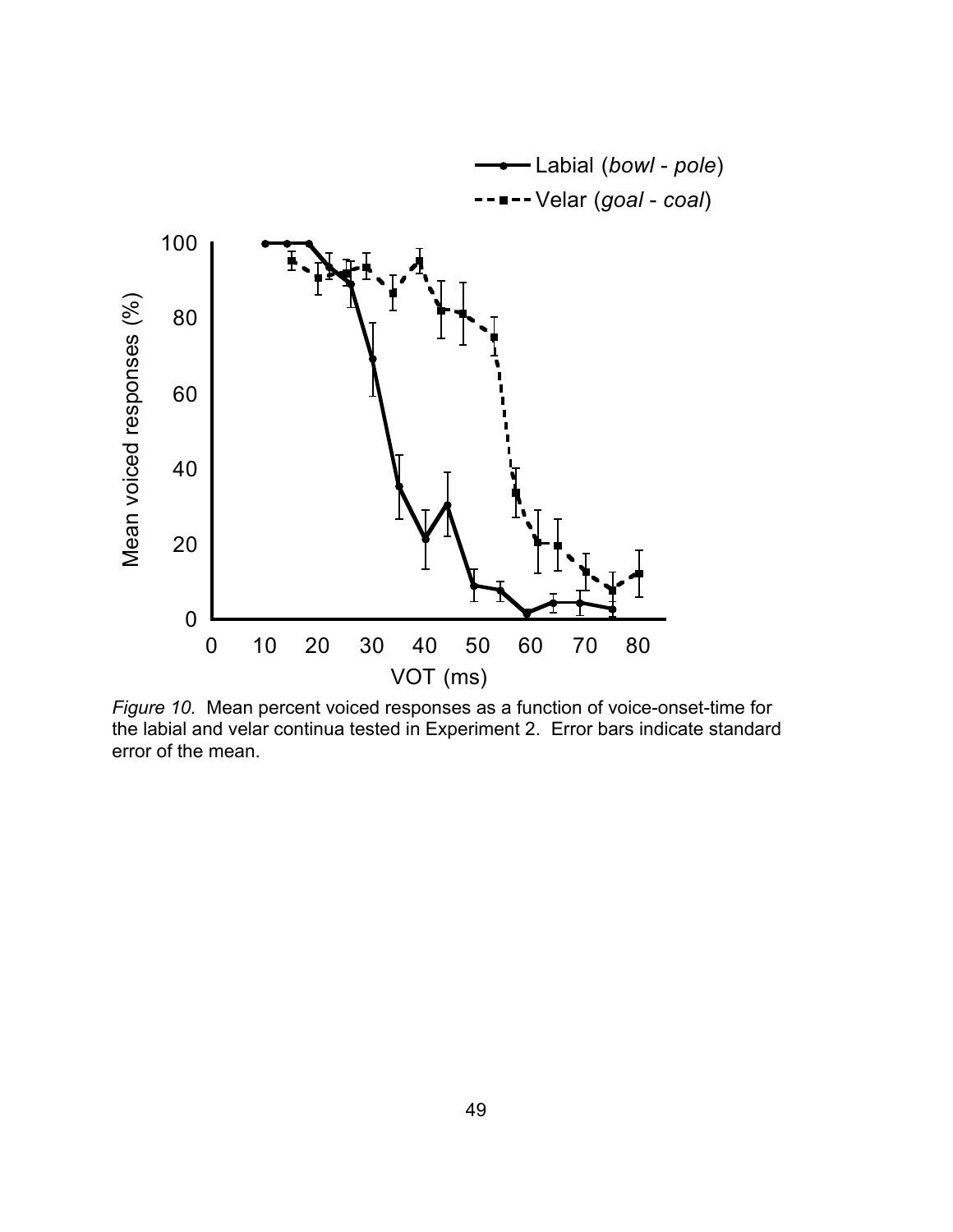*Figure 10.* Mean percent voiced responses as a function of voice-onset-time for the labial and velar continua tested in Experiment 2. Error bars indicate standard error of the mean.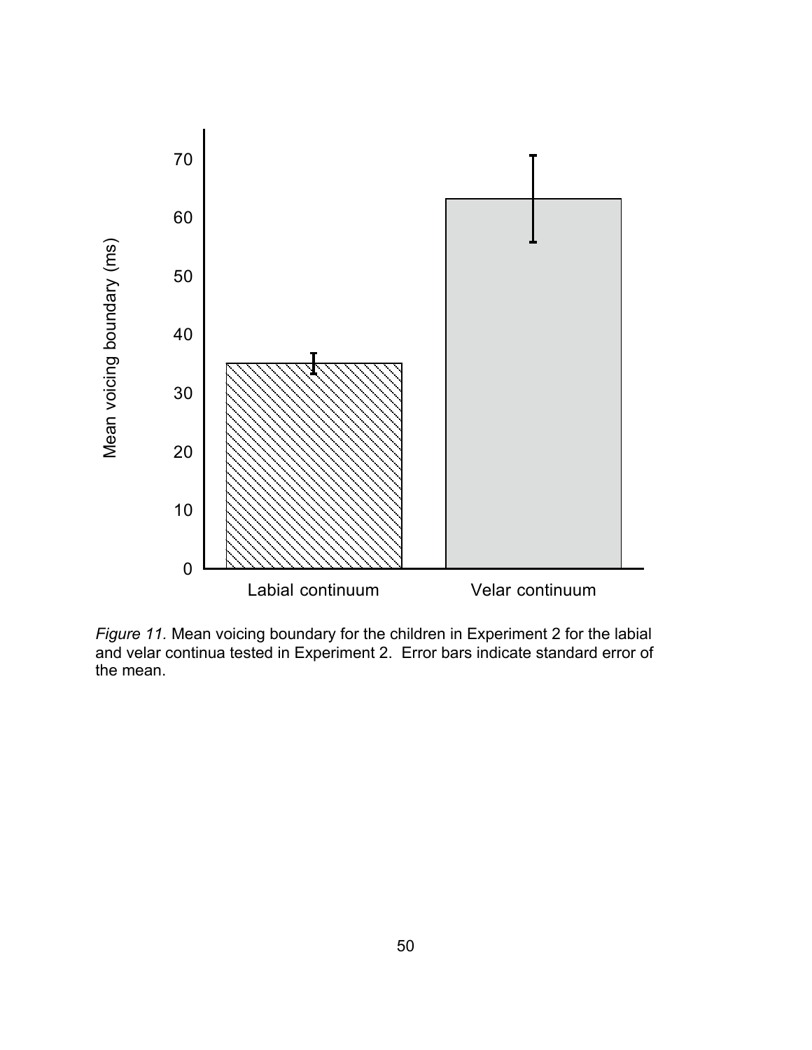*Figure 11.* Mean voicing boundary for the children in Experiment 2 for the labial and velar continua tested in Experiment 2. Error bars indicate standard error of the mean.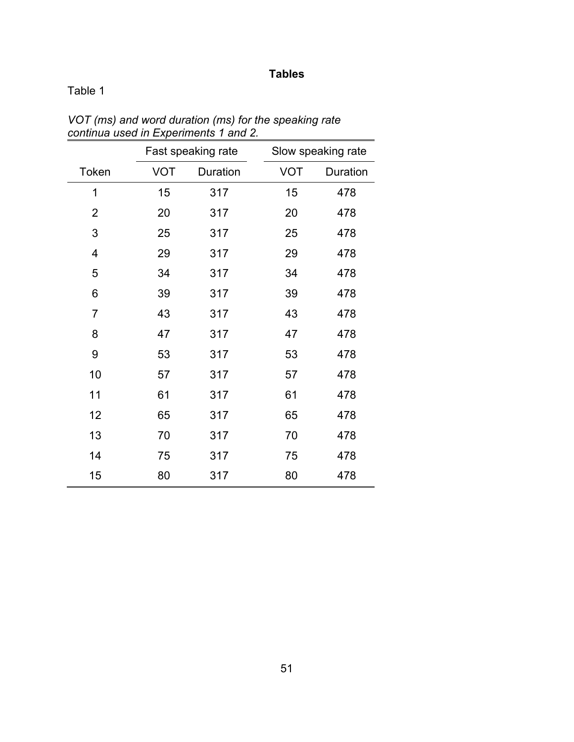**Tables**

Table 1

*VOT (ms) and word duration (ms) for the speaking rate continua used in Experiments 1 and 2.*

| | Fast speaking rate | | Slow speaking rate | |
|---|---|---|---|---|
| Token | VOT | Duration | VOT | Duration |
| 1 | 15 | 317 | 15 | 478 |
| 2 | 20 | 317 | 20 | 478 |
| 3 | 25 | 317 | 25 | 478 |
| 4 | 29 | 317 | 29 | 478 |
| 5 | 34 | 317 | 34 | 478 |
| 6 | 39 | 317 | 39 | 478 |
| 7 | 43 | 317 | 43 | 478 |
| 8 | 47 | 317 | 47 | 478 |
| 9 | 53 | 317 | 53 | 478 |
| 10 | 57 | 317 | 57 | 478 |
| 11 | 61 | 317 | 61 | 478 |
| 12 | 65 | 317 | 65 | 478 |
| 13 | 70 | 317 | 70 | 478 |
| 14 | 75 | 317 | 75 | 478 |
| 15 | 80 | 317 | 80 | 478 |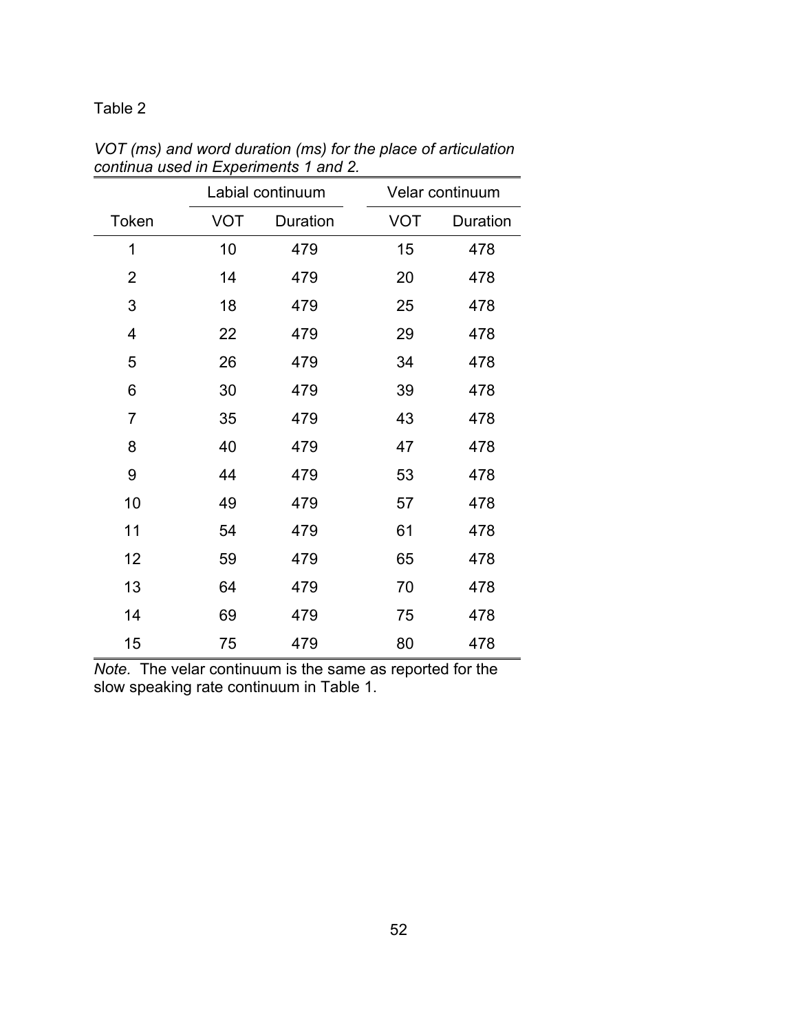Table 2

*VOT (ms) and word duration (ms) for the place of articulation continua used in Experiments 1 and 2.*

| | Labial continuum | | Velar continuum | |
|---|---|---|---|---|
| Token | VOT | Duration | VOT | Duration |
| 1 | 10 | 479 | 15 | 478 |
| 2 | 14 | 479 | 20 | 478 |
| 3 | 18 | 479 | 25 | 478 |
| 4 | 22 | 479 | 29 | 478 |
| 5 | 26 | 479 | 34 | 478 |
| 6 | 30 | 479 | 39 | 478 |
| 7 | 35 | 479 | 43 | 478 |
| 8 | 40 | 479 | 47 | 478 |
| 9 | 44 | 479 | 53 | 478 |
| 10 | 49 | 479 | 57 | 478 |
| 11 | 54 | 479 | 61 | 478 |
| 12 | 59 | 479 | 65 | 478 |
| 13 | 64 | 479 | 70 | 478 |
| 14 | 69 | 479 | 75 | 478 |
| 15 | 75 | 479 | 80 | 478 |

*Note.* The velar continuum is the same as reported for the slow speaking rate continuum in Table 1.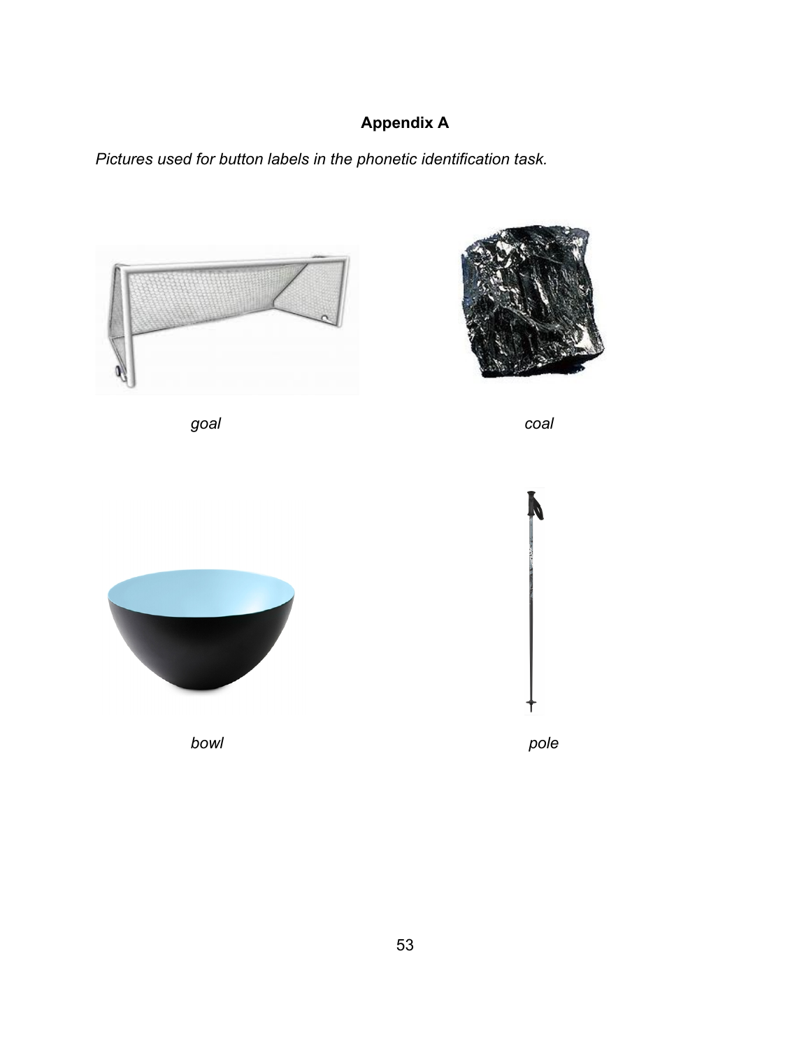## Appendix A

*Pictures used for button labels in the phonetic identification task.*

*goal*

*coal*

*bowl*

*pole*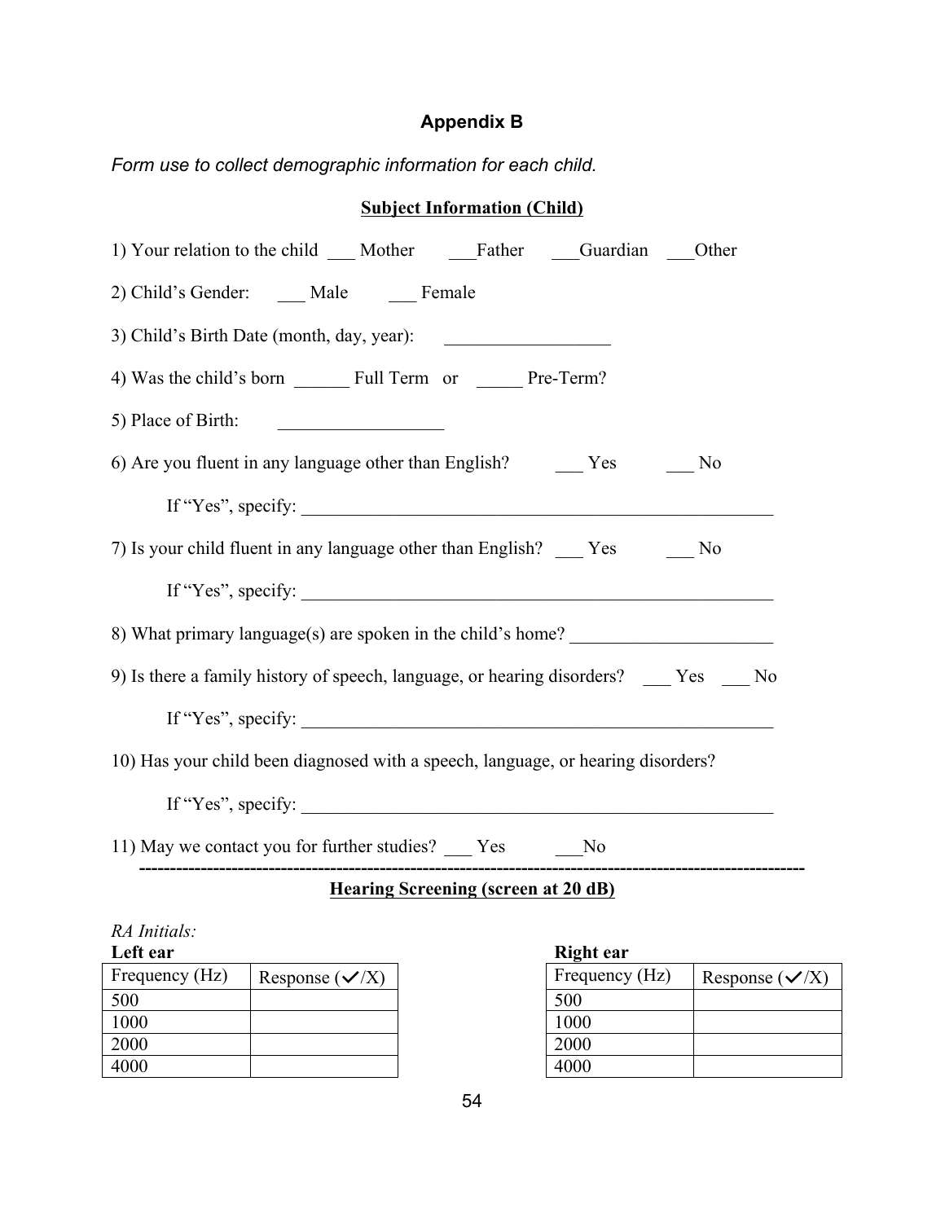## Appendix B

*Form use to collect demographic information for each child.*

**Subject Information (Child)**

1) Your relation to the child ___ Mother ___Father ___Guardian ___Other

2) Child's Gender: ___ Male ___ Female

3) Child's Birth Date (month, day, year): __________________

4) Was the child's born ______ Full Term or _____ Pre-Term?

5) Place of Birth: __________________

6) Are you fluent in any language other than English? ___ Yes ___ No

If "Yes", specify: ______________________________________________________

7) Is your child fluent in any language other than English? ___ Yes ___ No

If "Yes", specify: ______________________________________________________

8) What primary language(s) are spoken in the child's home? ______________________

9) Is there a family history of speech, language, or hearing disorders? ___ Yes ___ No

If "Yes", specify: ______________________________________________________

10) Has your child been diagnosed with a speech, language, or hearing disorders?

If "Yes", specify: ______________________________________________________

11) May we contact you for further studies? ___ Yes ___No

---

**Hearing Screening (screen at 20 dB)**

*RA Initials:*

**Left ear**

| Frequency (Hz) | Response (✓/X) |
|---|---|
| 500 | |
| 1000 | |
| 2000 | |
| 4000 | |

**Right ear**

| Frequency (Hz) | Response (✓/X) |
|---|---|
| 500 | |
| 1000 | |
| 2000 | |
| 4000 | |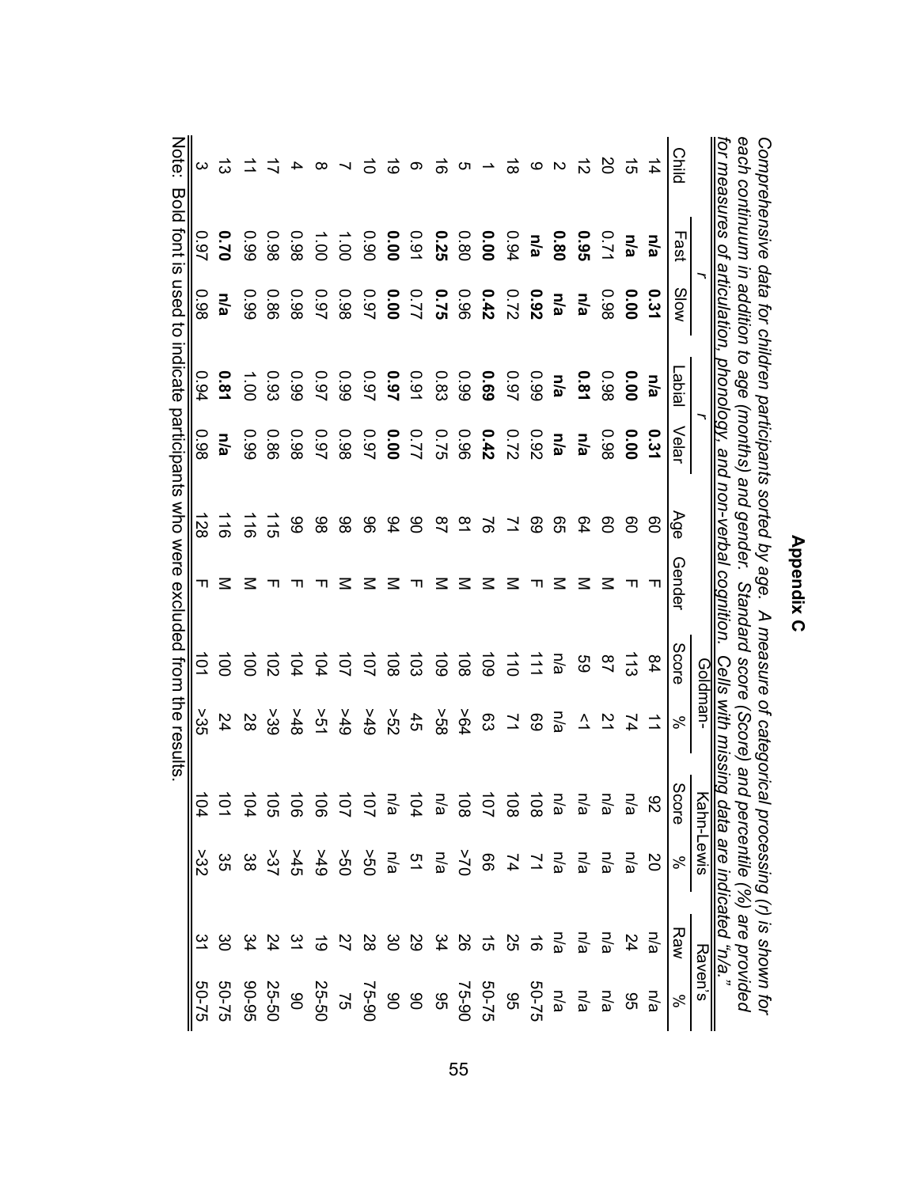# Appendix C

*Comprehensive data for children participants sorted by age. A measure of categorical processing (r) is shown for each continuum in addition to age (months) and gender. Standard score (Score) and percentile (%) are provided for measures of articulation, phonology, and non-verbal cognition. Cells with missing data are indicated "n/a."*

| | r | | r | | | | Goldman- | | Kahn-Lewis | | Raven's | |
|---|---|---|---|---|---|---|---|---|---|---|---|---|
| Child | Fast | Slow | Labial | Velar | Age | Gender | Score | % | Score | % | Raw | % |
| 14 | **n/a** | **0.31** | **n/a** | **0.31** | 60 | F | 84 | 11 | 92 | 20 | n/a | n/a |
| 15 | **n/a** | **0.00** | **0.00** | **0.00** | 60 | F | 113 | 74 | n/a | n/a | 24 | 95 |
| 20 | 0.71 | 0.98 | 0.98 | 0.98 | 60 | M | 87 | 21 | n/a | n/a | n/a | n/a |
| 12 | **0.95** | **n/a** | **0.81** | **n/a** | 64 | M | 59 | <1 | n/a | n/a | n/a | n/a |
| 2 | **0.80** | **n/a** | **n/a** | **n/a** | 65 | M | n/a | n/a | n/a | n/a | n/a | n/a |
| 9 | **n/a** | **0.92** | 0.99 | 0.92 | 69 | F | 111 | 69 | 108 | 71 | 16 | 50-75 |
| 18 | 0.94 | 0.72 | 0.97 | 0.72 | 71 | M | 110 | 71 | 108 | 74 | 25 | 95 |
| 1 | **0.00** | **0.42** | **0.69** | **0.42** | 76 | M | 109 | 63 | 107 | 66 | 15 | 50-75 |
| 5 | 0.80 | 0.96 | 0.99 | 0.96 | 81 | M | 108 | >64 | 108 | >70 | 26 | 75-90 |
| 16 | **0.25** | **0.75** | 0.83 | 0.75 | 87 | M | 109 | >58 | n/a | n/a | 34 | 95 |
| 6 | 0.91 | 0.77 | 0.91 | 0.77 | 90 | F | 103 | 45 | 104 | 51 | 29 | 90 |
| 19 | **0.00** | **0.00** | **0.97** | **0.00** | 94 | M | 108 | >52 | n/a | n/a | 30 | 90 |
| 10 | 0.90 | 0.97 | 0.97 | 0.97 | 96 | M | 107 | >49 | 107 | >50 | 28 | 75-90 |
| 7 | 1.00 | 0.98 | 0.99 | 0.98 | 98 | M | 107 | >49 | 107 | >50 | 27 | 75 |
| 8 | 1.00 | 0.97 | 0.97 | 0.97 | 98 | F | 104 | >51 | 106 | >49 | 19 | 25-50 |
| 4 | 0.98 | 0.98 | 0.99 | 0.98 | 99 | F | 104 | >48 | 106 | >45 | 31 | 90 |
| 17 | 0.98 | 0.86 | 0.93 | 0.86 | 115 | F | 102 | >39 | 105 | >37 | 24 | 25-50 |
| 11 | 0.99 | 0.99 | 1.00 | 0.99 | 116 | M | 100 | 28 | 104 | 38 | 34 | 90-95 |
| 13 | **0.70** | **n/a** | **0.81** | **n/a** | 116 | M | 100 | 24 | 101 | 35 | 30 | 50-75 |
| 3 | 0.97 | 0.98 | 0.94 | 0.98 | 128 | F | 101 | >35 | 104 | >32 | 31 | 50-75 |

Note: Bold font is used to indicate participants who were excluded from the results.